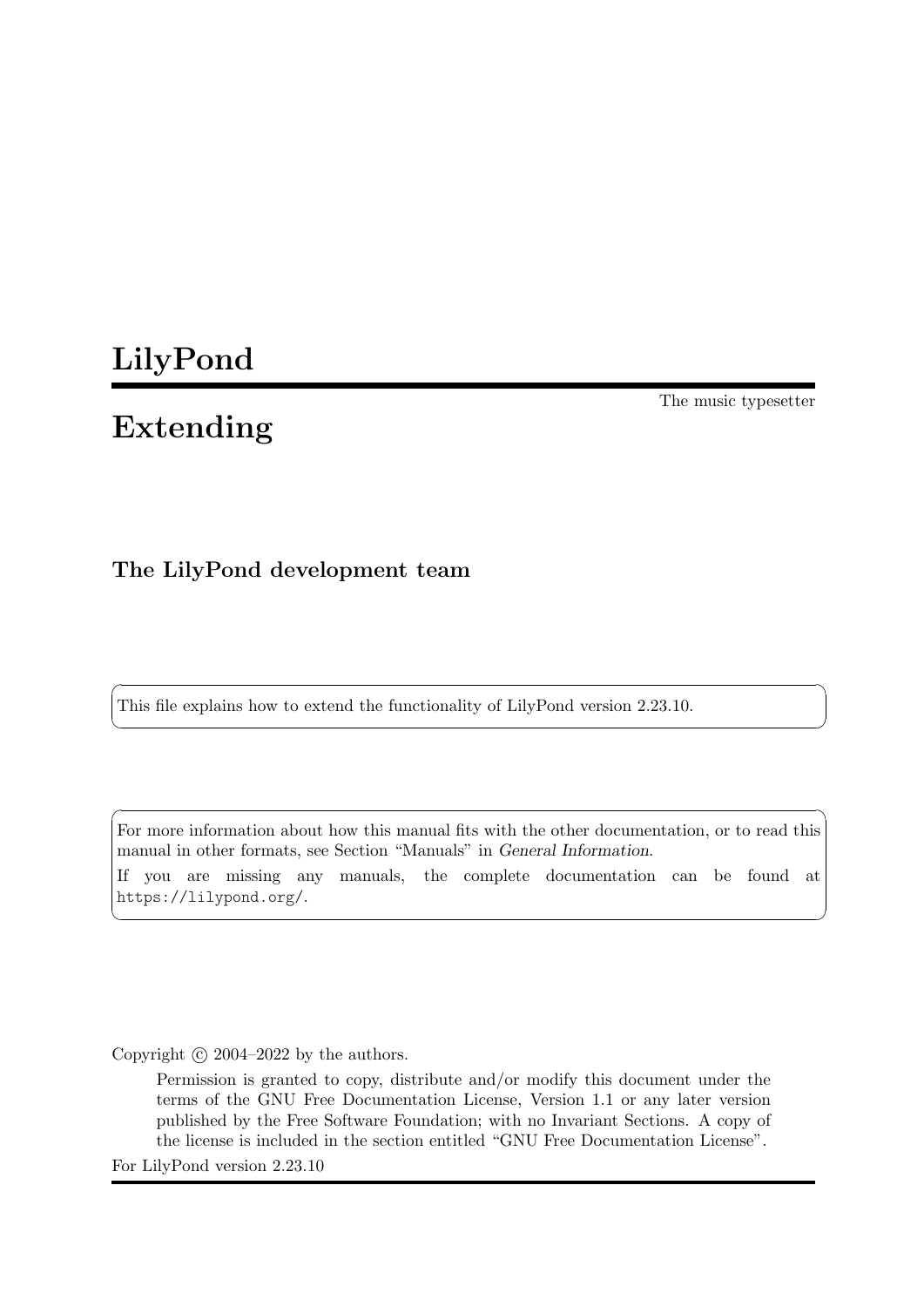# LilyPond

The music typesetter

# Extending

### The LilyPond development team

This file explains how to extend the functionality of LilyPond version 2.23.10.

For more information about how this manual fits with the other documentation, or to read this manual in other formats, see Section "Manuals" in *General Information*.

If you are missing any manuals, the complete documentation can be found at https://lilypond.org/.

Copyright © 2004–2022 by the authors.

> Permission is granted to copy, distribute and/or modify this document under the terms of the GNU Free Documentation License, Version 1.1 or any later version published by the Free Software Foundation; with no Invariant Sections. A copy of the license is included in the section entitled "GNU Free Documentation License".

For LilyPond version 2.23.10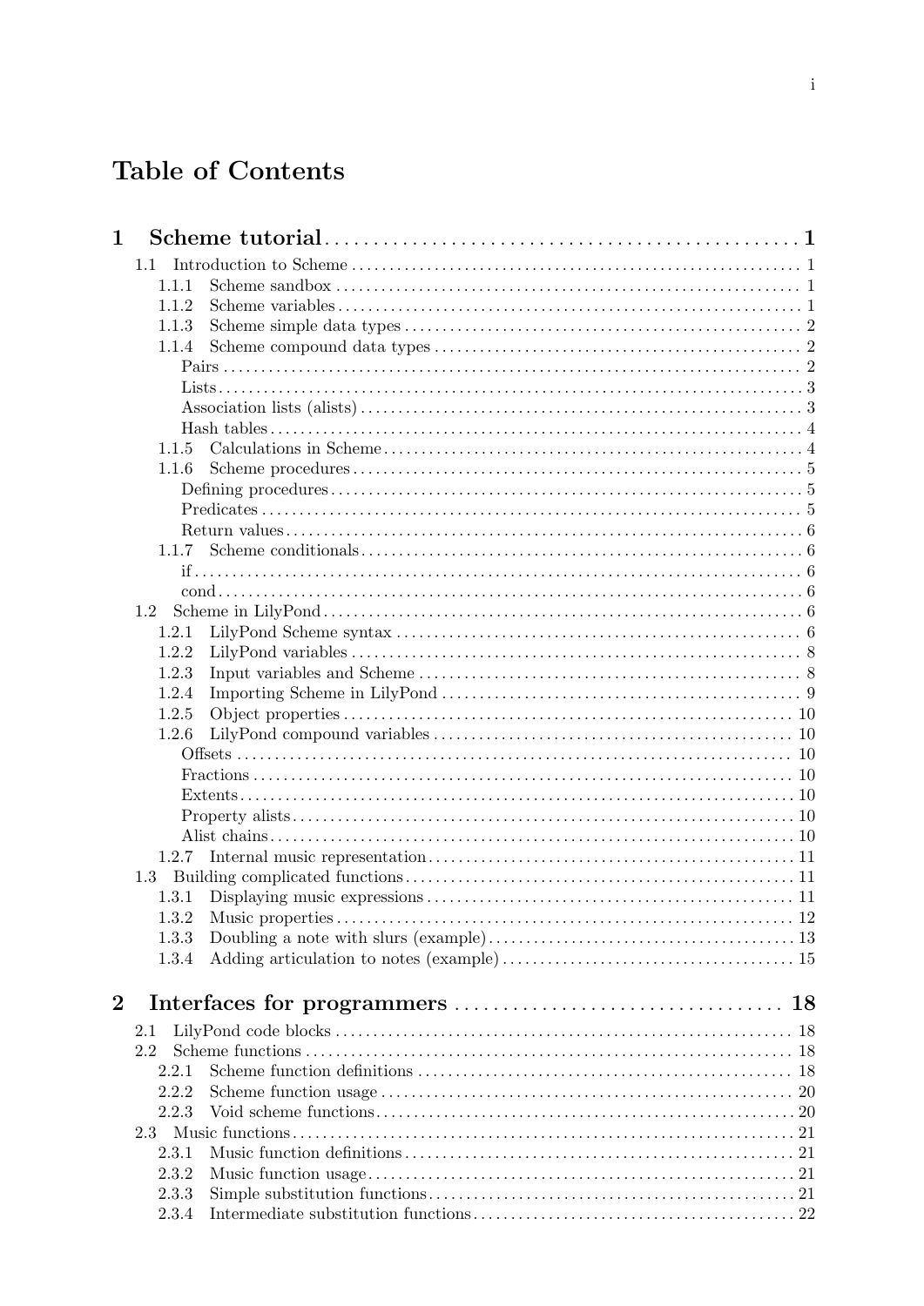# Table of Contents

**1 Scheme tutorial** ..... 1

- 1.1 Introduction to Scheme ..... 1
  - 1.1.1 Scheme sandbox ..... 1
  - 1.1.2 Scheme variables ..... 1
  - 1.1.3 Scheme simple data types ..... 2
  - 1.1.4 Scheme compound data types ..... 2
    - Pairs ..... 2
    - Lists ..... 3
    - Association lists (alists) ..... 3
    - Hash tables ..... 4
  - 1.1.5 Calculations in Scheme ..... 4
  - 1.1.6 Scheme procedures ..... 5
    - Defining procedures ..... 5
    - Predicates ..... 5
    - Return values ..... 6
  - 1.1.7 Scheme conditionals ..... 6
    - if ..... 6
    - cond ..... 6
- 1.2 Scheme in LilyPond ..... 6
  - 1.2.1 LilyPond Scheme syntax ..... 6
  - 1.2.2 LilyPond variables ..... 8
  - 1.2.3 Input variables and Scheme ..... 8
  - 1.2.4 Importing Scheme in LilyPond ..... 9
  - 1.2.5 Object properties ..... 10
  - 1.2.6 LilyPond compound variables ..... 10
    - Offsets ..... 10
    - Fractions ..... 10
    - Extents ..... 10
    - Property alists ..... 10
    - Alist chains ..... 10
  - 1.2.7 Internal music representation ..... 11
- 1.3 Building complicated functions ..... 11
  - 1.3.1 Displaying music expressions ..... 11
  - 1.3.2 Music properties ..... 12
  - 1.3.3 Doubling a note with slurs (example) ..... 13
  - 1.3.4 Adding articulation to notes (example) ..... 15

**2 Interfaces for programmers** ..... 18

- 2.1 LilyPond code blocks ..... 18
- 2.2 Scheme functions ..... 18
  - 2.2.1 Scheme function definitions ..... 18
  - 2.2.2 Scheme function usage ..... 20
  - 2.2.3 Void scheme functions ..... 20
- 2.3 Music functions ..... 21
  - 2.3.1 Music function definitions ..... 21
  - 2.3.2 Music function usage ..... 21
  - 2.3.3 Simple substitution functions ..... 21
  - 2.3.4 Intermediate substitution functions ..... 22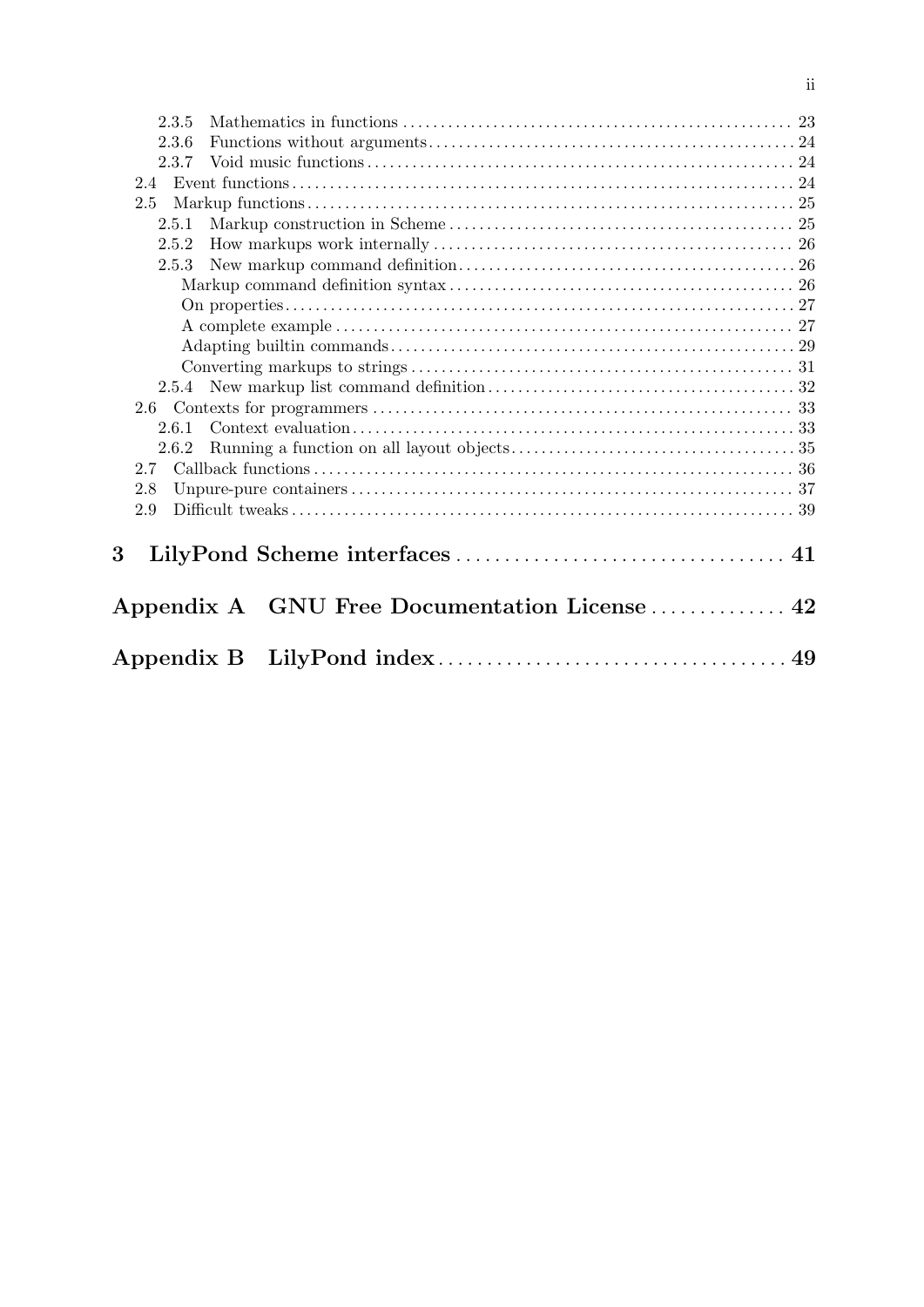- 2.3.5 Mathematics in functions ..... 23
- 2.3.6 Functions without arguments ..... 24
- 2.3.7 Void music functions ..... 24
- 2.4 Event functions ..... 24
- 2.5 Markup functions ..... 25
  - 2.5.1 Markup construction in Scheme ..... 25
  - 2.5.2 How markups work internally ..... 26
  - 2.5.3 New markup command definition ..... 26
    - Markup command definition syntax ..... 26
    - On properties ..... 27
    - A complete example ..... 27
    - Adapting builtin commands ..... 29
    - Converting markups to strings ..... 31
  - 2.5.4 New markup list command definition ..... 32
- 2.6 Contexts for programmers ..... 33
  - 2.6.1 Context evaluation ..... 33
  - 2.6.2 Running a function on all layout objects ..... 35
- 2.7 Callback functions ..... 36
- 2.8 Unpure-pure containers ..... 37
- 2.9 Difficult tweaks ..... 39

**3 LilyPond Scheme interfaces ..... 41**

**Appendix A GNU Free Documentation License ..... 42**

**Appendix B LilyPond index ..... 49**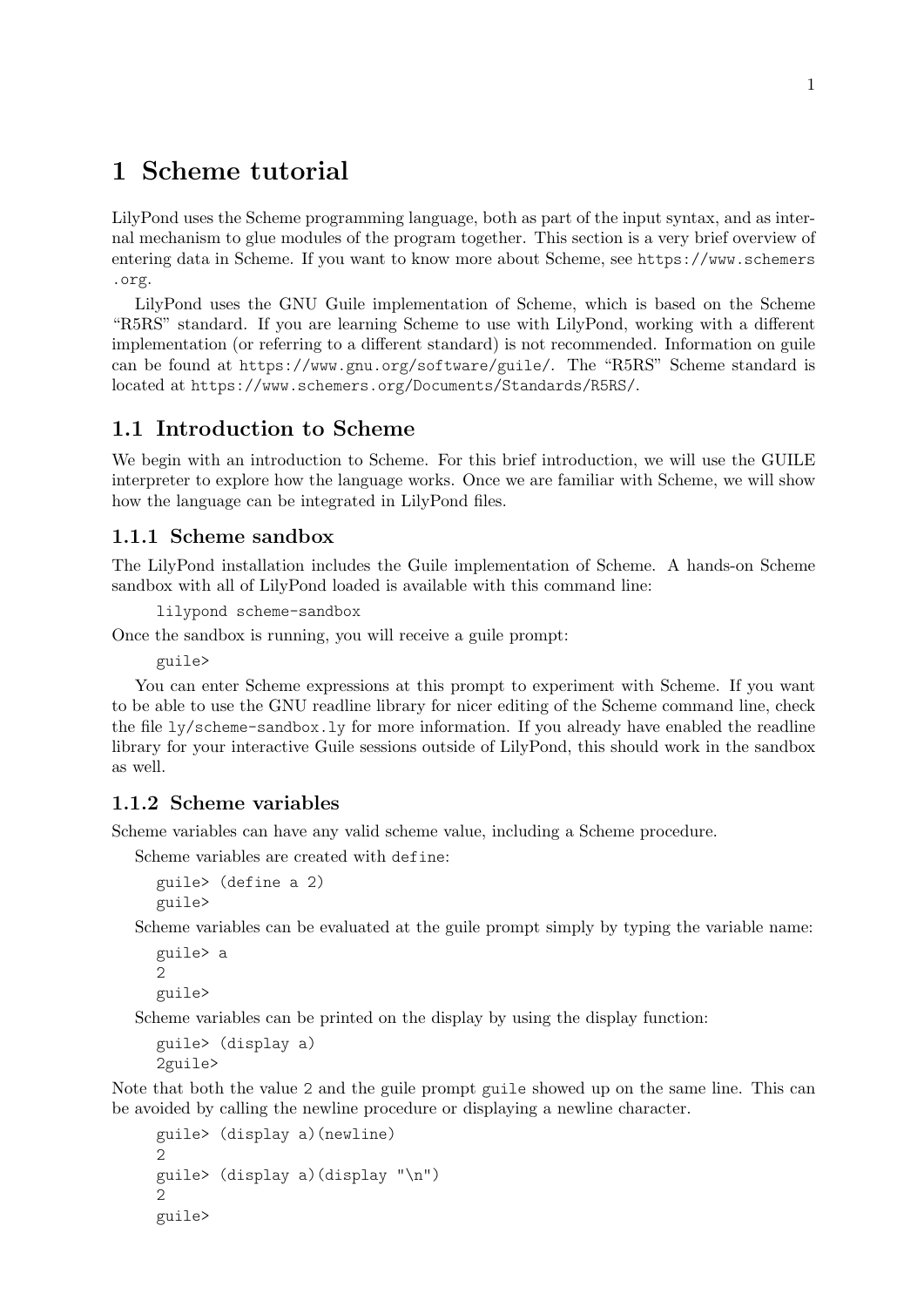# 1 Scheme tutorial

LilyPond uses the Scheme programming language, both as part of the input syntax, and as internal mechanism to glue modules of the program together. This section is a very brief overview of entering data in Scheme. If you want to know more about Scheme, see `https://www.schemers.org`.

LilyPond uses the GNU Guile implementation of Scheme, which is based on the Scheme "R5RS" standard. If you are learning Scheme to use with LilyPond, working with a different implementation (or referring to a different standard) is not recommended. Information on guile can be found at `https://www.gnu.org/software/guile/`. The "R5RS" Scheme standard is located at `https://www.schemers.org/Documents/Standards/R5RS/`.

## 1.1 Introduction to Scheme

We begin with an introduction to Scheme. For this brief introduction, we will use the GUILE interpreter to explore how the language works. Once we are familiar with Scheme, we will show how the language can be integrated in LilyPond files.

### 1.1.1 Scheme sandbox

The LilyPond installation includes the Guile implementation of Scheme. A hands-on Scheme sandbox with all of LilyPond loaded is available with this command line:

```
lilypond scheme-sandbox
```

Once the sandbox is running, you will receive a guile prompt:

```
guile>
```

You can enter Scheme expressions at this prompt to experiment with Scheme. If you want to be able to use the GNU readline library for nicer editing of the Scheme command line, check the file `ly/scheme-sandbox.ly` for more information. If you already have enabled the readline library for your interactive Guile sessions outside of LilyPond, this should work in the sandbox as well.

### 1.1.2 Scheme variables

Scheme variables can have any valid scheme value, including a Scheme procedure.

Scheme variables are created with `define`:

```
guile> (define a 2)
guile>
```

Scheme variables can be evaluated at the guile prompt simply by typing the variable name:

```
guile> a
2
guile>
```

Scheme variables can be printed on the display by using the display function:

```
guile> (display a)
2guile>
```

Note that both the value `2` and the guile prompt `guile` showed up on the same line. This can be avoided by calling the newline procedure or displaying a newline character.

```
guile> (display a)(newline)
2
guile> (display a)(display "\n")
2
guile>
```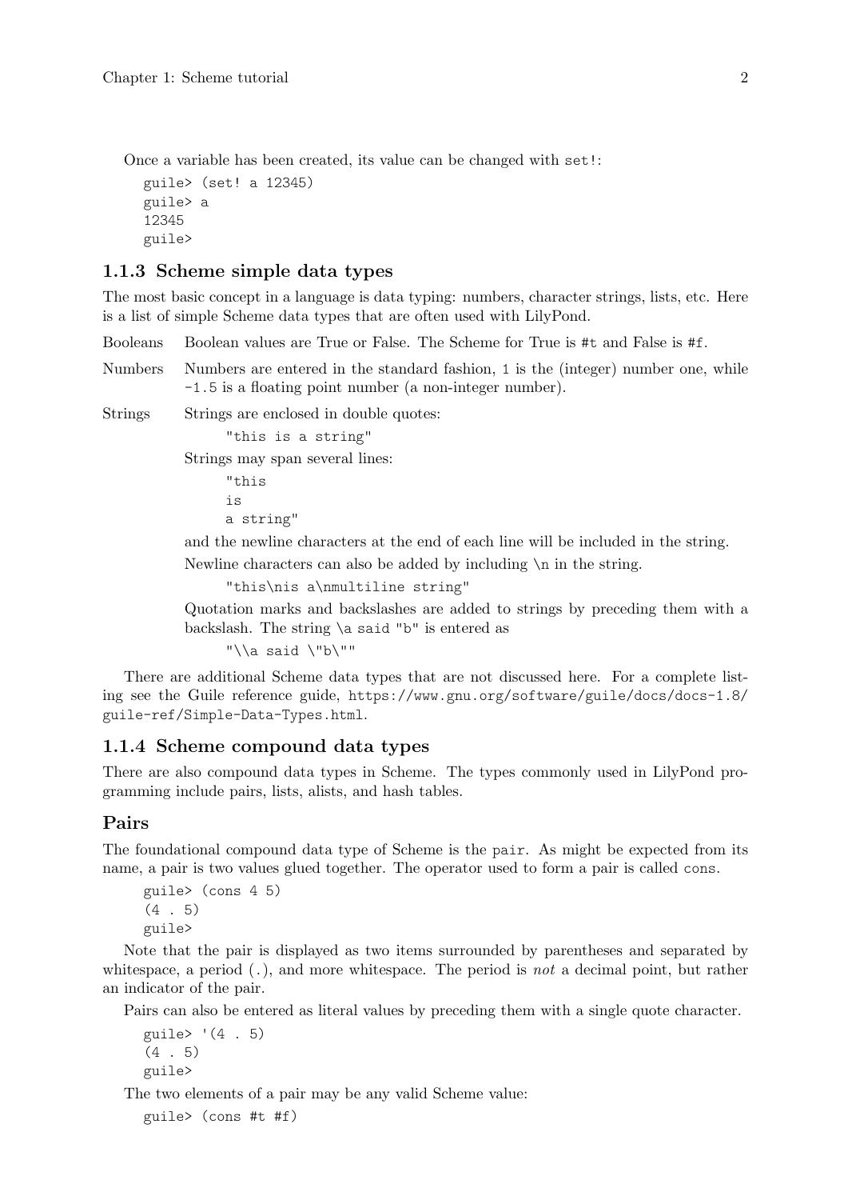Once a variable has been created, its value can be changed with `set!`:

```
guile> (set! a 12345)
guile> a
12345
guile>
```

### 1.1.3 Scheme simple data types

The most basic concept in a language is data typing: numbers, character strings, lists, etc. Here is a list of simple Scheme data types that are often used with LilyPond.

Booleans
: Boolean values are True or False. The Scheme for True is `#t` and False is `#f`.

Numbers
: Numbers are entered in the standard fashion, `1` is the (integer) number one, while `-1.5` is a floating point number (a non-integer number).

Strings
: Strings are enclosed in double quotes:

```
"this is a string"
```

Strings may span several lines:

```
"this
is
a string"
```

and the newline characters at the end of each line will be included in the string.

Newline characters can also be added by including `\n` in the string.

```
"this\nis a\nmultiline string"
```

Quotation marks and backslashes are added to strings by preceding them with a backslash. The string `\a said "b"` is entered as

```
"\\a said \"b\""
```

There are additional Scheme data types that are not discussed here. For a complete listing see the Guile reference guide, https://www.gnu.org/software/guile/docs/docs-1.8/guile-ref/Simple-Data-Types.html.

### 1.1.4 Scheme compound data types

There are also compound data types in Scheme. The types commonly used in LilyPond programming include pairs, lists, alists, and hash tables.

#### Pairs

The foundational compound data type of Scheme is the `pair`. As might be expected from its name, a pair is two values glued together. The operator used to form a pair is called `cons`.

```
guile> (cons 4 5)
(4 . 5)
guile>
```

Note that the pair is displayed as two items surrounded by parentheses and separated by whitespace, a period (`.`), and more whitespace. The period is *not* a decimal point, but rather an indicator of the pair.

Pairs can also be entered as literal values by preceding them with a single quote character.

```
guile> '(4 . 5)
(4 . 5)
guile>
```

The two elements of a pair may be any valid Scheme value:

```
guile> (cons #t #f)
```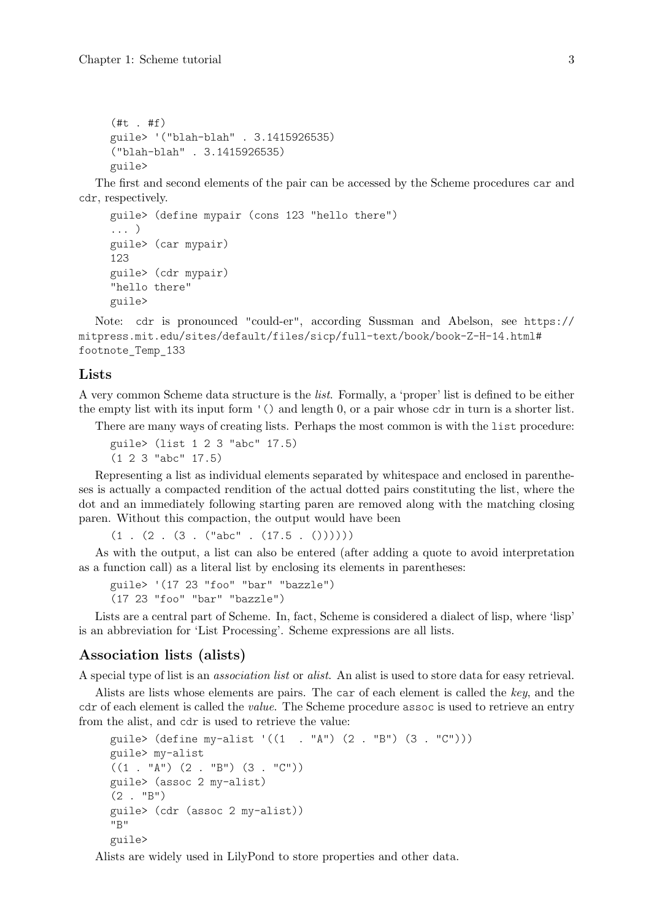```
(#t . #f)
guile> '("blah-blah" . 3.1415926535)
("blah-blah" . 3.1415926535)
guile>
```

The first and second elements of the pair can be accessed by the Scheme procedures `car` and `cdr`, respectively.

```
guile> (define mypair (cons 123 "hello there")
... )
guile> (car mypair)
123
guile> (cdr mypair)
"hello there"
guile>
```

Note: `cdr` is pronounced "could-er", according Sussman and Abelson, see https://mitpress.mit.edu/sites/default/files/sicp/full-text/book/book-Z-H-14.html#footnote_Temp_133

### Lists

A very common Scheme data structure is the *list*. Formally, a 'proper' list is defined to be either the empty list with its input form `'()` and length 0, or a pair whose `cdr` in turn is a shorter list.

There are many ways of creating lists. Perhaps the most common is with the `list` procedure:

```
guile> (list 1 2 3 "abc" 17.5)
(1 2 3 "abc" 17.5)
```

Representing a list as individual elements separated by whitespace and enclosed in parentheses is actually a compacted rendition of the actual dotted pairs constituting the list, where the dot and an immediately following starting paren are removed along with the matching closing paren. Without this compaction, the output would have been

```
(1 . (2 . (3 . ("abc" . (17.5 . ())))))
```

As with the output, a list can also be entered (after adding a quote to avoid interpretation as a function call) as a literal list by enclosing its elements in parentheses:

```
guile> '(17 23 "foo" "bar" "bazzle")
(17 23 "foo" "bar" "bazzle")
```

Lists are a central part of Scheme. In, fact, Scheme is considered a dialect of lisp, where 'lisp' is an abbreviation for 'List Processing'. Scheme expressions are all lists.

### Association lists (alists)

A special type of list is an *association list* or *alist*. An alist is used to store data for easy retrieval.

Alists are lists whose elements are pairs. The `car` of each element is called the *key*, and the `cdr` of each element is called the *value*. The Scheme procedure `assoc` is used to retrieve an entry from the alist, and `cdr` is used to retrieve the value:

```
guile> (define my-alist '((1  . "A") (2 . "B") (3 . "C")))
guile> my-alist
((1 . "A") (2 . "B") (3 . "C"))
guile> (assoc 2 my-alist)
(2 . "B")
guile> (cdr (assoc 2 my-alist))
"B"
guile>
```

Alists are widely used in LilyPond to store properties and other data.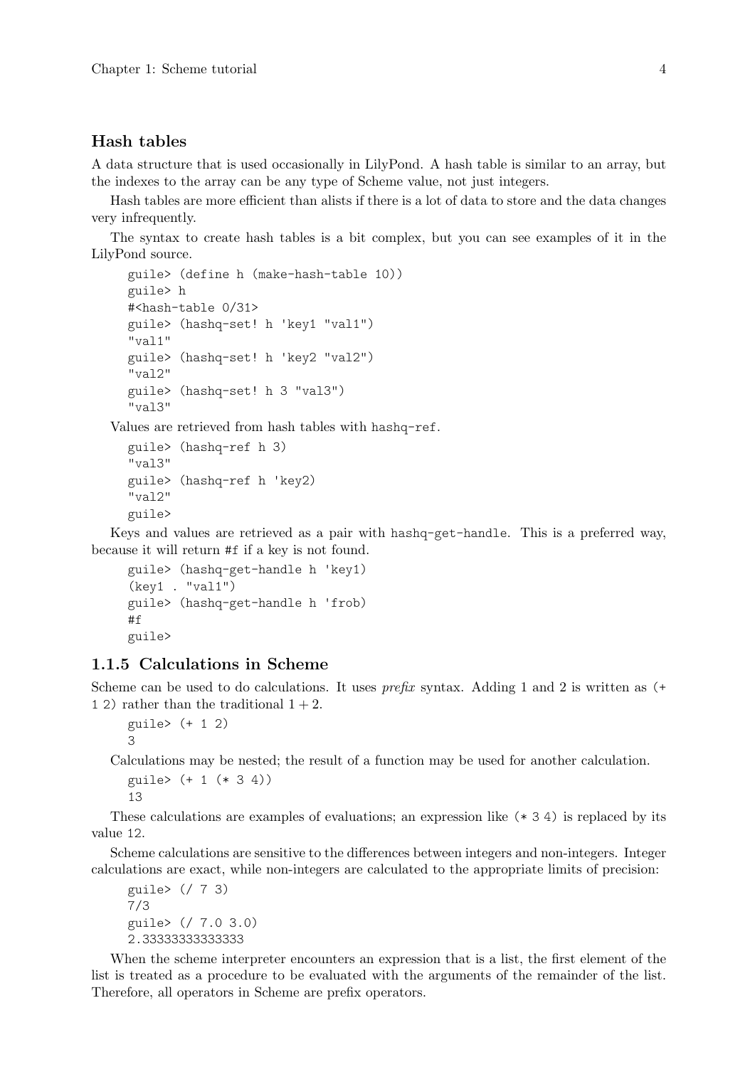### Hash tables

A data structure that is used occasionally in LilyPond. A hash table is similar to an array, but the indexes to the array can be any type of Scheme value, not just integers.

Hash tables are more efficient than alists if there is a lot of data to store and the data changes very infrequently.

The syntax to create hash tables is a bit complex, but you can see examples of it in the LilyPond source.

```
guile> (define h (make-hash-table 10))
guile> h
#<hash-table 0/31>
guile> (hashq-set! h 'key1 "val1")
"val1"
guile> (hashq-set! h 'key2 "val2")
"val2"
guile> (hashq-set! h 3 "val3")
"val3"
```

Values are retrieved from hash tables with `hashq-ref`.

```
guile> (hashq-ref h 3)
"val3"
guile> (hashq-ref h 'key2)
"val2"
guile>
```

Keys and values are retrieved as a pair with `hashq-get-handle`. This is a preferred way, because it will return `#f` if a key is not found.

```
guile> (hashq-get-handle h 'key1)
(key1 . "val1")
guile> (hashq-get-handle h 'frob)
#f
guile>
```

## 1.1.5 Calculations in Scheme

Scheme can be used to do calculations. It uses *prefix* syntax. Adding 1 and 2 is written as `(+ 1 2)` rather than the traditional $1 + 2$.

```
guile> (+ 1 2)
3
```

Calculations may be nested; the result of a function may be used for another calculation.

```
guile> (+ 1 (* 3 4))
13
```

These calculations are examples of evaluations; an expression like `(* 3 4)` is replaced by its value `12`.

Scheme calculations are sensitive to the differences between integers and non-integers. Integer calculations are exact, while non-integers are calculated to the appropriate limits of precision:

```
guile> (/ 7 3)
7/3
guile> (/ 7.0 3.0)
2.33333333333333
```

When the scheme interpreter encounters an expression that is a list, the first element of the list is treated as a procedure to be evaluated with the arguments of the remainder of the list. Therefore, all operators in Scheme are prefix operators.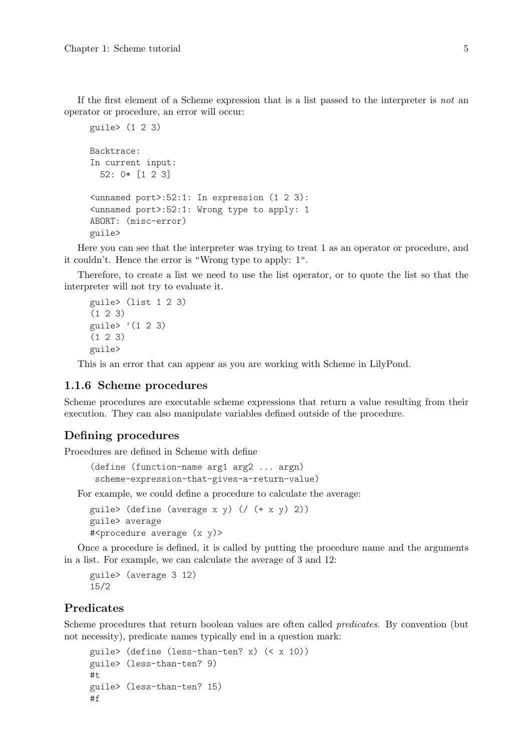If the first element of a Scheme expression that is a list passed to the interpreter is *not* an operator or procedure, an error will occur:

```
guile> (1 2 3)

Backtrace:
In current input:
  52: 0* [1 2 3]

<unnamed port>:52:1: In expression (1 2 3):
<unnamed port>:52:1: Wrong type to apply: 1
ABORT: (misc-error)
guile>
```

Here you can see that the interpreter was trying to treat 1 as an operator or procedure, and it couldn't. Hence the error is "Wrong type to apply: 1".

Therefore, to create a list we need to use the list operator, or to quote the list so that the interpreter will not try to evaluate it.

```
guile> (list 1 2 3)
(1 2 3)
guile> '(1 2 3)
(1 2 3)
guile>
```

This is an error that can appear as you are working with Scheme in LilyPond.

### 1.1.6 Scheme procedures

Scheme procedures are executable scheme expressions that return a value resulting from their execution. They can also manipulate variables defined outside of the procedure.

#### Defining procedures

Procedures are defined in Scheme with define

```
(define (function-name arg1 arg2 ... argn)
 scheme-expression-that-gives-a-return-value)
```

For example, we could define a procedure to calculate the average:

```
guile> (define (average x y) (/ (+ x y) 2))
guile> average
#<procedure average (x y)>
```

Once a procedure is defined, it is called by putting the procedure name and the arguments in a list. For example, we can calculate the average of 3 and 12:

```
guile> (average 3 12)
15/2
```

#### Predicates

Scheme procedures that return boolean values are often called *predicates*. By convention (but not necessity), predicate names typically end in a question mark:

```
guile> (define (less-than-ten? x) (< x 10))
guile> (less-than-ten? 9)
#t
guile> (less-than-ten? 15)
#f
```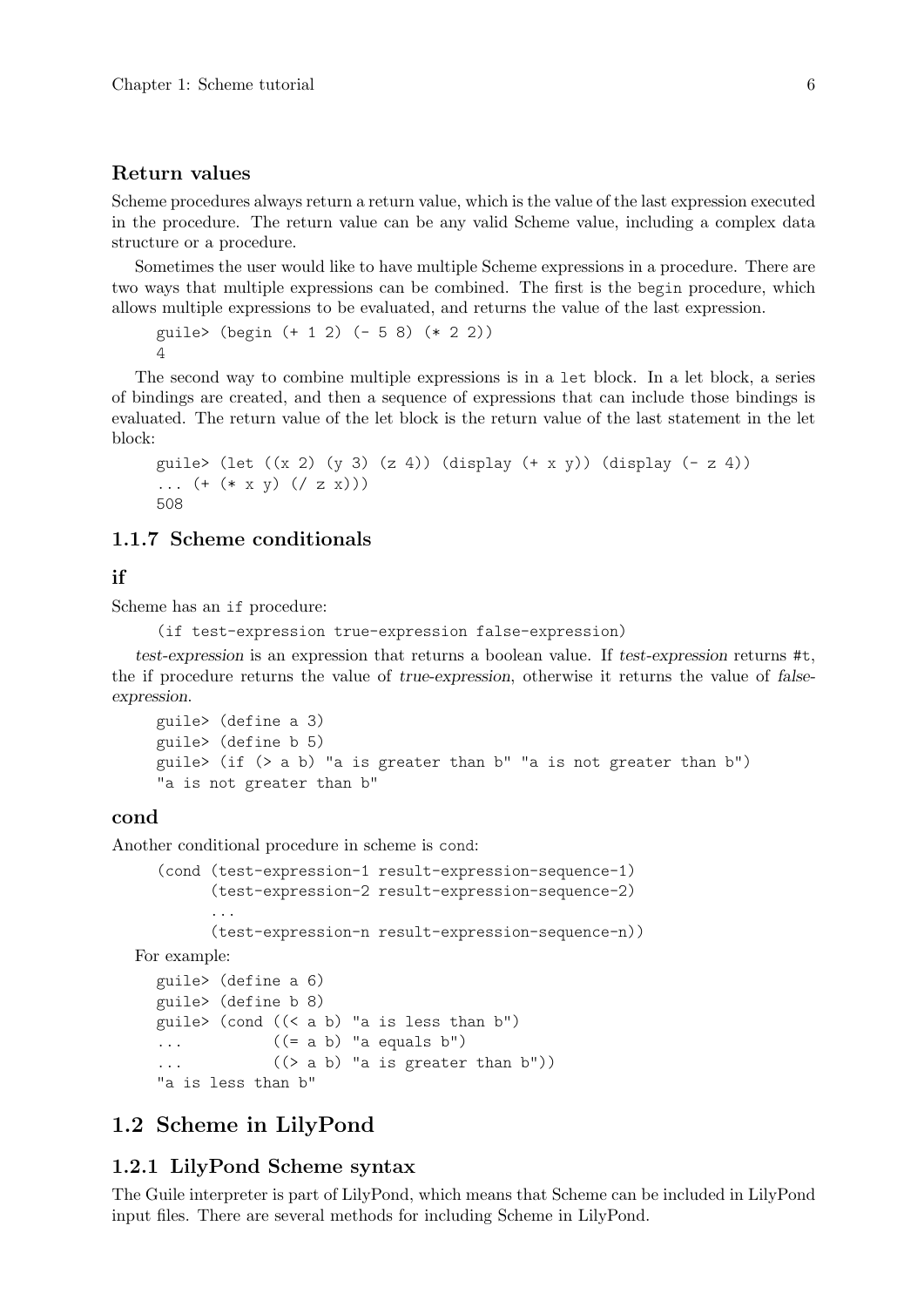#### Return values

Scheme procedures always return a return value, which is the value of the last expression executed in the procedure. The return value can be any valid Scheme value, including a complex data structure or a procedure.

Sometimes the user would like to have multiple Scheme expressions in a procedure. There are two ways that multiple expressions can be combined. The first is the `begin` procedure, which allows multiple expressions to be evaluated, and returns the value of the last expression.

```
guile> (begin (+ 1 2) (- 5 8) (* 2 2))
4
```

The second way to combine multiple expressions is in a `let` block. In a let block, a series of bindings are created, and then a sequence of expressions that can include those bindings is evaluated. The return value of the let block is the return value of the last statement in the let block:

```
guile> (let ((x 2) (y 3) (z 4)) (display (+ x y)) (display (- z 4))
... (+ (* x y) (/ z x)))
508
```

### 1.1.7 Scheme conditionals

#### if

Scheme has an `if` procedure:

```
(if test-expression true-expression false-expression)
```

*test-expression* is an expression that returns a boolean value. If *test-expression* returns `#t`, the if procedure returns the value of *true-expression*, otherwise it returns the value of *false-expression*.

```
guile> (define a 3)
guile> (define b 5)
guile> (if (> a b) "a is greater than b" "a is not greater than b")
"a is not greater than b"
```

#### cond

Another conditional procedure in scheme is `cond`:

```
(cond (test-expression-1 result-expression-sequence-1)
      (test-expression-2 result-expression-sequence-2)
      ...
      (test-expression-n result-expression-sequence-n))
```

For example:

```
guile> (define a 6)
guile> (define b 8)
guile> (cond ((< a b) "a is less than b")
...          ((= a b) "a equals b")
...          ((> a b) "a is greater than b"))
"a is less than b"
```

## 1.2 Scheme in LilyPond

### 1.2.1 LilyPond Scheme syntax

The Guile interpreter is part of LilyPond, which means that Scheme can be included in LilyPond input files. There are several methods for including Scheme in LilyPond.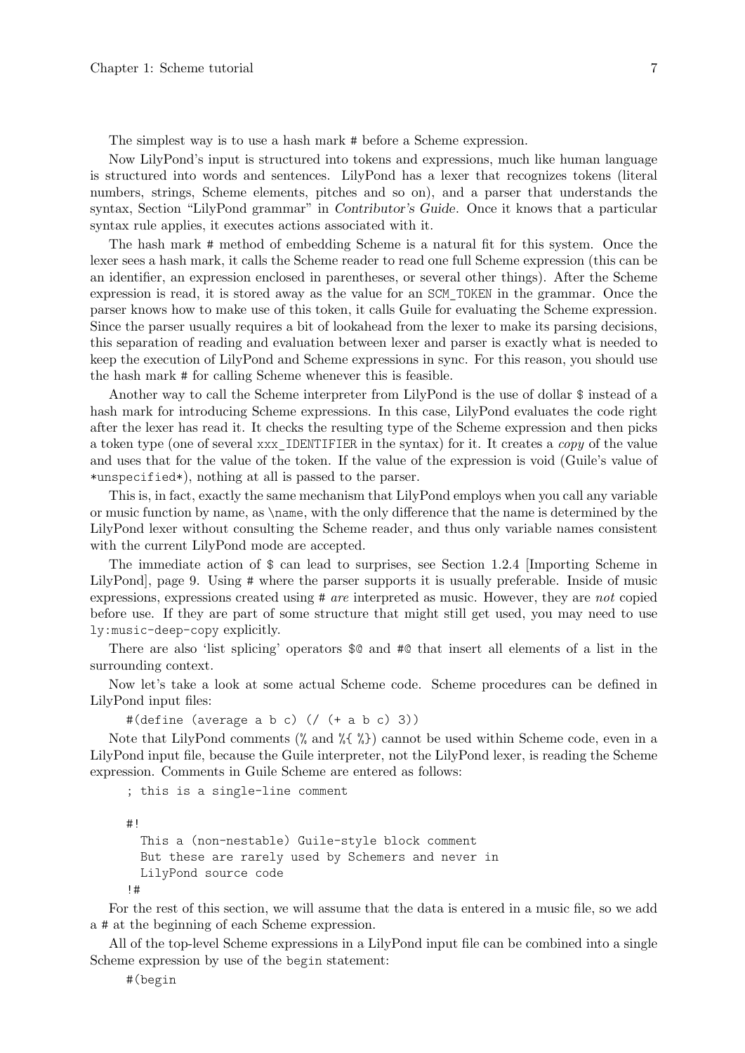The simplest way is to use a hash mark # before a Scheme expression.

Now LilyPond's input is structured into tokens and expressions, much like human language is structured into words and sentences. LilyPond has a lexer that recognizes tokens (literal numbers, strings, Scheme elements, pitches and so on), and a parser that understands the syntax, Section "LilyPond grammar" in *Contributor's Guide*. Once it knows that a particular syntax rule applies, it executes actions associated with it.

The hash mark # method of embedding Scheme is a natural fit for this system. Once the lexer sees a hash mark, it calls the Scheme reader to read one full Scheme expression (this can be an identifier, an expression enclosed in parentheses, or several other things). After the Scheme expression is read, it is stored away as the value for an `SCM_TOKEN` in the grammar. Once the parser knows how to make use of this token, it calls Guile for evaluating the Scheme expression. Since the parser usually requires a bit of lookahead from the lexer to make its parsing decisions, this separation of reading and evaluation between lexer and parser is exactly what is needed to keep the execution of LilyPond and Scheme expressions in sync. For this reason, you should use the hash mark # for calling Scheme whenever this is feasible.

Another way to call the Scheme interpreter from LilyPond is the use of dollar $ instead of a hash mark for introducing Scheme expressions. In this case, LilyPond evaluates the code right after the lexer has read it. It checks the resulting type of the Scheme expression and then picks a token type (one of several `xxx_IDENTIFIER` in the syntax) for it. It creates a *copy* of the value and uses that for the value of the token. If the value of the expression is void (Guile's value of `*unspecified*`), nothing at all is passed to the parser.

This is, in fact, exactly the same mechanism that LilyPond employs when you call any variable or music function by name, as `\name`, with the only difference that the name is determined by the LilyPond lexer without consulting the Scheme reader, and thus only variable names consistent with the current LilyPond mode are accepted.

The immediate action of $ can lead to surprises, see Section 1.2.4 [Importing Scheme in LilyPond], page 9. Using # where the parser supports it is usually preferable. Inside of music expressions, expressions created using # *are* interpreted as music. However, they are *not* copied before use. If they are part of some structure that might still get used, you may need to use `ly:music-deep-copy` explicitly.

There are also 'list splicing' operators $@ and #@ that insert all elements of a list in the surrounding context.

Now let's take a look at some actual Scheme code. Scheme procedures can be defined in LilyPond input files:

```
#(define (average a b c) (/ (+ a b c) 3))
```

Note that LilyPond comments (% and %{ %}) cannot be used within Scheme code, even in a LilyPond input file, because the Guile interpreter, not the LilyPond lexer, is reading the Scheme expression. Comments in Guile Scheme are entered as follows:

```
; this is a single-line comment

#!
  This a (non-nestable) Guile-style block comment
  But these are rarely used by Schemers and never in
  LilyPond source code
!#
```

For the rest of this section, we will assume that the data is entered in a music file, so we add a # at the beginning of each Scheme expression.

All of the top-level Scheme expressions in a LilyPond input file can be combined into a single Scheme expression by use of the `begin` statement:

```
#(begin
```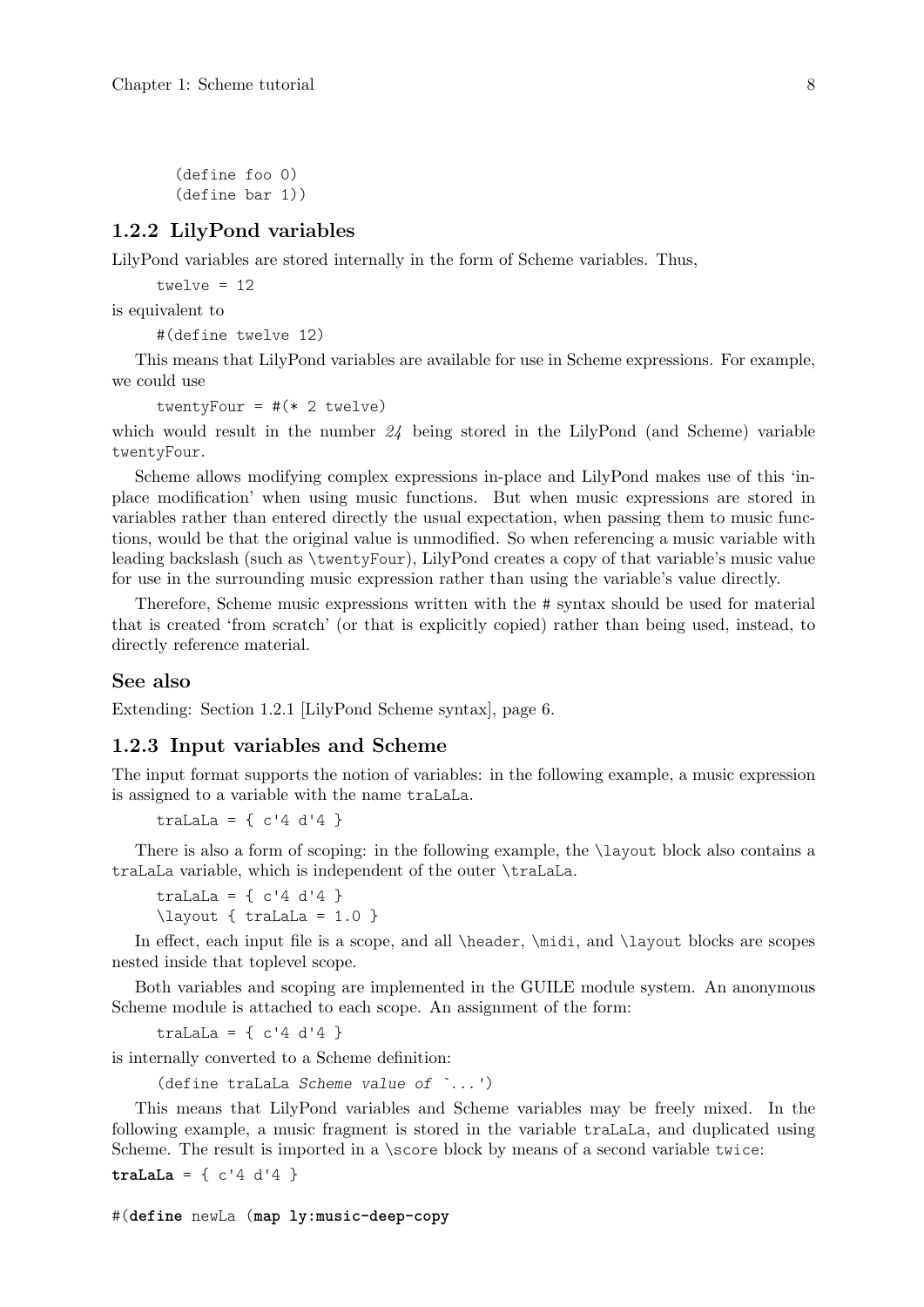```
(define foo 0)
(define bar 1))
```

### 1.2.2 LilyPond variables

LilyPond variables are stored internally in the form of Scheme variables. Thus,

```
twelve = 12
```

is equivalent to

```
#(define twelve 12)
```

This means that LilyPond variables are available for use in Scheme expressions. For example, we could use

```
twentyFour = #(* 2 twelve)
```

which would result in the number *24* being stored in the LilyPond (and Scheme) variable `twentyFour`.

Scheme allows modifying complex expressions in-place and LilyPond makes use of this 'in-place modification' when using music functions. But when music expressions are stored in variables rather than entered directly the usual expectation, when passing them to music functions, would be that the original value is unmodified. So when referencing a music variable with leading backslash (such as `\twentyFour`), LilyPond creates a copy of that variable's music value for use in the surrounding music expression rather than using the variable's value directly.

Therefore, Scheme music expressions written with the # syntax should be used for material that is created 'from scratch' (or that is explicitly copied) rather than being used, instead, to directly reference material.

### See also

Extending: Section 1.2.1 [LilyPond Scheme syntax], page 6.

### 1.2.3 Input variables and Scheme

The input format supports the notion of variables: in the following example, a music expression is assigned to a variable with the name `traLaLa`.

```
traLaLa = { c'4 d'4 }
```

There is also a form of scoping: in the following example, the `\layout` block also contains a `traLaLa` variable, which is independent of the outer `\traLaLa`.

```
traLaLa = { c'4 d'4 }
\layout { traLaLa = 1.0 }
```

In effect, each input file is a scope, and all `\header`, `\midi`, and `\layout` blocks are scopes nested inside that toplevel scope.

Both variables and scoping are implemented in the GUILE module system. An anonymous Scheme module is attached to each scope. An assignment of the form:

```
traLaLa = { c'4 d'4 }
```

is internally converted to a Scheme definition:

```
(define traLaLa Scheme value of `...')
```

This means that LilyPond variables and Scheme variables may be freely mixed. In the following example, a music fragment is stored in the variable `traLaLa`, and duplicated using Scheme. The result is imported in a `\score` block by means of a second variable `twice`:

```
traLaLa = { c'4 d'4 }

#(define newLa (map ly:music-deep-copy
```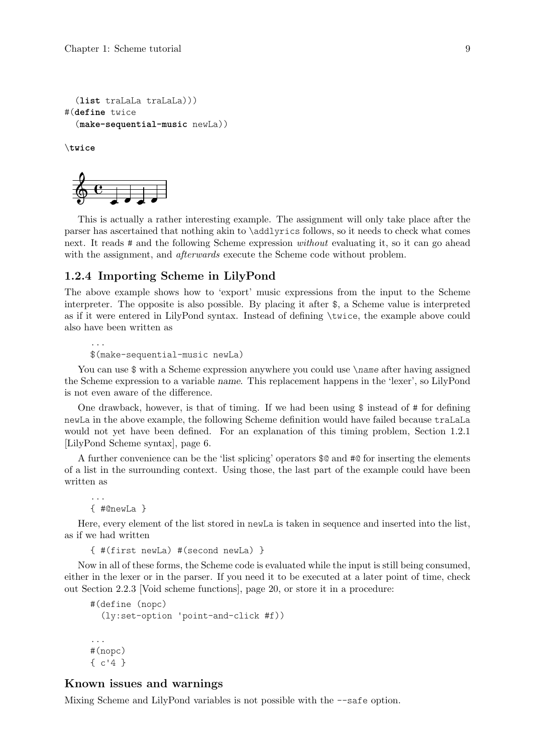```
  (list traLaLa traLaLa)))
#(define twice
  (make-sequential-music newLa))

\twice
```

This is actually a rather interesting example. The assignment will only take place after the parser has ascertained that nothing akin to \addlyrics follows, so it needs to check what comes next. It reads # and the following Scheme expression *without* evaluating it, so it can go ahead with the assignment, and *afterwards* execute the Scheme code without problem.

### 1.2.4 Importing Scheme in LilyPond

The above example shows how to 'export' music expressions from the input to the Scheme interpreter. The opposite is also possible. By placing it after $, a Scheme value is interpreted as if it were entered in LilyPond syntax. Instead of defining \twice, the example above could also have been written as

```
...
$(make-sequential-music newLa)
```

You can use $ with a Scheme expression anywhere you could use \*name* after having assigned the Scheme expression to a variable *name*. This replacement happens in the 'lexer', so LilyPond is not even aware of the difference.

One drawback, however, is that of timing. If we had been using $ instead of # for defining newLa in the above example, the following Scheme definition would have failed because traLaLa would not yet have been defined. For an explanation of this timing problem, Section 1.2.1 [LilyPond Scheme syntax], page 6.

A further convenience can be the 'list splicing' operators $@ and #@ for inserting the elements of a list in the surrounding context. Using those, the last part of the example could have been written as

```
...
{ #@newLa }
```

Here, every element of the list stored in newLa is taken in sequence and inserted into the list, as if we had written

```
{ #(first newLa) #(second newLa) }
```

Now in all of these forms, the Scheme code is evaluated while the input is still being consumed, either in the lexer or in the parser. If you need it to be executed at a later point of time, check out Section 2.2.3 [Void scheme functions], page 20, or store it in a procedure:

```
#(define (nopc)
  (ly:set-option 'point-and-click #f))

...
#(nopc)
{ c'4 }
```

### Known issues and warnings

Mixing Scheme and LilyPond variables is not possible with the --safe option.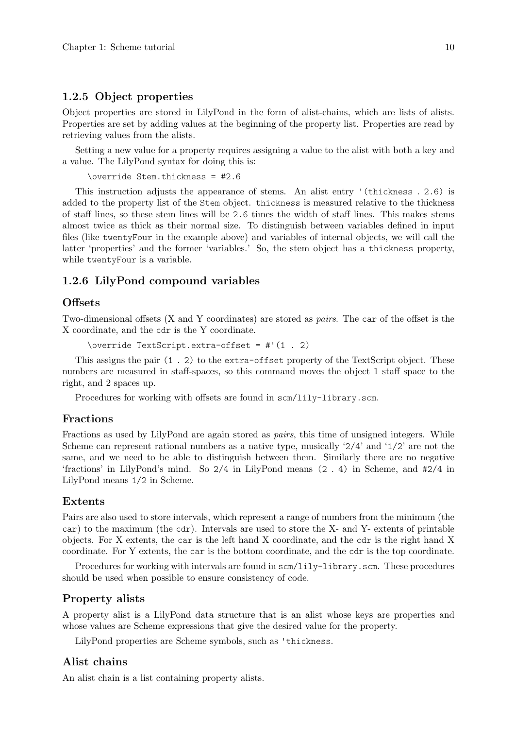### 1.2.5 Object properties

Object properties are stored in LilyPond in the form of alist-chains, which are lists of alists. Properties are set by adding values at the beginning of the property list. Properties are read by retrieving values from the alists.

Setting a new value for a property requires assigning a value to the alist with both a key and a value. The LilyPond syntax for doing this is:

```
\override Stem.thickness = #2.6
```

This instruction adjusts the appearance of stems. An alist entry `'(thickness . 2.6)` is added to the property list of the `Stem` object. `thickness` is measured relative to the thickness of staff lines, so these stem lines will be `2.6` times the width of staff lines. This makes stems almost twice as thick as their normal size. To distinguish between variables defined in input files (like `twentyFour` in the example above) and variables of internal objects, we will call the latter 'properties' and the former 'variables.' So, the stem object has a `thickness` property, while `twentyFour` is a variable.

### 1.2.6 LilyPond compound variables

#### Offsets

Two-dimensional offsets (X and Y coordinates) are stored as *pairs*. The `car` of the offset is the X coordinate, and the `cdr` is the Y coordinate.

```
\override TextScript.extra-offset = #'(1 . 2)
```

This assigns the pair `(1 . 2)` to the `extra-offset` property of the TextScript object. These numbers are measured in staff-spaces, so this command moves the object 1 staff space to the right, and 2 spaces up.

Procedures for working with offsets are found in `scm/lily-library.scm`.

#### Fractions

Fractions as used by LilyPond are again stored as *pairs*, this time of unsigned integers. While Scheme can represent rational numbers as a native type, musically '2/4' and '1/2' are not the same, and we need to be able to distinguish between them. Similarly there are no negative 'fractions' in LilyPond's mind. So `2/4` in LilyPond means `(2 . 4)` in Scheme, and `#2/4` in LilyPond means `1/2` in Scheme.

#### Extents

Pairs are also used to store intervals, which represent a range of numbers from the minimum (the `car`) to the maximum (the `cdr`). Intervals are used to store the X- and Y- extents of printable objects. For X extents, the `car` is the left hand X coordinate, and the `cdr` is the right hand X coordinate. For Y extents, the `car` is the bottom coordinate, and the `cdr` is the top coordinate.

Procedures for working with intervals are found in `scm/lily-library.scm`. These procedures should be used when possible to ensure consistency of code.

#### Property alists

A property alist is a LilyPond data structure that is an alist whose keys are properties and whose values are Scheme expressions that give the desired value for the property.

LilyPond properties are Scheme symbols, such as `'thickness`.

#### Alist chains

An alist chain is a list containing property alists.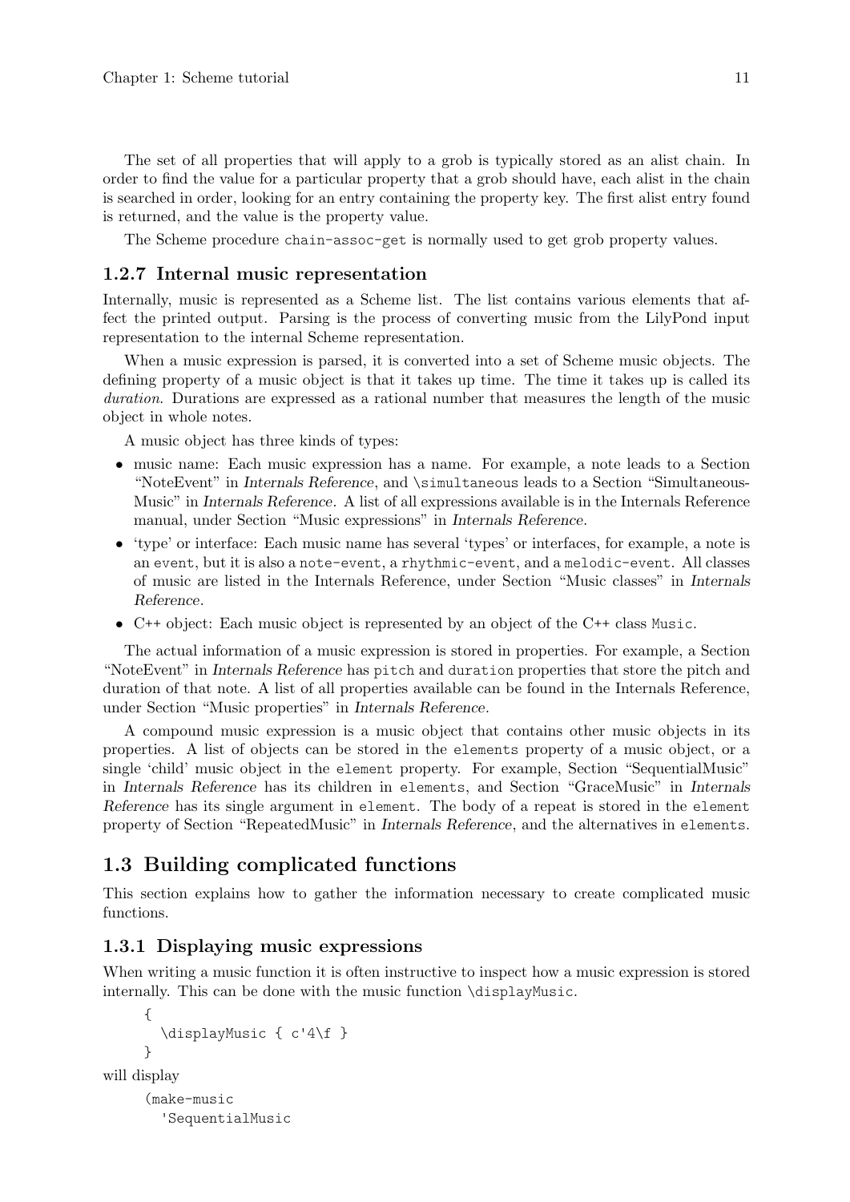The set of all properties that will apply to a grob is typically stored as an alist chain. In order to find the value for a particular property that a grob should have, each alist in the chain is searched in order, looking for an entry containing the property key. The first alist entry found is returned, and the value is the property value.

The Scheme procedure `chain-assoc-get` is normally used to get grob property values.

### 1.2.7 Internal music representation

Internally, music is represented as a Scheme list. The list contains various elements that affect the printed output. Parsing is the process of converting music from the LilyPond input representation to the internal Scheme representation.

When a music expression is parsed, it is converted into a set of Scheme music objects. The defining property of a music object is that it takes up time. The time it takes up is called its *duration*. Durations are expressed as a rational number that measures the length of the music object in whole notes.

A music object has three kinds of types:

- music name: Each music expression has a name. For example, a note leads to a Section "NoteEvent" in *Internals Reference*, and `\simultaneous` leads to a Section "SimultaneousMusic" in *Internals Reference*. A list of all expressions available is in the Internals Reference manual, under Section "Music expressions" in *Internals Reference*.
- 'type' or interface: Each music name has several 'types' or interfaces, for example, a note is an `event`, but it is also a `note-event`, a `rhythmic-event`, and a `melodic-event`. All classes of music are listed in the Internals Reference, under Section "Music classes" in *Internals Reference*.
- C++ object: Each music object is represented by an object of the C++ class `Music`.

The actual information of a music expression is stored in properties. For example, a Section "NoteEvent" in *Internals Reference* has `pitch` and `duration` properties that store the pitch and duration of that note. A list of all properties available can be found in the Internals Reference, under Section "Music properties" in *Internals Reference*.

A compound music expression is a music object that contains other music objects in its properties. A list of objects can be stored in the `elements` property of a music object, or a single 'child' music object in the `element` property. For example, Section "SequentialMusic" in *Internals Reference* has its children in `elements`, and Section "GraceMusic" in *Internals Reference* has its single argument in `element`. The body of a repeat is stored in the `element` property of Section "RepeatedMusic" in *Internals Reference*, and the alternatives in `elements`.

## 1.3 Building complicated functions

This section explains how to gather the information necessary to create complicated music functions.

### 1.3.1 Displaying music expressions

When writing a music function it is often instructive to inspect how a music expression is stored internally. This can be done with the music function `\displayMusic`.

```
{
  \displayMusic { c'4\f }
}
```

will display

```
(make-music
  'SequentialMusic
```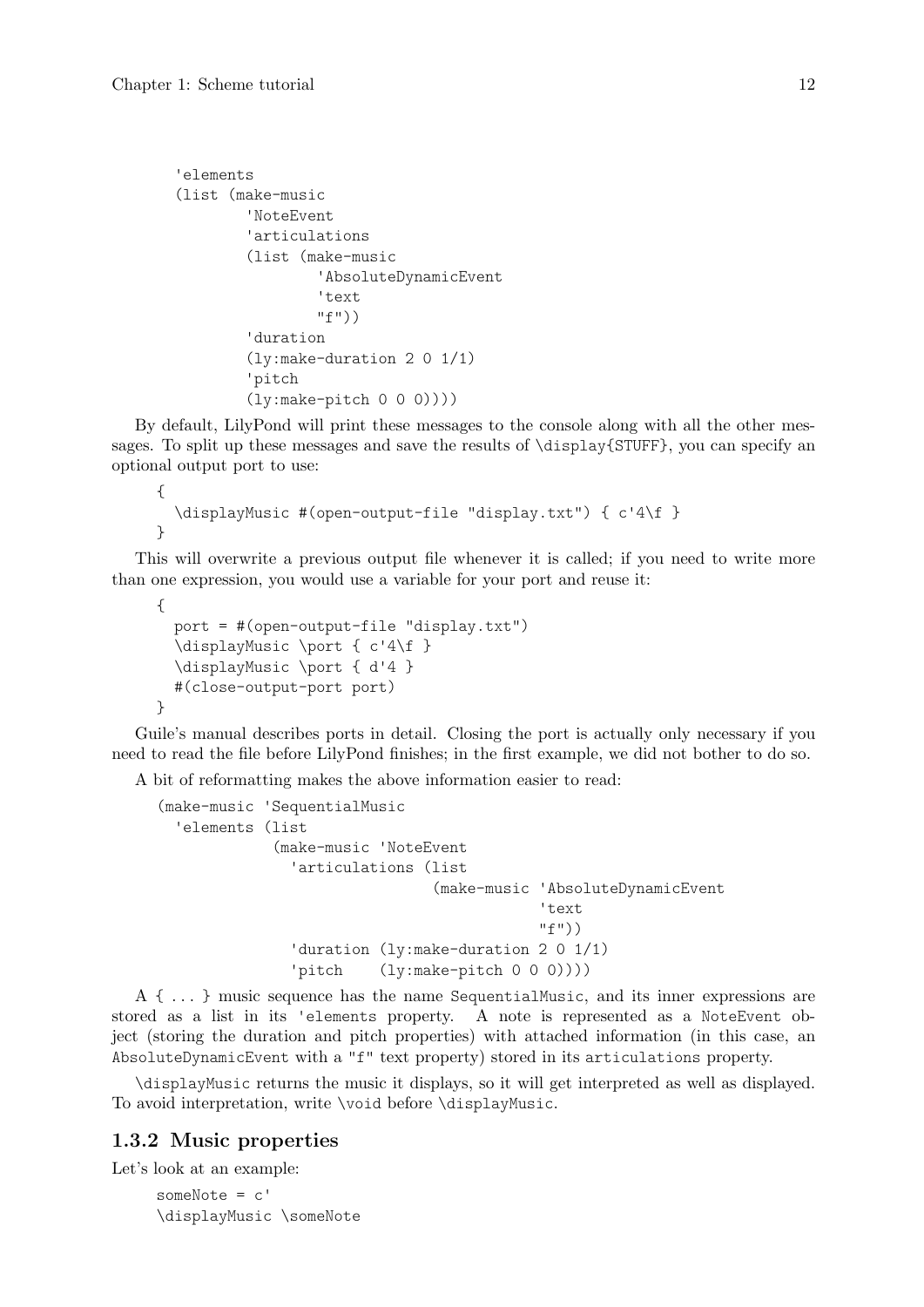```
  'elements
  (list (make-music
          'NoteEvent
          'articulations
          (list (make-music
                  'AbsoluteDynamicEvent
                  'text
                  "f"))
          'duration
          (ly:make-duration 2 0 1/1)
          'pitch
          (ly:make-pitch 0 0 0))))
```

By default, LilyPond will print these messages to the console along with all the other messages. To split up these messages and save the results of \display{STUFF}, you can specify an optional output port to use:

```
{
  \displayMusic #(open-output-file "display.txt") { c'4\f }
}
```

This will overwrite a previous output file whenever it is called; if you need to write more than one expression, you would use a variable for your port and reuse it:

```
{
  port = #(open-output-file "display.txt")
  \displayMusic \port { c'4\f }
  \displayMusic \port { d'4 }
  #(close-output-port port)
}
```

Guile's manual describes ports in detail. Closing the port is actually only necessary if you need to read the file before LilyPond finishes; in the first example, we did not bother to do so.

A bit of reformatting makes the above information easier to read:

```
(make-music 'SequentialMusic
  'elements (list
              (make-music 'NoteEvent
                'articulations (list
                                 (make-music 'AbsoluteDynamicEvent
                                             'text
                                             "f"))
                'duration (ly:make-duration 2 0 1/1)
                'pitch    (ly:make-pitch 0 0 0))))
```

A { ... } music sequence has the name SequentialMusic, and its inner expressions are stored as a list in its 'elements property. A note is represented as a NoteEvent object (storing the duration and pitch properties) with attached information (in this case, an AbsoluteDynamicEvent with a "f" text property) stored in its articulations property.

\displayMusic returns the music it displays, so it will get interpreted as well as displayed. To avoid interpretation, write \void before \displayMusic.

### 1.3.2 Music properties

Let's look at an example:

```
someNote = c'
\displayMusic \someNote
```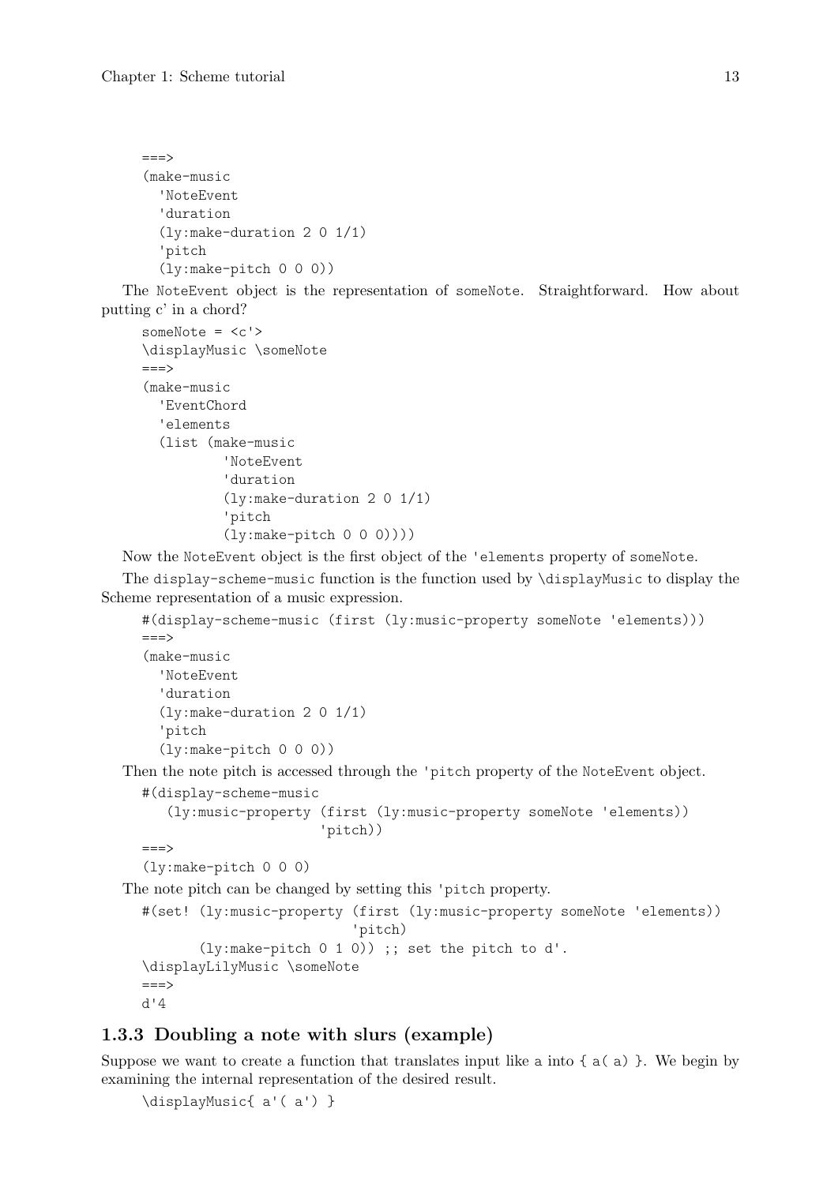```
===>
(make-music
  'NoteEvent
  'duration
  (ly:make-duration 2 0 1/1)
  'pitch
  (ly:make-pitch 0 0 0))
```

The `NoteEvent` object is the representation of `someNote`. Straightforward. How about putting c' in a chord?

```
someNote = <c'>
\displayMusic \someNote
===>
(make-music
  'EventChord
  'elements
  (list (make-music
          'NoteEvent
          'duration
          (ly:make-duration 2 0 1/1)
          'pitch
          (ly:make-pitch 0 0 0))))
```

Now the `NoteEvent` object is the first object of the `'elements` property of `someNote`.

The `display-scheme-music` function is the function used by `\displayMusic` to display the Scheme representation of a music expression.

```
#(display-scheme-music (first (ly:music-property someNote 'elements)))
===>
(make-music
  'NoteEvent
  'duration
  (ly:make-duration 2 0 1/1)
  'pitch
  (ly:make-pitch 0 0 0))
```

Then the note pitch is accessed through the `'pitch` property of the `NoteEvent` object.

```
#(display-scheme-music
   (ly:music-property (first (ly:music-property someNote 'elements))
                      'pitch))
===>
(ly:make-pitch 0 0 0)
```

The note pitch can be changed by setting this `'pitch` property.

```
#(set! (ly:music-property (first (ly:music-property someNote 'elements))
                          'pitch)
       (ly:make-pitch 0 1 0)) ;; set the pitch to d'.
\displayLilyMusic \someNote
===>
d'4
```

### 1.3.3 Doubling a note with slurs (example)

Suppose we want to create a function that translates input like `a` into `{ a( a) }`. We begin by examining the internal representation of the desired result.

```
\displayMusic{ a'( a') }
```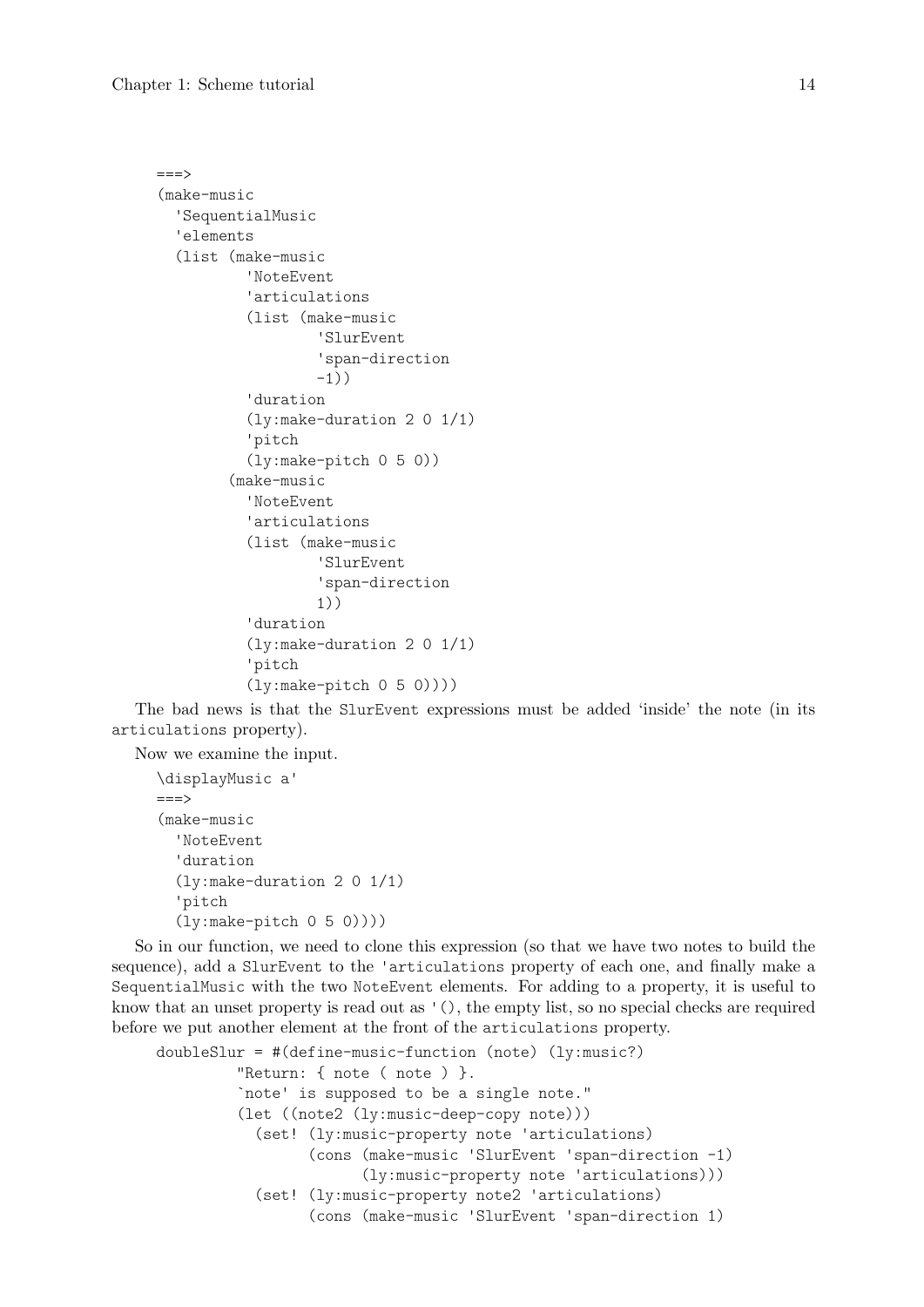```
===>
(make-music
  'SequentialMusic
  'elements
  (list (make-music
          'NoteEvent
          'articulations
          (list (make-music
                  'SlurEvent
                  'span-direction
                  -1))
          'duration
          (ly:make-duration 2 0 1/1)
          'pitch
          (ly:make-pitch 0 5 0))
        (make-music
          'NoteEvent
          'articulations
          (list (make-music
                  'SlurEvent
                  'span-direction
                  1))
          'duration
          (ly:make-duration 2 0 1/1)
          'pitch
          (ly:make-pitch 0 5 0))))
```

The bad news is that the SlurEvent expressions must be added 'inside' the note (in its articulations property).

Now we examine the input.

```
\displayMusic a'
===>
(make-music
  'NoteEvent
  'duration
  (ly:make-duration 2 0 1/1)
  'pitch
  (ly:make-pitch 0 5 0))))
```

So in our function, we need to clone this expression (so that we have two notes to build the sequence), add a SlurEvent to the 'articulations property of each one, and finally make a SequentialMusic with the two NoteEvent elements. For adding to a property, it is useful to know that an unset property is read out as '(), the empty list, so no special checks are required before we put another element at the front of the articulations property.

```
doubleSlur = #(define-music-function (note) (ly:music?)
         "Return: { note ( note ) }.
         `note' is supposed to be a single note."
         (let ((note2 (ly:music-deep-copy note)))
           (set! (ly:music-property note 'articulations)
                 (cons (make-music 'SlurEvent 'span-direction -1)
                       (ly:music-property note 'articulations)))
           (set! (ly:music-property note2 'articulations)
                 (cons (make-music 'SlurEvent 'span-direction 1)
```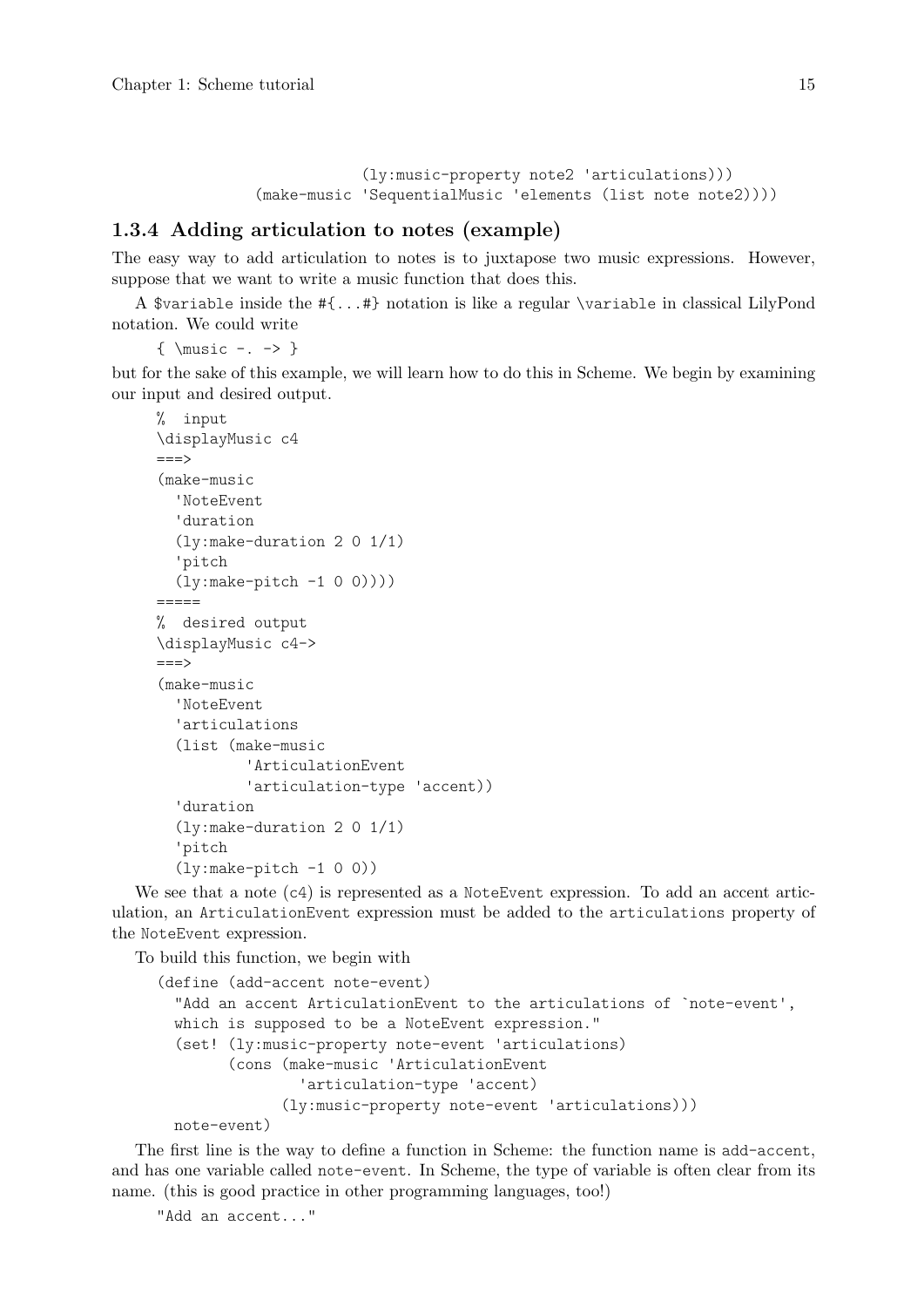```
                        (ly:music-property note2 'articulations)))
            (make-music 'SequentialMusic 'elements (list note note2))))
```

### 1.3.4 Adding articulation to notes (example)

The easy way to add articulation to notes is to juxtapose two music expressions. However, suppose that we want to write a music function that does this.

A `$variable` inside the `#{...#}` notation is like a regular `\variable` in classical LilyPond notation. We could write

```
{ \music -. -> }
```

but for the sake of this example, we will learn how to do this in Scheme. We begin by examining our input and desired output.

```
%  input
\displayMusic c4
===>
(make-music
  'NoteEvent
  'duration
  (ly:make-duration 2 0 1/1)
  'pitch
  (ly:make-pitch -1 0 0))))
=====
%  desired output
\displayMusic c4->
===>
(make-music
  'NoteEvent
  'articulations
  (list (make-music
          'ArticulationEvent
          'articulation-type 'accent))
  'duration
  (ly:make-duration 2 0 1/1)
  'pitch
  (ly:make-pitch -1 0 0))
```

We see that a note (`c4`) is represented as a `NoteEvent` expression. To add an accent articulation, an `ArticulationEvent` expression must be added to the `articulations` property of the `NoteEvent` expression.

To build this function, we begin with

```
(define (add-accent note-event)
  "Add an accent ArticulationEvent to the articulations of `note-event',
  which is supposed to be a NoteEvent expression."
  (set! (ly:music-property note-event 'articulations)
        (cons (make-music 'ArticulationEvent
                'articulation-type 'accent)
              (ly:music-property note-event 'articulations)))
  note-event)
```

The first line is the way to define a function in Scheme: the function name is `add-accent`, and has one variable called `note-event`. In Scheme, the type of variable is often clear from its name. (this is good practice in other programming languages, too!)

```
"Add an accent..."
```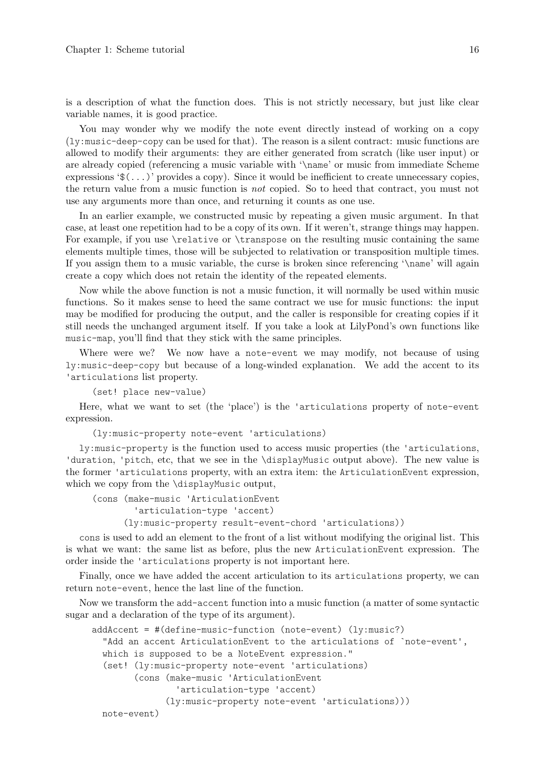is a description of what the function does. This is not strictly necessary, but just like clear variable names, it is good practice.

You may wonder why we modify the note event directly instead of working on a copy (`ly:music-deep-copy` can be used for that). The reason is a silent contract: music functions are allowed to modify their arguments: they are either generated from scratch (like user input) or are already copied (referencing a music variable with '`\name`' or music from immediate Scheme expressions '`$(...)`' provides a copy). Since it would be inefficient to create unnecessary copies, the return value from a music function is *not* copied. So to heed that contract, you must not use any arguments more than once, and returning it counts as one use.

In an earlier example, we constructed music by repeating a given music argument. In that case, at least one repetition had to be a copy of its own. If it weren't, strange things may happen. For example, if you use `\relative` or `\transpose` on the resulting music containing the same elements multiple times, those will be subjected to relativation or transposition multiple times. If you assign them to a music variable, the curse is broken since referencing '`\name`' will again create a copy which does not retain the identity of the repeated elements.

Now while the above function is not a music function, it will normally be used within music functions. So it makes sense to heed the same contract we use for music functions: the input may be modified for producing the output, and the caller is responsible for creating copies if it still needs the unchanged argument itself. If you take a look at LilyPond's own functions like `music-map`, you'll find that they stick with the same principles.

Where were we? We now have a `note-event` we may modify, not because of using `ly:music-deep-copy` but because of a long-winded explanation. We add the accent to its `'articulations` list property.

```
(set! place new-value)
```

Here, what we want to set (the 'place') is the `'articulations` property of `note-event` expression.

```
(ly:music-property note-event 'articulations)
```

`ly:music-property` is the function used to access music properties (the `'articulations`, `'duration`, `'pitch`, etc, that we see in the `\displayMusic` output above). The new value is the former `'articulations` property, with an extra item: the `ArticulationEvent` expression, which we copy from the `\displayMusic` output,

```
(cons (make-music 'ArticulationEvent
        'articulation-type 'accent)
      (ly:music-property result-event-chord 'articulations))
```

`cons` is used to add an element to the front of a list without modifying the original list. This is what we want: the same list as before, plus the new `ArticulationEvent` expression. The order inside the `'articulations` property is not important here.

Finally, once we have added the accent articulation to its `articulations` property, we can return `note-event`, hence the last line of the function.

Now we transform the `add-accent` function into a music function (a matter of some syntactic sugar and a declaration of the type of its argument).

```
addAccent = #(define-music-function (note-event) (ly:music?)
  "Add an accent ArticulationEvent to the articulations of `note-event',
  which is supposed to be a NoteEvent expression."
  (set! (ly:music-property note-event 'articulations)
        (cons (make-music 'ArticulationEvent
                'articulation-type 'accent)
              (ly:music-property note-event 'articulations)))
  note-event)
```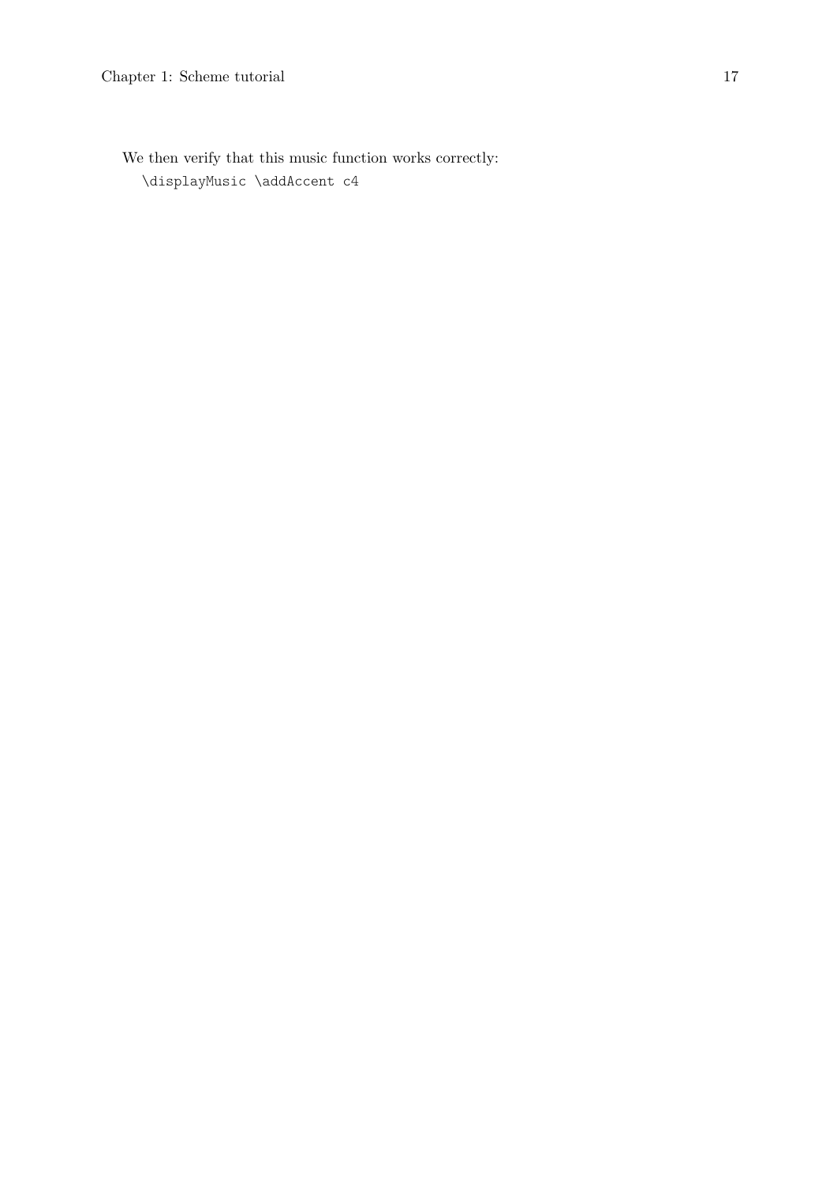We then verify that this music function works correctly:

```
\displayMusic \addAccent c4
```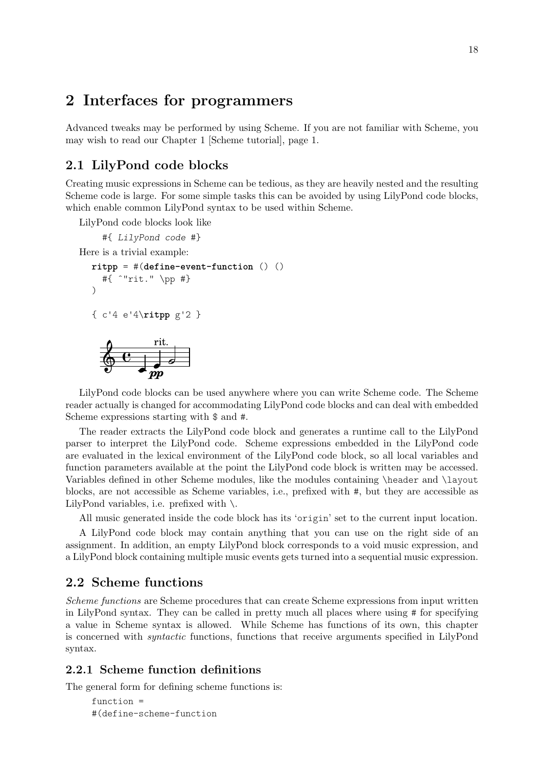# 2 Interfaces for programmers

Advanced tweaks may be performed by using Scheme. If you are not familiar with Scheme, you may wish to read our Chapter 1 [Scheme tutorial], page 1.

## 2.1 LilyPond code blocks

Creating music expressions in Scheme can be tedious, as they are heavily nested and the resulting Scheme code is large. For some simple tasks this can be avoided by using LilyPond code blocks, which enable common LilyPond syntax to be used within Scheme.

LilyPond code blocks look like

```
#{ LilyPond code #}
```

Here is a trivial example:

```
ritpp = #(define-event-function () ()
  #{ ^"rit." \pp #}
)

{ c'4 e'4\ritpp g'2 }
```

LilyPond code blocks can be used anywhere where you can write Scheme code. The Scheme reader actually is changed for accommodating LilyPond code blocks and can deal with embedded Scheme expressions starting with $ and #.

The reader extracts the LilyPond code block and generates a runtime call to the LilyPond parser to interpret the LilyPond code. Scheme expressions embedded in the LilyPond code are evaluated in the lexical environment of the LilyPond code block, so all local variables and function parameters available at the point the LilyPond code block is written may be accessed. Variables defined in other Scheme modules, like the modules containing `\header` and `\layout` blocks, are not accessible as Scheme variables, i.e., prefixed with #, but they are accessible as LilyPond variables, i.e. prefixed with \.

All music generated inside the code block has its '`origin`' set to the current input location.

A LilyPond code block may contain anything that you can use on the right side of an assignment. In addition, an empty LilyPond block corresponds to a void music expression, and a LilyPond block containing multiple music events gets turned into a sequential music expression.

## 2.2 Scheme functions

*Scheme functions* are Scheme procedures that can create Scheme expressions from input written in LilyPond syntax. They can be called in pretty much all places where using # for specifying a value in Scheme syntax is allowed. While Scheme has functions of its own, this chapter is concerned with *syntactic* functions, functions that receive arguments specified in LilyPond syntax.

### 2.2.1 Scheme function definitions

The general form for defining scheme functions is:

```
function =
#(define-scheme-function
```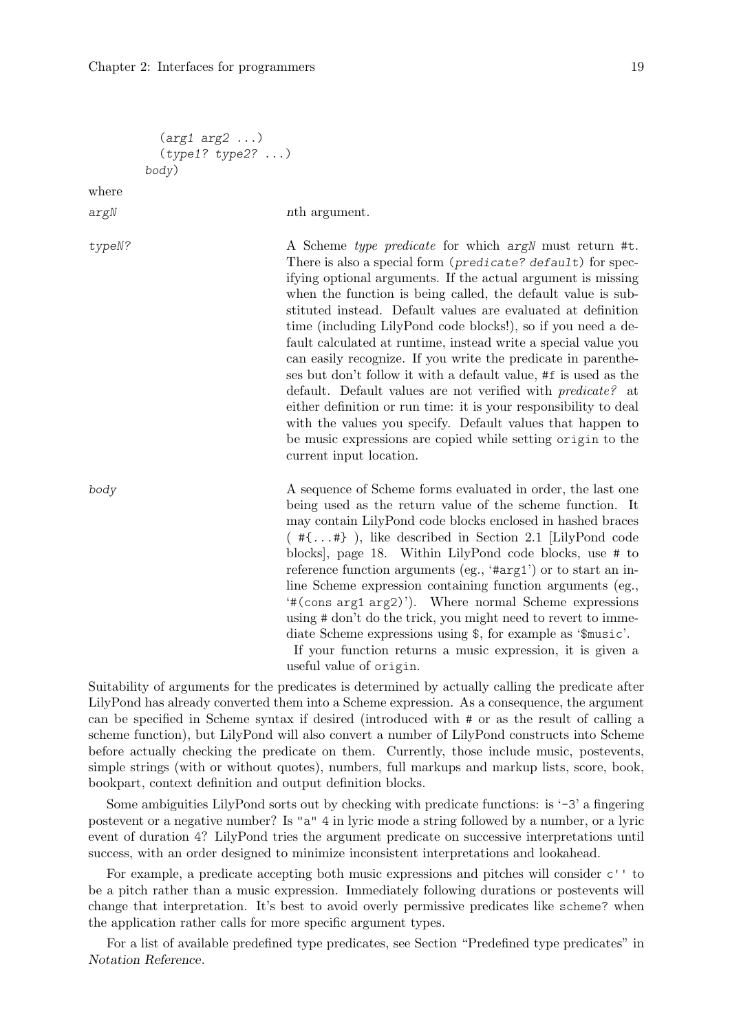```
    (arg1 arg2 ...)
    (type1? type2? ...)
  body)
```

where

*argN*
: *n*th argument.

*typeN?*
: A Scheme *type predicate* for which *argN* must return `#t`. There is also a special form `(predicate? default)` for specifying optional arguments. If the actual argument is missing when the function is being called, the default value is substituted instead. Default values are evaluated at definition time (including LilyPond code blocks!), so if you need a default calculated at runtime, instead write a special value you can easily recognize. If you write the predicate in parentheses but don't follow it with a default value, `#f` is used as the default. Default values are not verified with *predicate?* at either definition or run time: it is your responsibility to deal with the values you specify. Default values that happen to be music expressions are copied while setting `origin` to the current input location.

*body*
: A sequence of Scheme forms evaluated in order, the last one being used as the return value of the scheme function. It may contain LilyPond code blocks enclosed in hashed braces ( `#{...#}` ), like described in Section 2.1 [LilyPond code blocks], page 18. Within LilyPond code blocks, use `#` to reference function arguments (eg., '`#arg1`') or to start an inline Scheme expression containing function arguments (eg., '`#(cons arg1 arg2)`'). Where normal Scheme expressions using `#` don't do the trick, you might need to revert to immediate Scheme expressions using `$`, for example as '`$music`'.
  If your function returns a music expression, it is given a useful value of `origin`.

Suitability of arguments for the predicates is determined by actually calling the predicate after LilyPond has already converted them into a Scheme expression. As a consequence, the argument can be specified in Scheme syntax if desired (introduced with `#` or as the result of calling a scheme function), but LilyPond will also convert a number of LilyPond constructs into Scheme before actually checking the predicate on them. Currently, those include music, postevents, simple strings (with or without quotes), numbers, full markups and markup lists, score, book, bookpart, context definition and output definition blocks.

Some ambiguities LilyPond sorts out by checking with predicate functions: is '`-3`' a fingering postevent or a negative number? Is `"a" 4` in lyric mode a string followed by a number, or a lyric event of duration `4`? LilyPond tries the argument predicate on successive interpretations until success, with an order designed to minimize inconsistent interpretations and lookahead.

For example, a predicate accepting both music expressions and pitches will consider `c''` to be a pitch rather than a music expression. Immediately following durations or postevents will change that interpretation. It's best to avoid overly permissive predicates like `scheme?` when the application rather calls for more specific argument types.

For a list of available predefined type predicates, see Section "Predefined type predicates" in *Notation Reference*.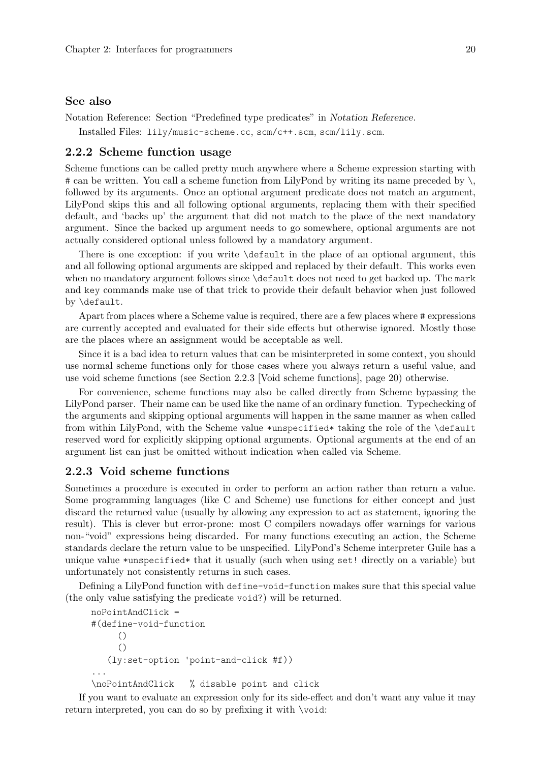### See also

Notation Reference: Section "Predefined type predicates" in *Notation Reference*.

Installed Files: lily/music-scheme.cc, scm/c++.scm, scm/lily.scm.

### 2.2.2 Scheme function usage

Scheme functions can be called pretty much anywhere where a Scheme expression starting with # can be written. You call a scheme function from LilyPond by writing its name preceded by \, followed by its arguments. Once an optional argument predicate does not match an argument, LilyPond skips this and all following optional arguments, replacing them with their specified default, and 'backs up' the argument that did not match to the place of the next mandatory argument. Since the backed up argument needs to go somewhere, optional arguments are not actually considered optional unless followed by a mandatory argument.

There is one exception: if you write \default in the place of an optional argument, this and all following optional arguments are skipped and replaced by their default. This works even when no mandatory argument follows since \default does not need to get backed up. The mark and key commands make use of that trick to provide their default behavior when just followed by \default.

Apart from places where a Scheme value is required, there are a few places where # expressions are currently accepted and evaluated for their side effects but otherwise ignored. Mostly those are the places where an assignment would be acceptable as well.

Since it is a bad idea to return values that can be misinterpreted in some context, you should use normal scheme functions only for those cases where you always return a useful value, and use void scheme functions (see Section 2.2.3 [Void scheme functions], page 20) otherwise.

For convenience, scheme functions may also be called directly from Scheme bypassing the LilyPond parser. Their name can be used like the name of an ordinary function. Typechecking of the arguments and skipping optional arguments will happen in the same manner as when called from within LilyPond, with the Scheme value *unspecified* taking the role of the \default reserved word for explicitly skipping optional arguments. Optional arguments at the end of an argument list can just be omitted without indication when called via Scheme.

### 2.2.3 Void scheme functions

Sometimes a procedure is executed in order to perform an action rather than return a value. Some programming languages (like C and Scheme) use functions for either concept and just discard the returned value (usually by allowing any expression to act as statement, ignoring the result). This is clever but error-prone: most C compilers nowadays offer warnings for various non-"void" expressions being discarded. For many functions executing an action, the Scheme standards declare the return value to be unspecified. LilyPond's Scheme interpreter Guile has a unique value *unspecified* that it usually (such when using set! directly on a variable) but unfortunately not consistently returns in such cases.

Defining a LilyPond function with define-void-function makes sure that this special value (the only value satisfying the predicate void?) will be returned.

```
noPointAndClick =
#(define-void-function
     ()
     ()
   (ly:set-option 'point-and-click #f))
...
\noPointAndClick   % disable point and click
```

If you want to evaluate an expression only for its side-effect and don't want any value it may return interpreted, you can do so by prefixing it with \void: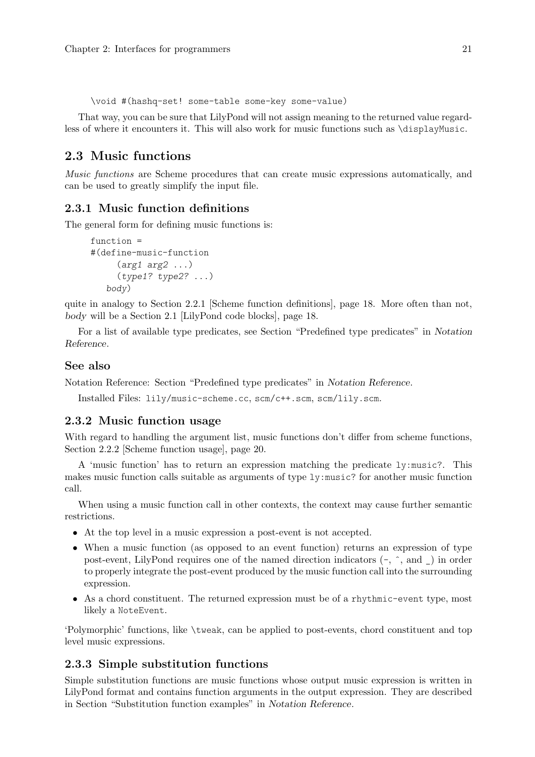```
\void #(hashq-set! some-table some-key some-value)
```

That way, you can be sure that LilyPond will not assign meaning to the returned value regardless of where it encounters it. This will also work for music functions such as `\displayMusic`.

## 2.3 Music functions

*Music functions* are Scheme procedures that can create music expressions automatically, and can be used to greatly simplify the input file.

### 2.3.1 Music function definitions

The general form for defining music functions is:

```
function =
#(define-music-function
     (arg1 arg2 ...)
     (type1? type2? ...)
   body)
```

quite in analogy to Section 2.2.1 [Scheme function definitions], page 18. More often than not, *body* will be a Section 2.1 [LilyPond code blocks], page 18.

For a list of available type predicates, see Section "Predefined type predicates" in *Notation Reference*.

### See also

Notation Reference: Section "Predefined type predicates" in *Notation Reference*.

Installed Files: `lily/music-scheme.cc`, `scm/c++.scm`, `scm/lily.scm`.

### 2.3.2 Music function usage

With regard to handling the argument list, music functions don't differ from scheme functions, Section 2.2.2 [Scheme function usage], page 20.

A 'music function' has to return an expression matching the predicate `ly:music?`. This makes music function calls suitable as arguments of type `ly:music?` for another music function call.

When using a music function call in other contexts, the context may cause further semantic restrictions.

- At the top level in a music expression a post-event is not accepted.
- When a music function (as opposed to an event function) returns an expression of type post-event, LilyPond requires one of the named direction indicators (`-`, `^`, and `_`) in order to properly integrate the post-event produced by the music function call into the surrounding expression.
- As a chord constituent. The returned expression must be of a `rhythmic-event` type, most likely a `NoteEvent`.

'Polymorphic' functions, like `\tweak`, can be applied to post-events, chord constituent and top level music expressions.

### 2.3.3 Simple substitution functions

Simple substitution functions are music functions whose output music expression is written in LilyPond format and contains function arguments in the output expression. They are described in Section "Substitution function examples" in *Notation Reference*.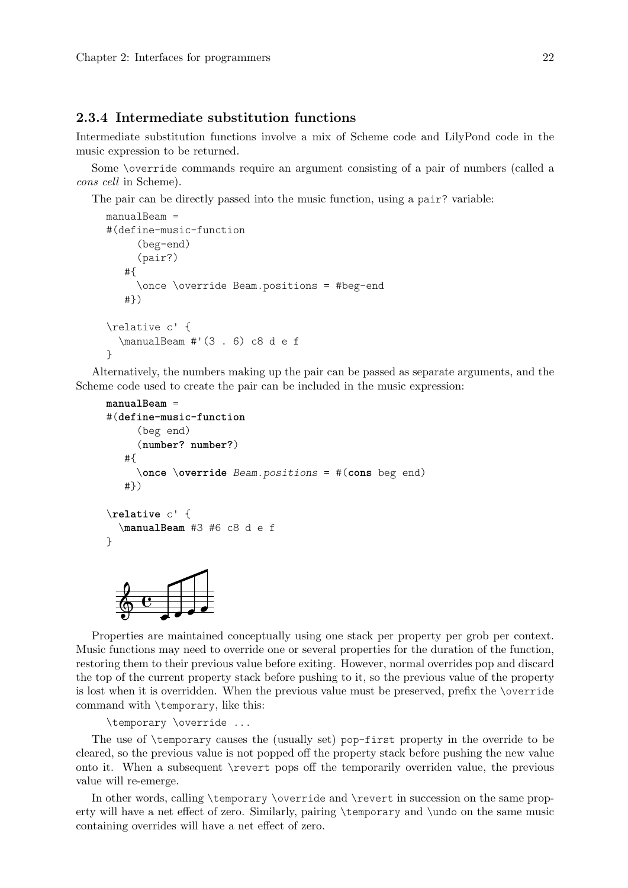### 2.3.4 Intermediate substitution functions

Intermediate substitution functions involve a mix of Scheme code and LilyPond code in the music expression to be returned.

Some `\override` commands require an argument consisting of a pair of numbers (called a *cons cell* in Scheme).

The pair can be directly passed into the music function, using a `pair?` variable:

```
manualBeam =
#(define-music-function
     (beg-end)
     (pair?)
   #{
     \once \override Beam.positions = #beg-end
   #})

\relative c' {
  \manualBeam #'(3 . 6) c8 d e f
}
```

Alternatively, the numbers making up the pair can be passed as separate arguments, and the Scheme code used to create the pair can be included in the music expression:

```
manualBeam =
#(define-music-function
     (beg end)
     (number? number?)
   #{
     \once \override Beam.positions = #(cons beg end)
   #})

\relative c' {
  \manualBeam #3 #6 c8 d e f
}
```

Properties are maintained conceptually using one stack per property per grob per context. Music functions may need to override one or several properties for the duration of the function, restoring them to their previous value before exiting. However, normal overrides pop and discard the top of the current property stack before pushing to it, so the previous value of the property is lost when it is overridden. When the previous value must be preserved, prefix the `\override` command with `\temporary`, like this:

```
\temporary \override ...
```

The use of `\temporary` causes the (usually set) `pop-first` property in the override to be cleared, so the previous value is not popped off the property stack before pushing the new value onto it. When a subsequent `\revert` pops off the temporarily overriden value, the previous value will re-emerge.

In other words, calling `\temporary \override` and `\revert` in succession on the same property will have a net effect of zero. Similarly, pairing `\temporary` and `\undo` on the same music containing overrides will have a net effect of zero.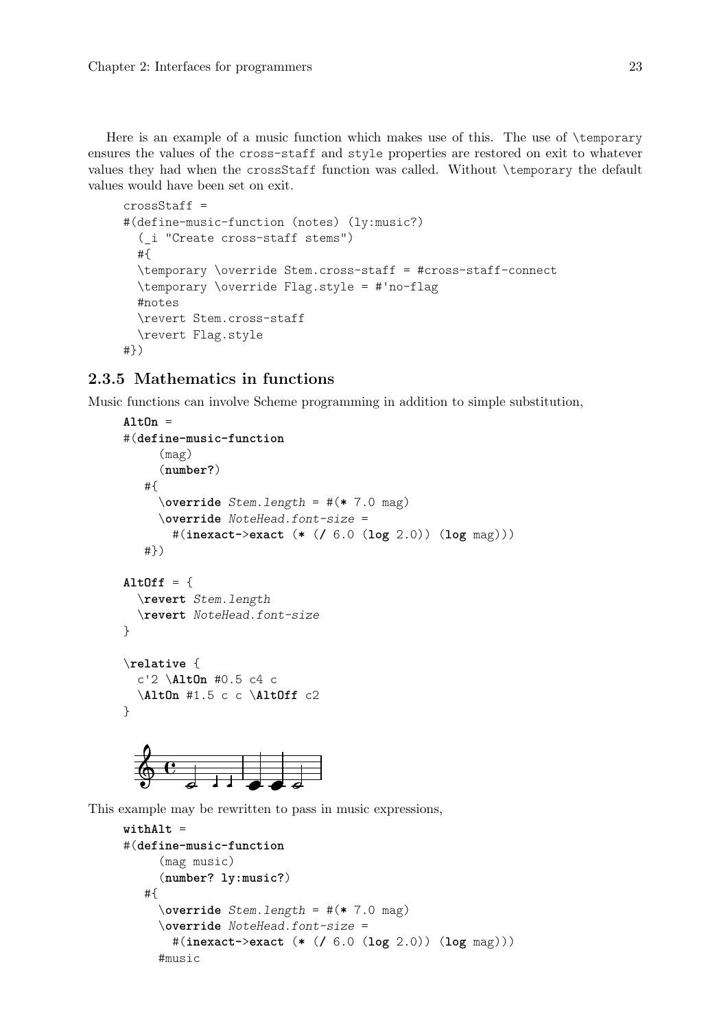Here is an example of a music function which makes use of this. The use of \temporary ensures the values of the cross-staff and style properties are restored on exit to whatever values they had when the crossStaff function was called. Without \temporary the default values would have been set on exit.

```
crossStaff =
#(define-music-function (notes) (ly:music?)
  (_i "Create cross-staff stems")
  #{
  \temporary \override Stem.cross-staff = #cross-staff-connect
  \temporary \override Flag.style = #'no-flag
  #notes
  \revert Stem.cross-staff
  \revert Flag.style
#})
```

### 2.3.5 Mathematics in functions

Music functions can involve Scheme programming in addition to simple substitution,

```
AltOn =
#(define-music-function
     (mag)
     (number?)
   #{
     \override Stem.length = #(* 7.0 mag)
     \override NoteHead.font-size =
       #(inexact->exact (* (/ 6.0 (log 2.0)) (log mag)))
   #})

AltOff = {
  \revert Stem.length
  \revert NoteHead.font-size
}

\relative {
  c'2 \AltOn #0.5 c4 c
  \AltOn #1.5 c c \AltOff c2
}
```

This example may be rewritten to pass in music expressions,

```
withAlt =
#(define-music-function
     (mag music)
     (number? ly:music?)
   #{
     \override Stem.length = #(* 7.0 mag)
     \override NoteHead.font-size =
       #(inexact->exact (* (/ 6.0 (log 2.0)) (log mag)))
     #music
```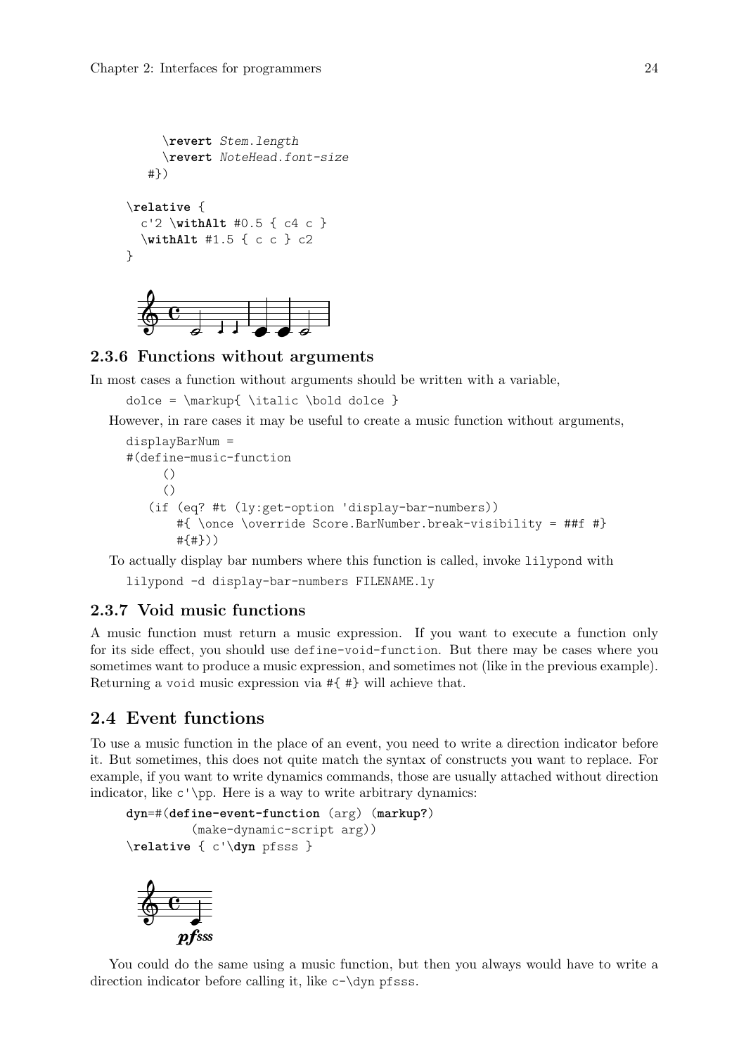```
    \revert Stem.length
    \revert NoteHead.font-size
  #})

\relative {
  c'2 \withAlt #0.5 { c4 c }
  \withAlt #1.5 { c c } c2
}
```

### 2.3.6 Functions without arguments

In most cases a function without arguments should be written with a variable,

```
dolce = \markup{ \italic \bold dolce }
```

However, in rare cases it may be useful to create a music function without arguments,

```
displayBarNum =
#(define-music-function
     ()
     ()
   (if (eq? #t (ly:get-option 'display-bar-numbers))
       #{ \once \override Score.BarNumber.break-visibility = ##f #}
       #{#}))
```

To actually display bar numbers where this function is called, invoke `lilypond` with

```
lilypond -d display-bar-numbers FILENAME.ly
```

### 2.3.7 Void music functions

A music function must return a music expression. If you want to execute a function only for its side effect, you should use `define-void-function`. But there may be cases where you sometimes want to produce a music expression, and sometimes not (like in the previous example). Returning a `void` music expression via `#{ #}` will achieve that.

## 2.4 Event functions

To use a music function in the place of an event, you need to write a direction indicator before it. But sometimes, this does not quite match the syntax of constructs you want to replace. For example, if you want to write dynamics commands, those are usually attached without direction indicator, like `c'\pp`. Here is a way to write arbitrary dynamics:

```
dyn=#(define-event-function (arg) (markup?)
         (make-dynamic-script arg))
\relative { c'\dyn pfsss }
```

You could do the same using a music function, but then you always would have to write a direction indicator before calling it, like `c-\dyn pfsss`.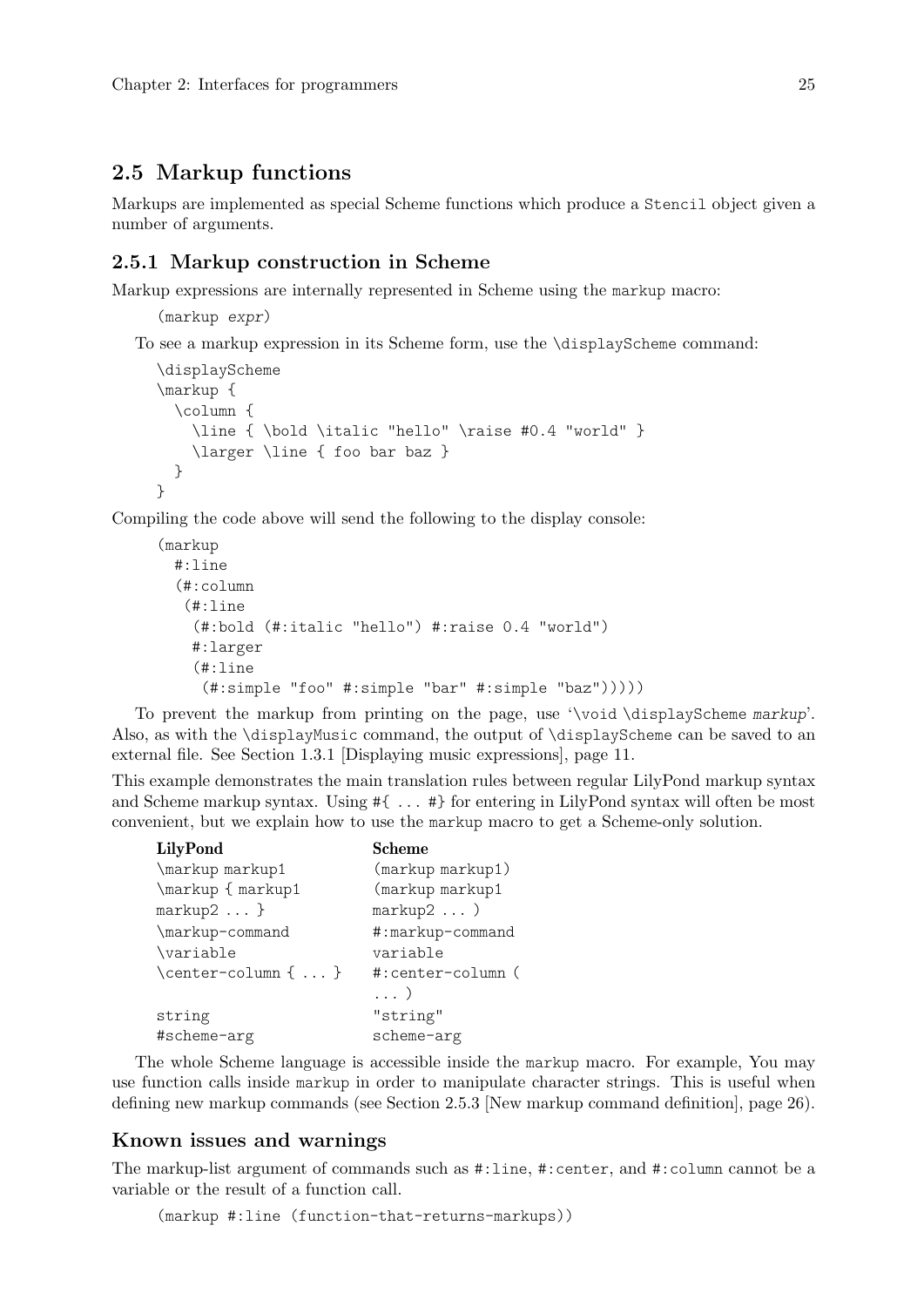## 2.5 Markup functions

Markups are implemented as special Scheme functions which produce a `Stencil` object given a number of arguments.

### 2.5.1 Markup construction in Scheme

Markup expressions are internally represented in Scheme using the `markup` macro:

```
(markup expr)
```

To see a markup expression in its Scheme form, use the `\displayScheme` command:

```
\displayScheme
\markup {
  \column {
    \line { \bold \italic "hello" \raise #0.4 "world" }
    \larger \line { foo bar baz }
  }
}
```

Compiling the code above will send the following to the display console:

```
(markup
  #:line
  (#:column
   (#:line
    (#:bold (#:italic "hello") #:raise 0.4 "world")
    #:larger
    (#:line
     (#:simple "foo" #:simple "bar" #:simple "baz")))))
```

To prevent the markup from printing on the page, use '`\void \displayScheme` *markup*'. Also, as with the `\displayMusic` command, the output of `\displayScheme` can be saved to an external file. See Section 1.3.1 [Displaying music expressions], page 11.

This example demonstrates the main translation rules between regular LilyPond markup syntax and Scheme markup syntax. Using `#{ ... #}` for entering in LilyPond syntax will often be most convenient, but we explain how to use the `markup` macro to get a Scheme-only solution.

| **LilyPond** | **Scheme** |
|---|---|
| `\markup markup1` | `(markup markup1)` |
| `\markup { markup1 markup2 ... }` | `(markup markup1 markup2 ... )` |
| `\markup-command` | `#:markup-command` |
| `\variable` | `variable` |
| `\center-column { ... }` | `#:center-column ( ... )` |
| `string` | `"string"` |
| `#scheme-arg` | `scheme-arg` |

The whole Scheme language is accessible inside the `markup` macro. For example, You may use function calls inside `markup` in order to manipulate character strings. This is useful when defining new markup commands (see Section 2.5.3 [New markup command definition], page 26).

### Known issues and warnings

The markup-list argument of commands such as `#:line`, `#:center`, and `#:column` cannot be a variable or the result of a function call.

```
(markup #:line (function-that-returns-markups))
```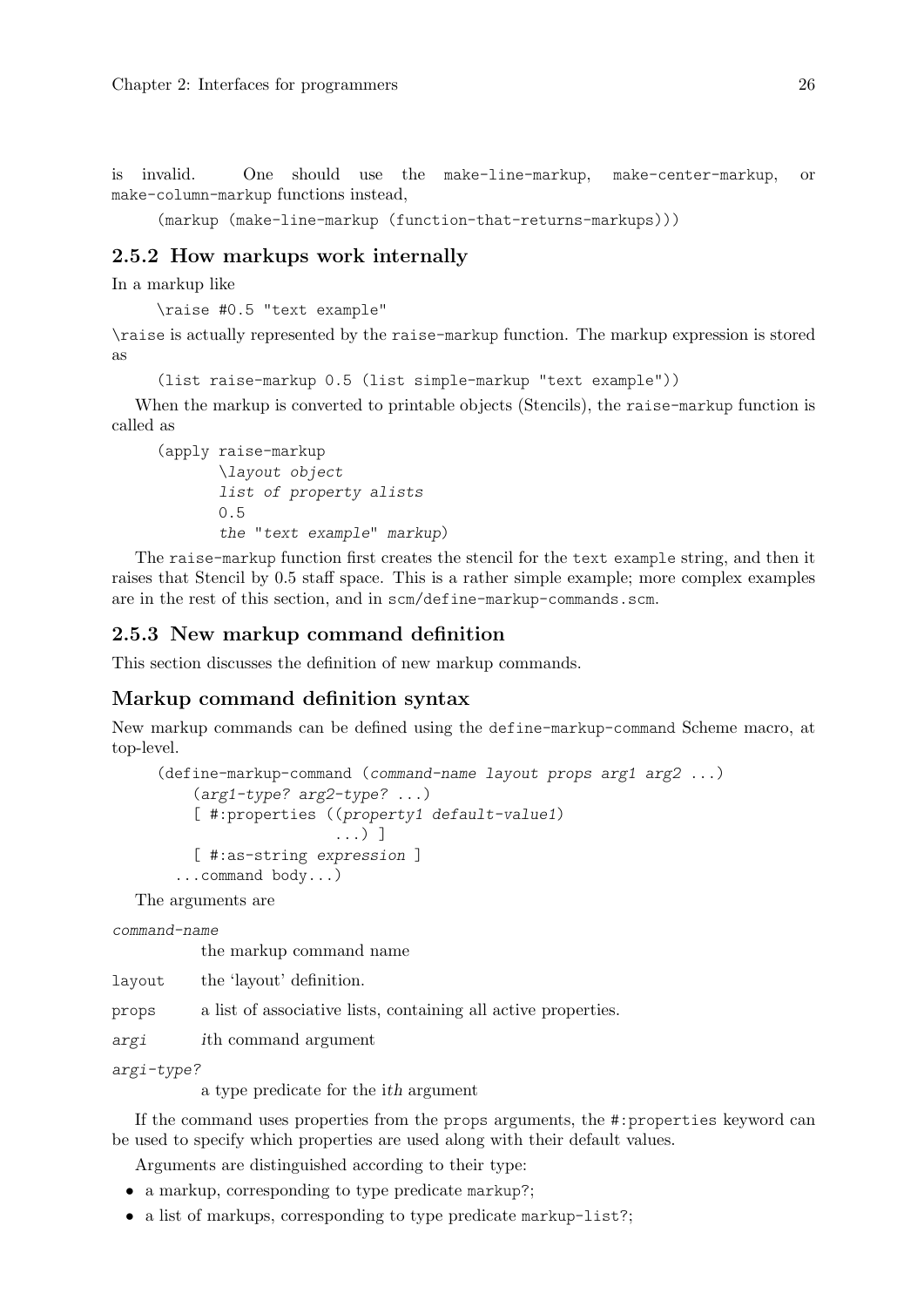is invalid. One should use the `make-line-markup`, `make-center-markup`, or `make-column-markup` functions instead,

```
(markup (make-line-markup (function-that-returns-markups)))
```

## 2.5.2 How markups work internally

In a markup like

```
\raise #0.5 "text example"
```

`\raise` is actually represented by the `raise-markup` function. The markup expression is stored as

```
(list raise-markup 0.5 (list simple-markup "text example"))
```

When the markup is converted to printable objects (Stencils), the `raise-markup` function is called as

```
(apply raise-markup
       \layout object
       list of property alists
       0.5
       the "text example" markup)
```

The `raise-markup` function first creates the stencil for the `text example` string, and then it raises that Stencil by 0.5 staff space. This is a rather simple example; more complex examples are in the rest of this section, and in `scm/define-markup-commands.scm`.

## 2.5.3 New markup command definition

This section discusses the definition of new markup commands.

### Markup command definition syntax

New markup commands can be defined using the `define-markup-command` Scheme macro, at top-level.

```
(define-markup-command (command-name layout props arg1 arg2 ...)
    (arg1-type? arg2-type? ...)
    [ #:properties ((property1 default-value1)
                    ...) ]
    [ #:as-string expression ]
  ...command body...)
```

The arguments are

*command-name*
: the markup command name

`layout`
: the 'layout' definition.

`props`
: a list of associative lists, containing all active properties.

*argi*
: *i*th command argument

*argi-type?*
: a type predicate for the i*th* argument

If the command uses properties from the `props` arguments, the `#:properties` keyword can be used to specify which properties are used along with their default values.

Arguments are distinguished according to their type:

- a markup, corresponding to type predicate `markup?`;
- a list of markups, corresponding to type predicate `markup-list?`;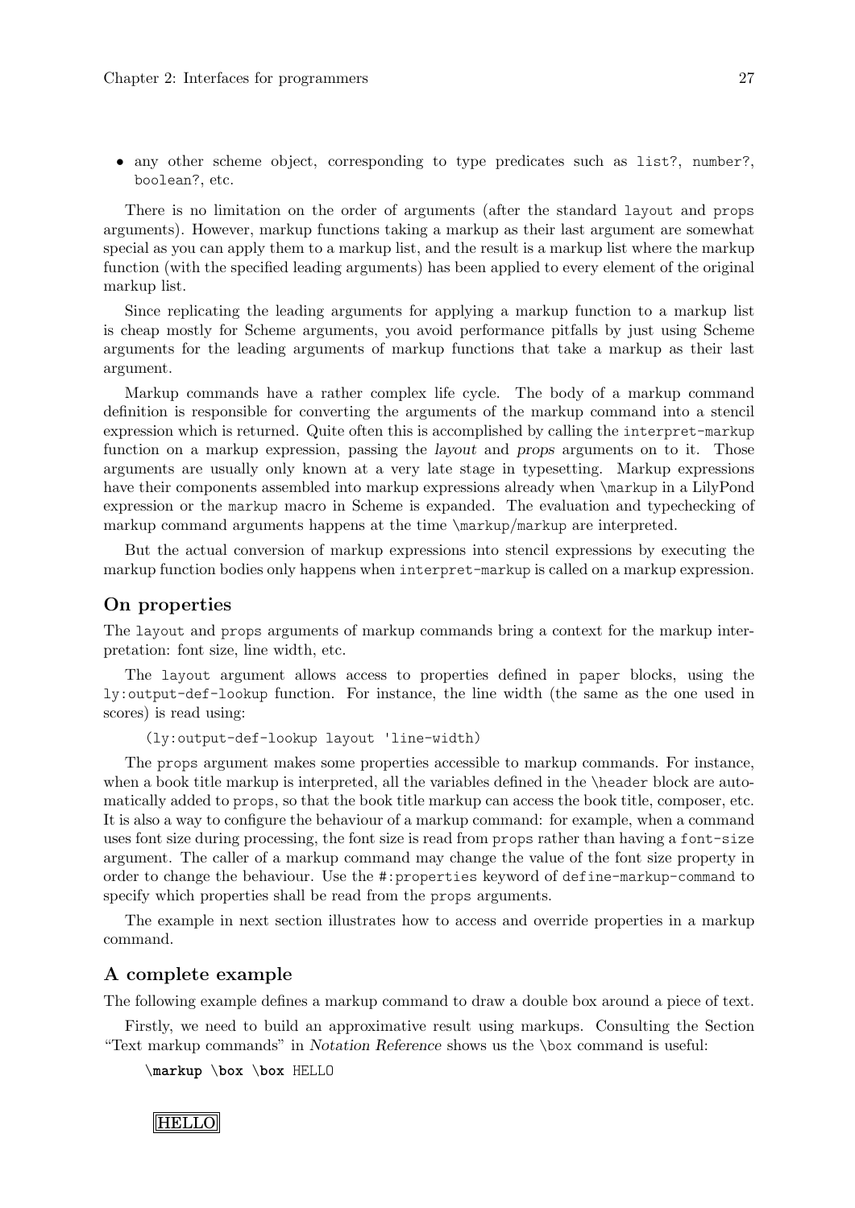- any other scheme object, corresponding to type predicates such as `list?`, `number?`, `boolean?`, etc.

There is no limitation on the order of arguments (after the standard `layout` and `props` arguments). However, markup functions taking a markup as their last argument are somewhat special as you can apply them to a markup list, and the result is a markup list where the markup function (with the specified leading arguments) has been applied to every element of the original markup list.

Since replicating the leading arguments for applying a markup function to a markup list is cheap mostly for Scheme arguments, you avoid performance pitfalls by just using Scheme arguments for the leading arguments of markup functions that take a markup as their last argument.

Markup commands have a rather complex life cycle. The body of a markup command definition is responsible for converting the arguments of the markup command into a stencil expression which is returned. Quite often this is accomplished by calling the `interpret-markup` function on a markup expression, passing the *layout* and *props* arguments on to it. Those arguments are usually only known at a very late stage in typesetting. Markup expressions have their components assembled into markup expressions already when `\markup` in a LilyPond expression or the `markup` macro in Scheme is expanded. The evaluation and typechecking of markup command arguments happens at the time `\markup`/`markup` are interpreted.

But the actual conversion of markup expressions into stencil expressions by executing the markup function bodies only happens when `interpret-markup` is called on a markup expression.

### On properties

The `layout` and `props` arguments of markup commands bring a context for the markup interpretation: font size, line width, etc.

The `layout` argument allows access to properties defined in `paper` blocks, using the `ly:output-def-lookup` function. For instance, the line width (the same as the one used in scores) is read using:

```
(ly:output-def-lookup layout 'line-width)
```

The `props` argument makes some properties accessible to markup commands. For instance, when a book title markup is interpreted, all the variables defined in the `\header` block are automatically added to `props`, so that the book title markup can access the book title, composer, etc. It is also a way to configure the behaviour of a markup command: for example, when a command uses font size during processing, the font size is read from `props` rather than having a `font-size` argument. The caller of a markup command may change the value of the font size property in order to change the behaviour. Use the `#:properties` keyword of `define-markup-command` to specify which properties shall be read from the `props` arguments.

The example in next section illustrates how to access and override properties in a markup command.

### A complete example

The following example defines a markup command to draw a double box around a piece of text.

Firstly, we need to build an approximative result using markups. Consulting the Section "Text markup commands" in *Notation Reference* shows us the `\box` command is useful:

```
\markup \box \box HELLO
```

HELLO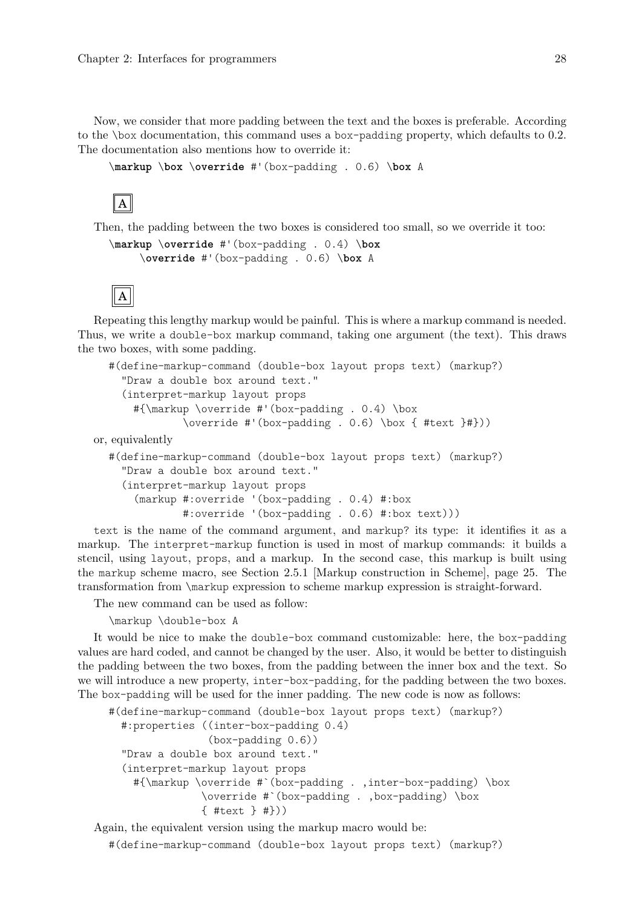Now, we consider that more padding between the text and the boxes is preferable. According to the \box documentation, this command uses a box-padding property, which defaults to 0.2. The documentation also mentions how to override it:

```
\markup \box \override #'(box-padding . 0.6) \box A
```

Then, the padding between the two boxes is considered too small, so we override it too:

```
\markup \override #'(box-padding . 0.4) \box
     \override #'(box-padding . 0.6) \box A
```

Repeating this lengthy markup would be painful. This is where a markup command is needed. Thus, we write a double-box markup command, taking one argument (the text). This draws the two boxes, with some padding.

```
#(define-markup-command (double-box layout props text) (markup?)
  "Draw a double box around text."
  (interpret-markup layout props
    #{\markup \override #'(box-padding . 0.4) \box
            \override #'(box-padding . 0.6) \box { #text }#}))
```

or, equivalently

```
#(define-markup-command (double-box layout props text) (markup?)
  "Draw a double box around text."
  (interpret-markup layout props
    (markup #:override '(box-padding . 0.4) #:box
            #:override '(box-padding . 0.6) #:box text)))
```

text is the name of the command argument, and markup? its type: it identifies it as a markup. The interpret-markup function is used in most of markup commands: it builds a stencil, using layout, props, and a markup. In the second case, this markup is built using the markup scheme macro, see Section 2.5.1 [Markup construction in Scheme], page 25. The transformation from \markup expression to scheme markup expression is straight-forward.

The new command can be used as follow:

```
\markup \double-box A
```

It would be nice to make the double-box command customizable: here, the box-padding values are hard coded, and cannot be changed by the user. Also, it would be better to distinguish the padding between the two boxes, from the padding between the inner box and the text. So we will introduce a new property, inter-box-padding, for the padding between the two boxes. The box-padding will be used for the inner padding. The new code is now as follows:

```
#(define-markup-command (double-box layout props text) (markup?)
  #:properties ((inter-box-padding 0.4)
                (box-padding 0.6))
  "Draw a double box around text."
  (interpret-markup layout props
    #{\markup \override #`(box-padding . ,inter-box-padding) \box
               \override #`(box-padding . ,box-padding) \box
               { #text } #}))
```

Again, the equivalent version using the markup macro would be:

```
#(define-markup-command (double-box layout props text) (markup?)
```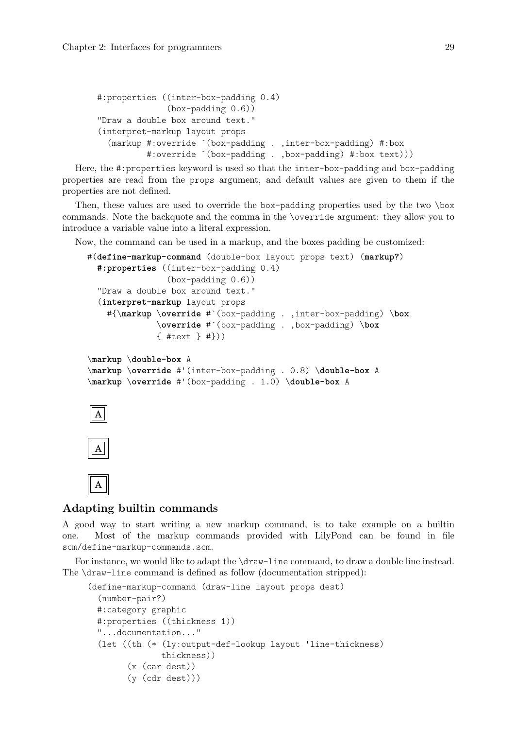```
  #:properties ((inter-box-padding 0.4)
                (box-padding 0.6))
  "Draw a double box around text."
  (interpret-markup layout props
    (markup #:override `(box-padding . ,inter-box-padding) #:box
            #:override `(box-padding . ,box-padding) #:box text)))
```

Here, the `#:properties` keyword is used so that the `inter-box-padding` and `box-padding` properties are read from the props argument, and default values are given to them if the properties are not defined.

Then, these values are used to override the `box-padding` properties used by the two `\box` commands. Note the backquote and the comma in the `\override` argument: they allow you to introduce a variable value into a literal expression.

Now, the command can be used in a markup, and the boxes padding be customized:

```
#(define-markup-command (double-box layout props text) (markup?)
  #:properties ((inter-box-padding 0.4)
                (box-padding 0.6))
  "Draw a double box around text."
  (interpret-markup layout props
    #{\markup \override #`(box-padding . ,inter-box-padding) \box
              \override #`(box-padding . ,box-padding) \box
              { #text } #}))

\markup \double-box A
\markup \override #'(inter-box-padding . 0.8) \double-box A
\markup \override #'(box-padding . 1.0) \double-box A
```

A

A

A

## Adapting builtin commands

A good way to start writing a new markup command, is to take example on a builtin one. Most of the markup commands provided with LilyPond can be found in file `scm/define-markup-commands.scm`.

For instance, we would like to adapt the `\draw-line` command, to draw a double line instead. The `\draw-line` command is defined as follow (documentation stripped):

```
(define-markup-command (draw-line layout props dest)
  (number-pair?)
  #:category graphic
  #:properties ((thickness 1))
  "...documentation..."
  (let ((th (* (ly:output-def-lookup layout 'line-thickness)
               thickness))
        (x (car dest))
        (y (cdr dest)))
```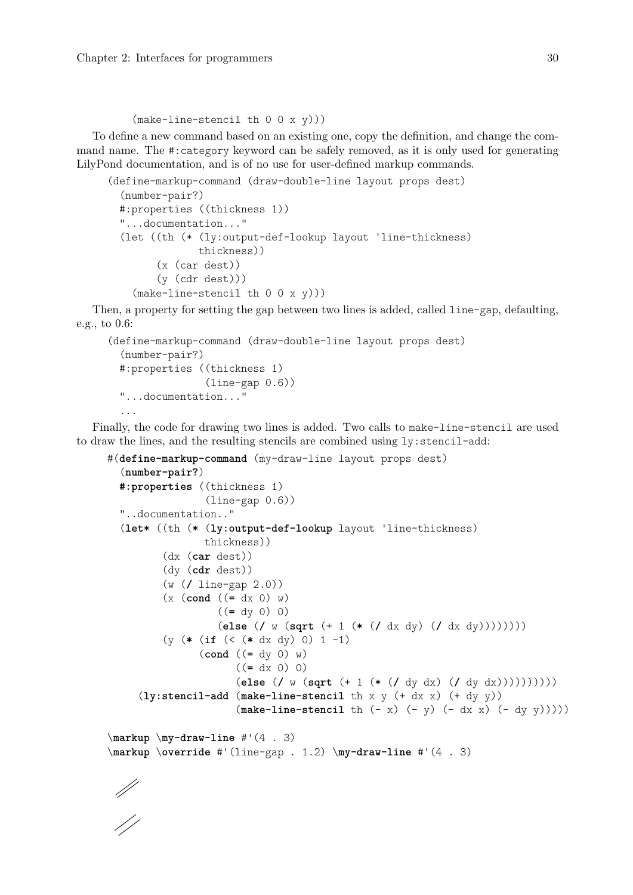```
    (make-line-stencil th 0 0 x y)))
```

To define a new command based on an existing one, copy the definition, and change the command name. The `#:category` keyword can be safely removed, as it is only used for generating LilyPond documentation, and is of no use for user-defined markup commands.

```
(define-markup-command (draw-double-line layout props dest)
  (number-pair?)
  #:properties ((thickness 1))
  "...documentation..."
  (let ((th (* (ly:output-def-lookup layout 'line-thickness)
               thickness))
        (x (car dest))
        (y (cdr dest)))
    (make-line-stencil th 0 0 x y)))
```

Then, a property for setting the gap between two lines is added, called `line-gap`, defaulting, e.g., to 0.6:

```
(define-markup-command (draw-double-line layout props dest)
  (number-pair?)
  #:properties ((thickness 1)
                (line-gap 0.6))
  "...documentation..."
  ...
```

Finally, the code for drawing two lines is added. Two calls to `make-line-stencil` are used to draw the lines, and the resulting stencils are combined using `ly:stencil-add`:

```
#(define-markup-command (my-draw-line layout props dest)
  (number-pair?)
  #:properties ((thickness 1)
                (line-gap 0.6))
  "..documentation.."
  (let* ((th (* (ly:output-def-lookup layout 'line-thickness)
                thickness))
         (dx (car dest))
         (dy (cdr dest))
         (w (/ line-gap 2.0))
         (x (cond ((= dx 0) w)
                  ((= dy 0) 0)
                  (else (/ w (sqrt (+ 1 (* (/ dx dy) (/ dx dy))))))))
         (y (* (if (< (* dx dy) 0) 1 -1)
               (cond ((= dy 0) w)
                     ((= dx 0) 0)
                     (else (/ w (sqrt (+ 1 (* (/ dy dx) (/ dy dx))))))))))
    (ly:stencil-add (make-line-stencil th x y (+ dx x) (+ dy y))
                    (make-line-stencil th (- x) (- y) (- dx x) (- dy y)))))

\markup \my-draw-line #'(4 . 3)
\markup \override #'(line-gap . 1.2) \my-draw-line #'(4 . 3)
```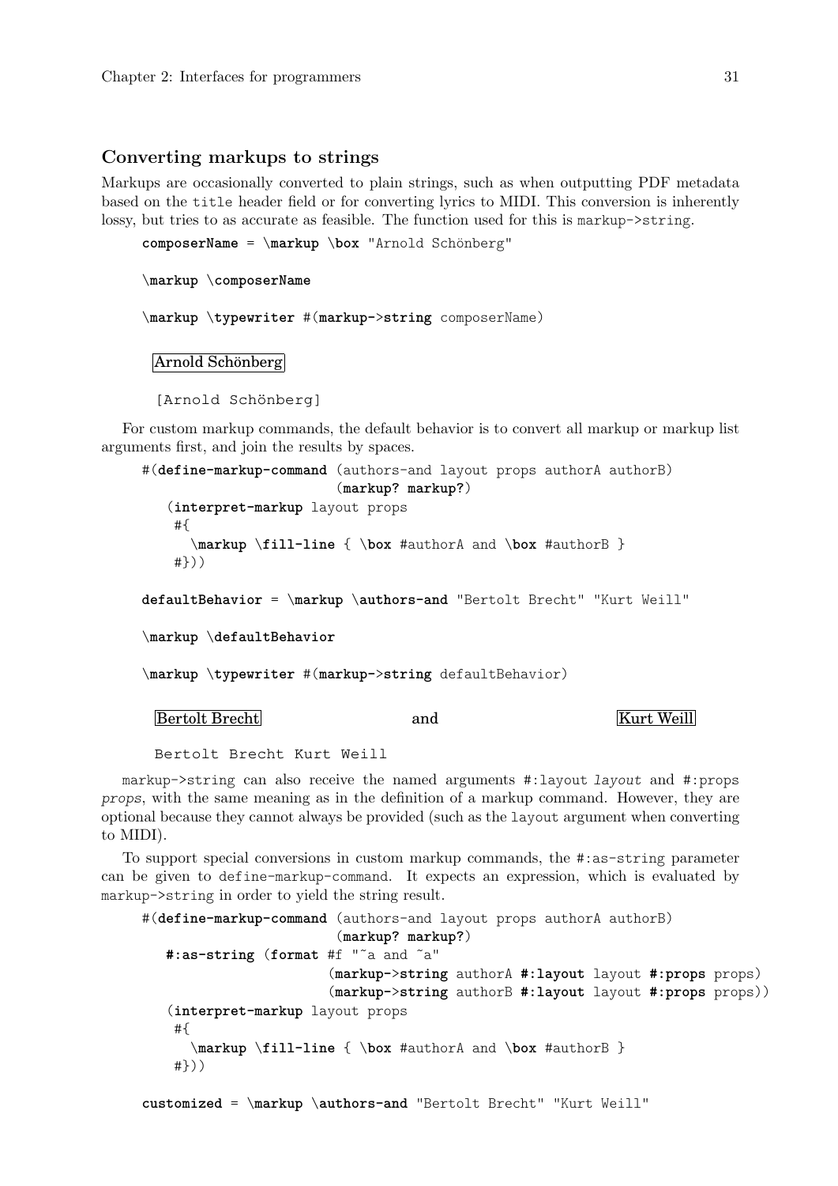### Converting markups to strings

Markups are occasionally converted to plain strings, such as when outputting PDF metadata based on the `title` header field or for converting lyrics to MIDI. This conversion is inherently lossy, but tries to as accurate as feasible. The function used for this is `markup->string`.

```
composerName = \markup \box "Arnold Schönberg"

\markup \composerName

\markup \typewriter #(markup->string composerName)
```

Arnold Schönberg

```
[Arnold Schönberg]
```

For custom markup commands, the default behavior is to convert all markup or markup list arguments first, and join the results by spaces.

```
#(define-markup-command (authors-and layout props authorA authorB)
                        (markup? markup?)
   (interpret-markup layout props
    #{
      \markup \fill-line { \box #authorA and \box #authorB }
    #}))

defaultBehavior = \markup \authors-and "Bertolt Brecht" "Kurt Weill"

\markup \defaultBehavior

\markup \typewriter #(markup->string defaultBehavior)
```

Bertolt Brecht and Kurt Weill

```
Bertolt Brecht Kurt Weill
```

`markup->string` can also receive the named arguments `#:layout` *layout* and `#:props` *props*, with the same meaning as in the definition of a markup command. However, they are optional because they cannot always be provided (such as the `layout` argument when converting to MIDI).

To support special conversions in custom markup commands, the `#:as-string` parameter can be given to `define-markup-command`. It expects an expression, which is evaluated by `markup->string` in order to yield the string result.

```
#(define-markup-command (authors-and layout props authorA authorB)
                        (markup? markup?)
   #:as-string (format #f "~a and ~a"
                       (markup->string authorA #:layout layout #:props props)
                       (markup->string authorB #:layout layout #:props props))
   (interpret-markup layout props
    #{
      \markup \fill-line { \box #authorA and \box #authorB }
    #}))

customized = \markup \authors-and "Bertolt Brecht" "Kurt Weill"
```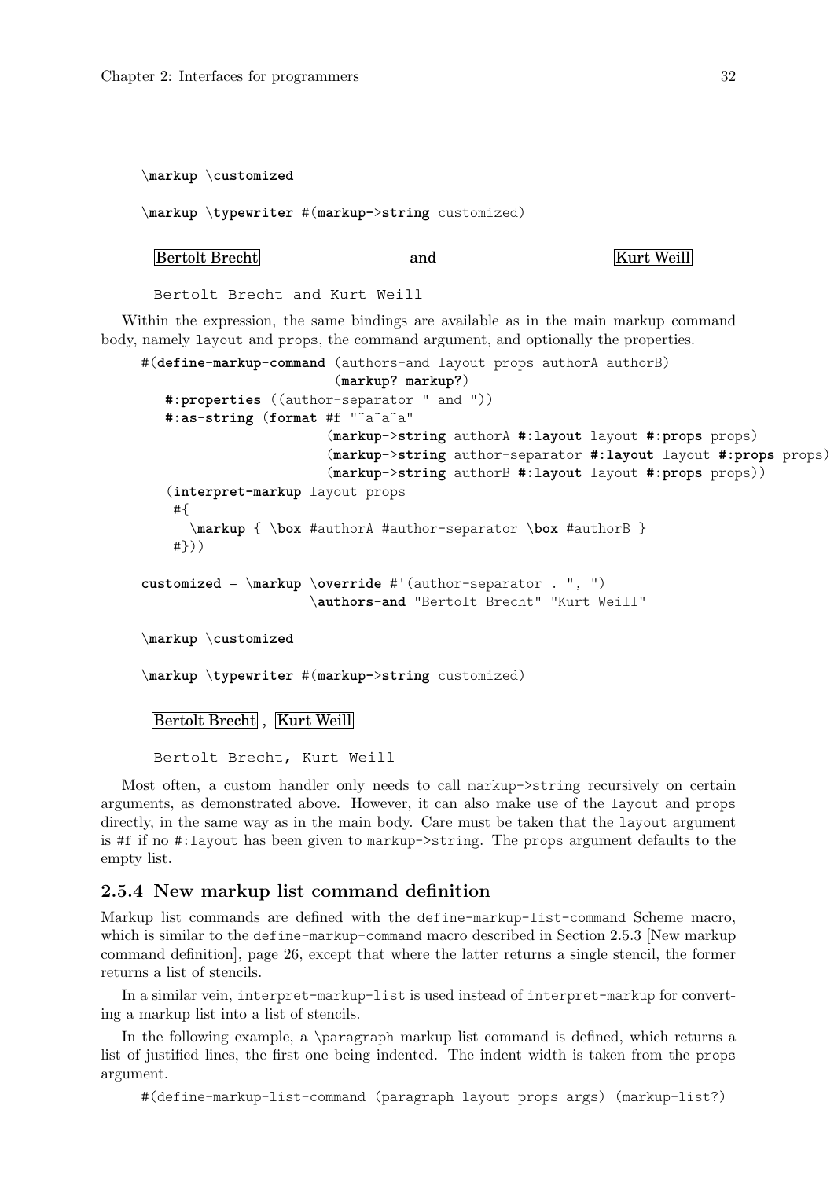```
\markup \customized

\markup \typewriter #(markup->string customized)
```

Bertolt Brecht and Kurt Weill

```
Bertolt Brecht and Kurt Weill
```

Within the expression, the same bindings are available as in the main markup command body, namely `layout` and `props`, the command argument, and optionally the properties.

```
#(define-markup-command (authors-and layout props authorA authorB)
                        (markup? markup?)
   #:properties ((author-separator " and "))
   #:as-string (format #f "~a~a~a"
                       (markup->string authorA #:layout layout #:props props)
                       (markup->string author-separator #:layout layout #:props props)
                       (markup->string authorB #:layout layout #:props props))
   (interpret-markup layout props
    #{
      \markup { \box #authorA #author-separator \box #authorB }
    #}))

customized = \markup \override #'(author-separator . ", ")
                     \authors-and "Bertolt Brecht" "Kurt Weill"

\markup \customized

\markup \typewriter #(markup->string customized)
```

Bertolt Brecht , Kurt Weill

```
Bertolt Brecht, Kurt Weill
```

Most often, a custom handler only needs to call `markup->string` recursively on certain arguments, as demonstrated above. However, it can also make use of the `layout` and `props` directly, in the same way as in the main body. Care must be taken that the `layout` argument is `#f` if no `#:layout` has been given to `markup->string`. The `props` argument defaults to the empty list.

### 2.5.4 New markup list command definition

Markup list commands are defined with the `define-markup-list-command` Scheme macro, which is similar to the `define-markup-command` macro described in Section 2.5.3 [New markup command definition], page 26, except that where the latter returns a single stencil, the former returns a list of stencils.

In a similar vein, `interpret-markup-list` is used instead of `interpret-markup` for converting a markup list into a list of stencils.

In the following example, a `\paragraph` markup list command is defined, which returns a list of justified lines, the first one being indented. The indent width is taken from the `props` argument.

```
#(define-markup-list-command (paragraph layout props args) (markup-list?)
```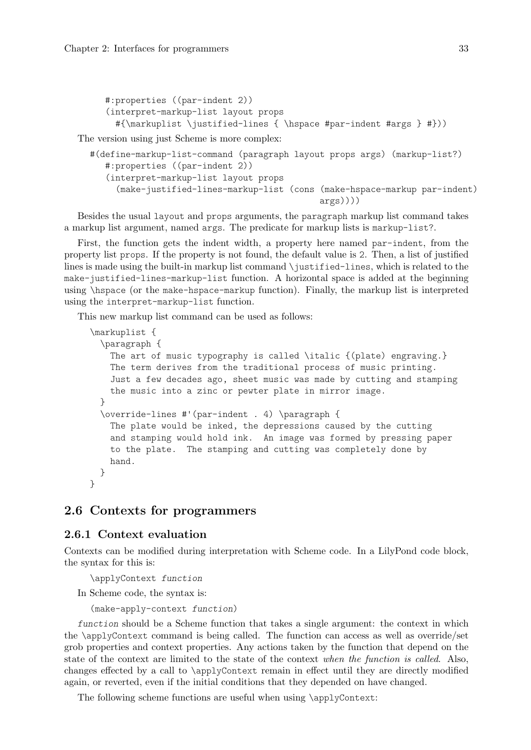```
   #:properties ((par-indent 2))
   (interpret-markup-list layout props
     #{\markuplist \justified-lines { \hspace #par-indent #args } #}))
```

The version using just Scheme is more complex:

```
#(define-markup-list-command (paragraph layout props args) (markup-list?)
   #:properties ((par-indent 2))
   (interpret-markup-list layout props
     (make-justified-lines-markup-list (cons (make-hspace-markup par-indent)
                                             args))))
```

Besides the usual `layout` and `props` arguments, the `paragraph` markup list command takes a markup list argument, named `args`. The predicate for markup lists is `markup-list?`.

First, the function gets the indent width, a property here named `par-indent`, from the property list `props`. If the property is not found, the default value is `2`. Then, a list of justified lines is made using the built-in markup list command `\justified-lines`, which is related to the `make-justified-lines-markup-list` function. A horizontal space is added at the beginning using `\hspace` (or the `make-hspace-markup` function). Finally, the markup list is interpreted using the `interpret-markup-list` function.

This new markup list command can be used as follows:

```
\markuplist {
  \paragraph {
    The art of music typography is called \italic {(plate) engraving.}
    The term derives from the traditional process of music printing.
    Just a few decades ago, sheet music was made by cutting and stamping
    the music into a zinc or pewter plate in mirror image.
  }
  \override-lines #'(par-indent . 4) \paragraph {
    The plate would be inked, the depressions caused by the cutting
    and stamping would hold ink.  An image was formed by pressing paper
    to the plate.  The stamping and cutting was completely done by
    hand.
  }
}
```

## 2.6 Contexts for programmers

### 2.6.1 Context evaluation

Contexts can be modified during interpretation with Scheme code. In a LilyPond code block, the syntax for this is:

```
\applyContext function
```

In Scheme code, the syntax is:

```
(make-apply-context function)
```

*function* should be a Scheme function that takes a single argument: the context in which the `\applyContext` command is being called. The function can access as well as override/set grob properties and context properties. Any actions taken by the function that depend on the state of the context are limited to the state of the context *when the function is called*. Also, changes effected by a call to `\applyContext` remain in effect until they are directly modified again, or reverted, even if the initial conditions that they depended on have changed.

The following scheme functions are useful when using `\applyContext`: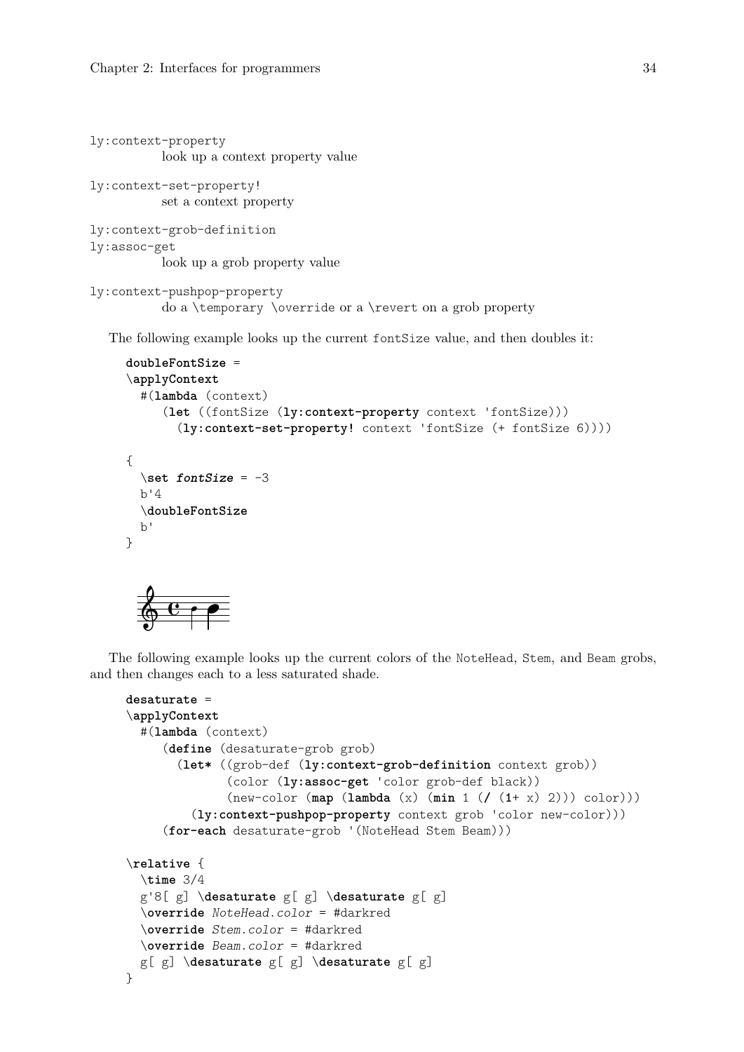`ly:context-property`
: look up a context property value

`ly:context-set-property!`
: set a context property

`ly:context-grob-definition`
`ly:assoc-get`
: look up a grob property value

`ly:context-pushpop-property`
: do a \temporary \override or a \revert on a grob property

The following example looks up the current `fontSize` value, and then doubles it:

```
doubleFontSize =
\applyContext
  #(lambda (context)
     (let ((fontSize (ly:context-property context 'fontSize)))
       (ly:context-set-property! context 'fontSize (+ fontSize 6))))

{
  \set fontSize = -3
  b'4
  \doubleFontSize
  b'
}
```

The following example looks up the current colors of the `NoteHead`, `Stem`, and `Beam` grobs, and then changes each to a less saturated shade.

```
desaturate =
\applyContext
  #(lambda (context)
     (define (desaturate-grob grob)
       (let* ((grob-def (ly:context-grob-definition context grob))
              (color (ly:assoc-get 'color grob-def black))
              (new-color (map (lambda (x) (min 1 (/ (1+ x) 2))) color)))
         (ly:context-pushpop-property context grob 'color new-color)))
     (for-each desaturate-grob '(NoteHead Stem Beam)))

\relative {
  \time 3/4
  g'8[ g] \desaturate g[ g] \desaturate g[ g]
  \override NoteHead.color = #darkred
  \override Stem.color = #darkred
  \override Beam.color = #darkred
  g[ g] \desaturate g[ g] \desaturate g[ g]
}
```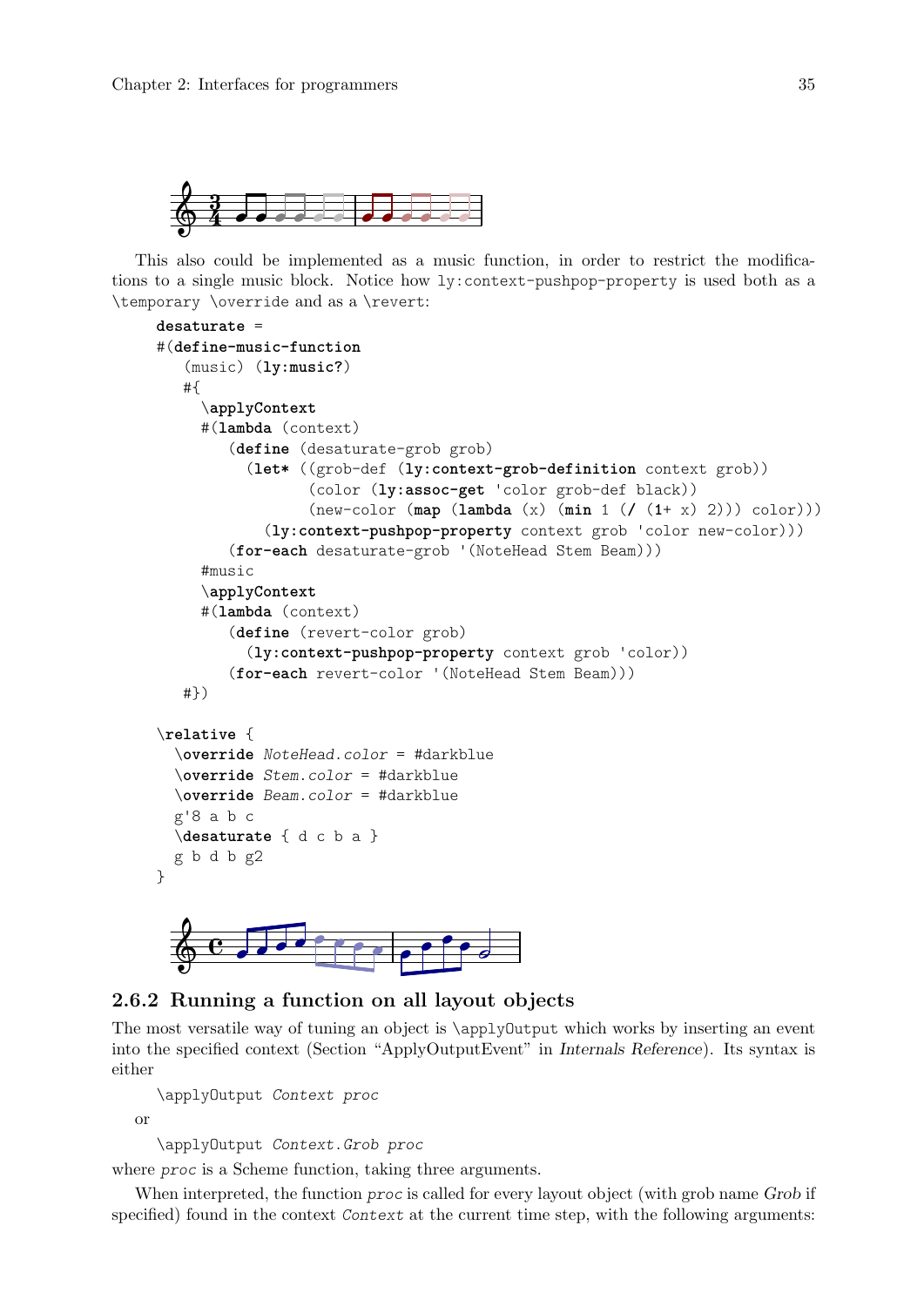This also could be implemented as a music function, in order to restrict the modifications to a single music block. Notice how `ly:context-pushpop-property` is used both as a `\temporary \override` and as a `\revert`:

```
desaturate =
#(define-music-function
   (music) (ly:music?)
   #{
     \applyContext
     #(lambda (context)
        (define (desaturate-grob grob)
          (let* ((grob-def (ly:context-grob-definition context grob))
                 (color (ly:assoc-get 'color grob-def black))
                 (new-color (map (lambda (x) (min 1 (/ (1+ x) 2))) color)))
            (ly:context-pushpop-property context grob 'color new-color)))
        (for-each desaturate-grob '(NoteHead Stem Beam)))
     #music
     \applyContext
     #(lambda (context)
        (define (revert-color grob)
          (ly:context-pushpop-property context grob 'color))
        (for-each revert-color '(NoteHead Stem Beam)))
   #})

\relative {
  \override NoteHead.color = #darkblue
  \override Stem.color = #darkblue
  \override Beam.color = #darkblue
  g'8 a b c
  \desaturate { d c b a }
  g b d b g2
}
```

### 2.6.2 Running a function on all layout objects

The most versatile way of tuning an object is `\applyOutput` which works by inserting an event into the specified context (Section "ApplyOutputEvent" in *Internals Reference*). Its syntax is either

```
\applyOutput Context proc
```

or

```
\applyOutput Context.Grob proc
```

where *proc* is a Scheme function, taking three arguments.

When interpreted, the function *proc* is called for every layout object (with grob name *Grob* if specified) found in the context *Context* at the current time step, with the following arguments: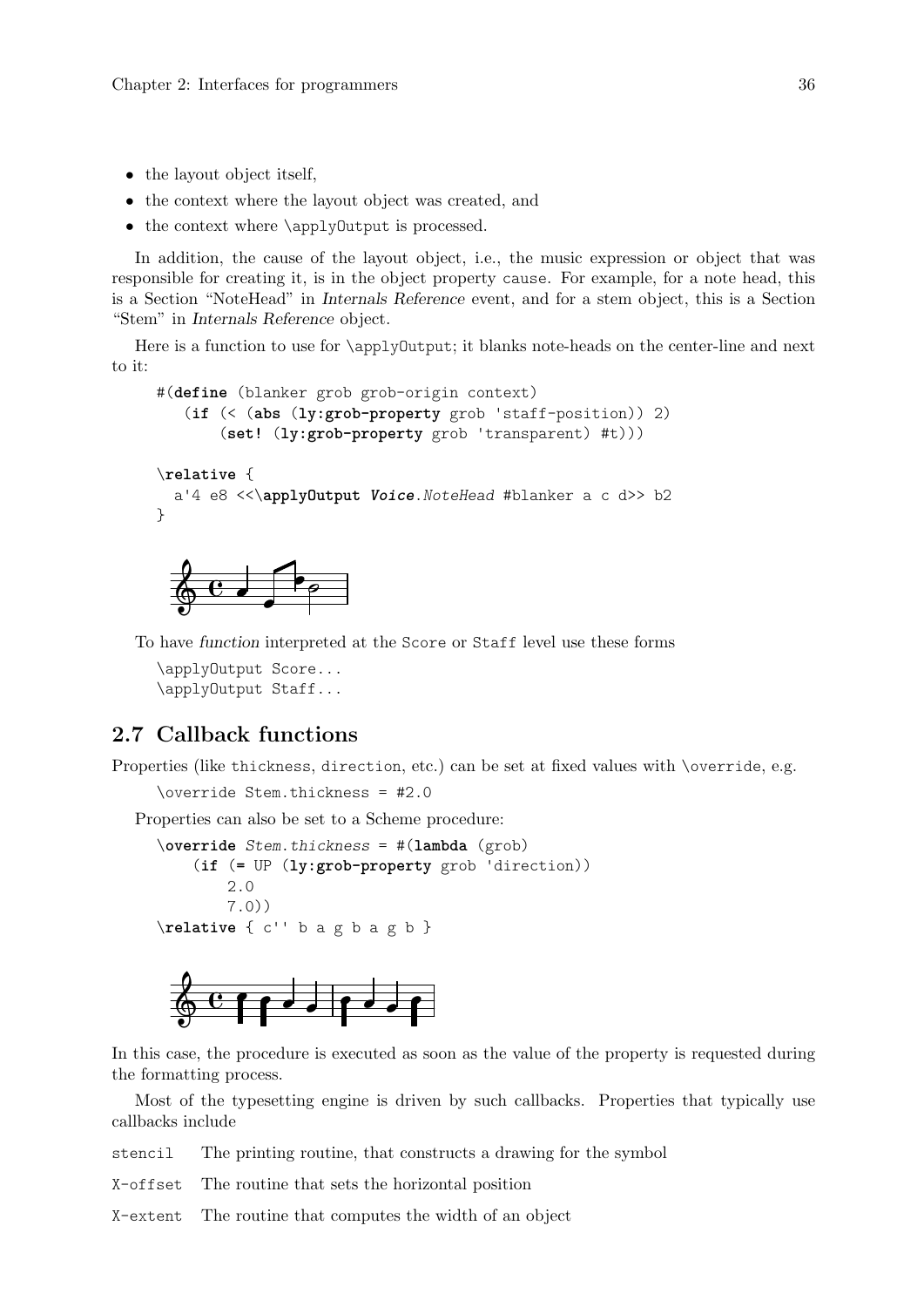- the layout object itself,
- the context where the layout object was created, and
- the context where \applyOutput is processed.

In addition, the cause of the layout object, i.e., the music expression or object that was responsible for creating it, is in the object property cause. For example, for a note head, this is a Section "NoteHead" in *Internals Reference* event, and for a stem object, this is a Section "Stem" in *Internals Reference* object.

Here is a function to use for \applyOutput; it blanks note-heads on the center-line and next to it:

```
#(define (blanker grob grob-origin context)
   (if (< (abs (ly:grob-property grob 'staff-position)) 2)
       (set! (ly:grob-property grob 'transparent) #t)))

\relative {
  a'4 e8 <<\applyOutput Voice.NoteHead #blanker a c d>> b2
}
```

To have *function* interpreted at the Score or Staff level use these forms

```
\applyOutput Score...
\applyOutput Staff...
```

## 2.7 Callback functions

Properties (like thickness, direction, etc.) can be set at fixed values with \override, e.g.

```
\override Stem.thickness = #2.0
```

Properties can also be set to a Scheme procedure:

```
\override Stem.thickness = #(lambda (grob)
    (if (= UP (ly:grob-property grob 'direction))
        2.0
        7.0))
\relative { c'' b a g b a g b }
```

In this case, the procedure is executed as soon as the value of the property is requested during the formatting process.

Most of the typesetting engine is driven by such callbacks. Properties that typically use callbacks include

stencil — The printing routine, that constructs a drawing for the symbol

X-offset — The routine that sets the horizontal position

X-extent — The routine that computes the width of an object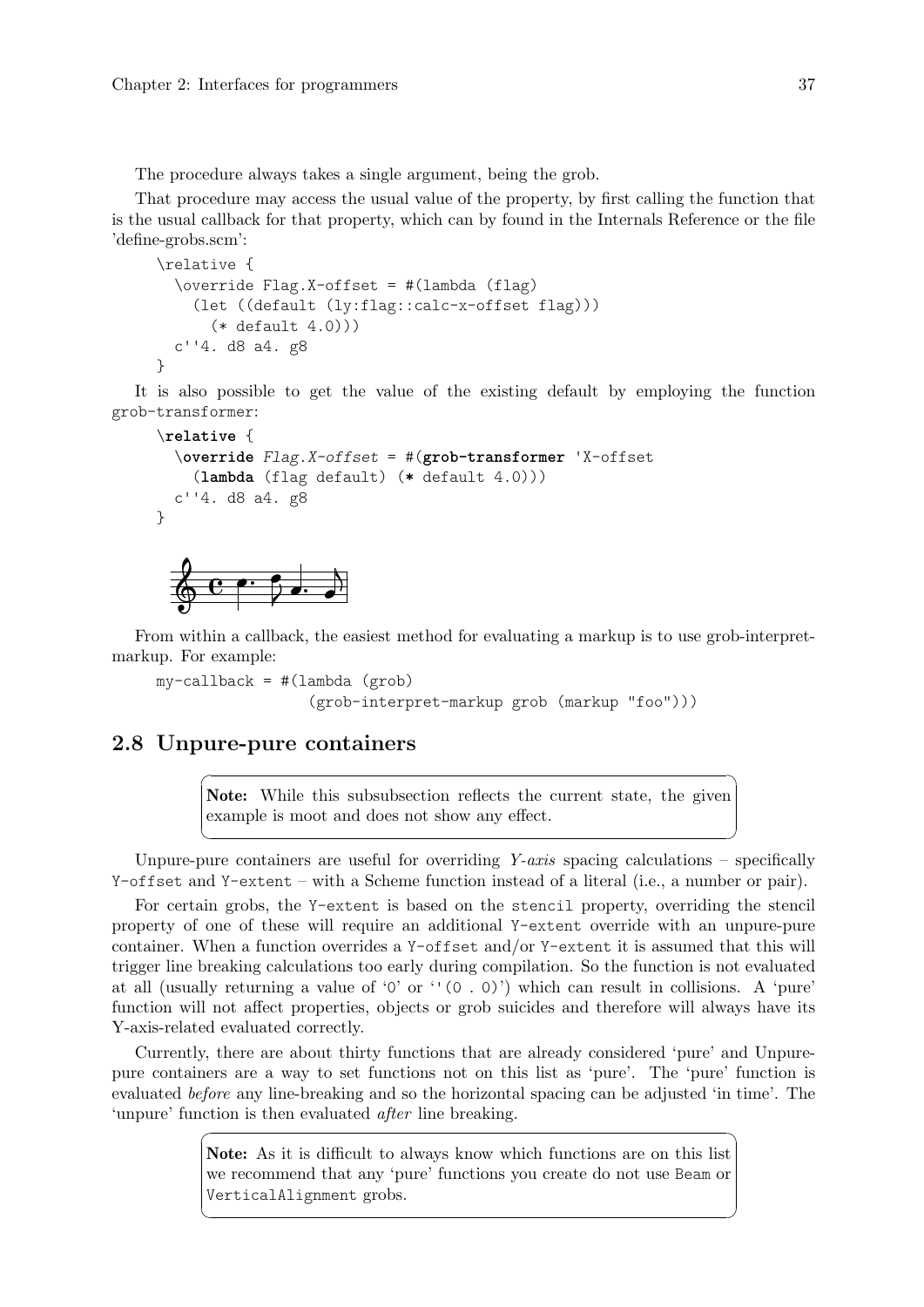The procedure always takes a single argument, being the grob.

That procedure may access the usual value of the property, by first calling the function that is the usual callback for that property, which can by found in the Internals Reference or the file 'define-grobs.scm':

```
\relative {
  \override Flag.X-offset = #(lambda (flag)
    (let ((default (ly:flag::calc-x-offset flag)))
      (* default 4.0)))
  c''4. d8 a4. g8
}
```

It is also possible to get the value of the existing default by employing the function grob-transformer:

```
\relative {
  \override Flag.X-offset = #(grob-transformer 'X-offset
    (lambda (flag default) (* default 4.0)))
  c''4. d8 a4. g8
}
```

From within a callback, the easiest method for evaluating a markup is to use grob-interpret-markup. For example:

```
my-callback = #(lambda (grob)
                 (grob-interpret-markup grob (markup "foo")))
```

## 2.8 Unpure-pure containers

> **Note:** While this subsubsection reflects the current state, the given example is moot and does not show any effect.

Unpure-pure containers are useful for overriding *Y-axis* spacing calculations – specifically `Y-offset` and `Y-extent` – with a Scheme function instead of a literal (i.e., a number or pair).

For certain grobs, the `Y-extent` is based on the `stencil` property, overriding the stencil property of one of these will require an additional `Y-extent` override with an unpure-pure container. When a function overrides a `Y-offset` and/or `Y-extent` it is assumed that this will trigger line breaking calculations too early during compilation. So the function is not evaluated at all (usually returning a value of '`0`' or '`'(0 . 0)`') which can result in collisions. A 'pure' function will not affect properties, objects or grob suicides and therefore will always have its Y-axis-related evaluated correctly.

Currently, there are about thirty functions that are already considered 'pure' and Unpure-pure containers are a way to set functions not on this list as 'pure'. The 'pure' function is evaluated *before* any line-breaking and so the horizontal spacing can be adjusted 'in time'. The 'unpure' function is then evaluated *after* line breaking.

> **Note:** As it is difficult to always know which functions are on this list we recommend that any 'pure' functions you create do not use `Beam` or `VerticalAlignment` grobs.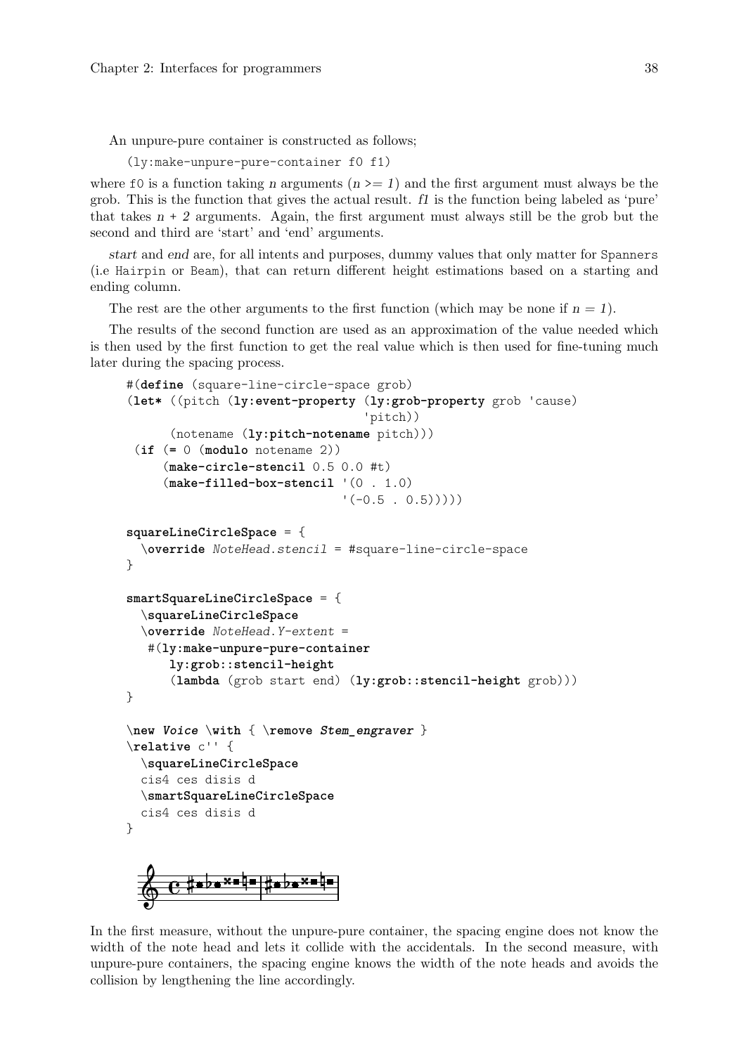An unpure-pure container is constructed as follows;

```
(ly:make-unpure-pure-container f0 f1)
```

where `f0` is a function taking *n* arguments (*n >= 1*) and the first argument must always be the grob. This is the function that gives the actual result. *f1* is the function being labeled as 'pure' that takes *n + 2* arguments. Again, the first argument must always still be the grob but the second and third are 'start' and 'end' arguments.

*start* and *end* are, for all intents and purposes, dummy values that only matter for `Spanners` (i.e `Hairpin` or `Beam`), that can return different height estimations based on a starting and ending column.

The rest are the other arguments to the first function (which may be none if *n = 1*).

The results of the second function are used as an approximation of the value needed which is then used by the first function to get the real value which is then used for fine-tuning much later during the spacing process.

```
#(define (square-line-circle-space grob)
(let* ((pitch (ly:event-property (ly:grob-property grob 'cause)
                                  'pitch))
      (notename (ly:pitch-notename pitch)))
 (if (= 0 (modulo notename 2))
     (make-circle-stencil 0.5 0.0 #t)
     (make-filled-box-stencil '(0 . 1.0)
                              '(-0.5 . 0.5)))))

squareLineCircleSpace = {
  \override NoteHead.stencil = #square-line-circle-space
}

smartSquareLineCircleSpace = {
  \squareLineCircleSpace
  \override NoteHead.Y-extent =
   #(ly:make-unpure-pure-container
      ly:grob::stencil-height
      (lambda (grob start end) (ly:grob::stencil-height grob)))
}

\new Voice \with { \remove Stem_engraver }
\relative c'' {
  \squareLineCircleSpace
  cis4 ces disis d
  \smartSquareLineCircleSpace
  cis4 ces disis d
}
```

In the first measure, without the unpure-pure container, the spacing engine does not know the width of the note head and lets it collide with the accidentals. In the second measure, with unpure-pure containers, the spacing engine knows the width of the note heads and avoids the collision by lengthening the line accordingly.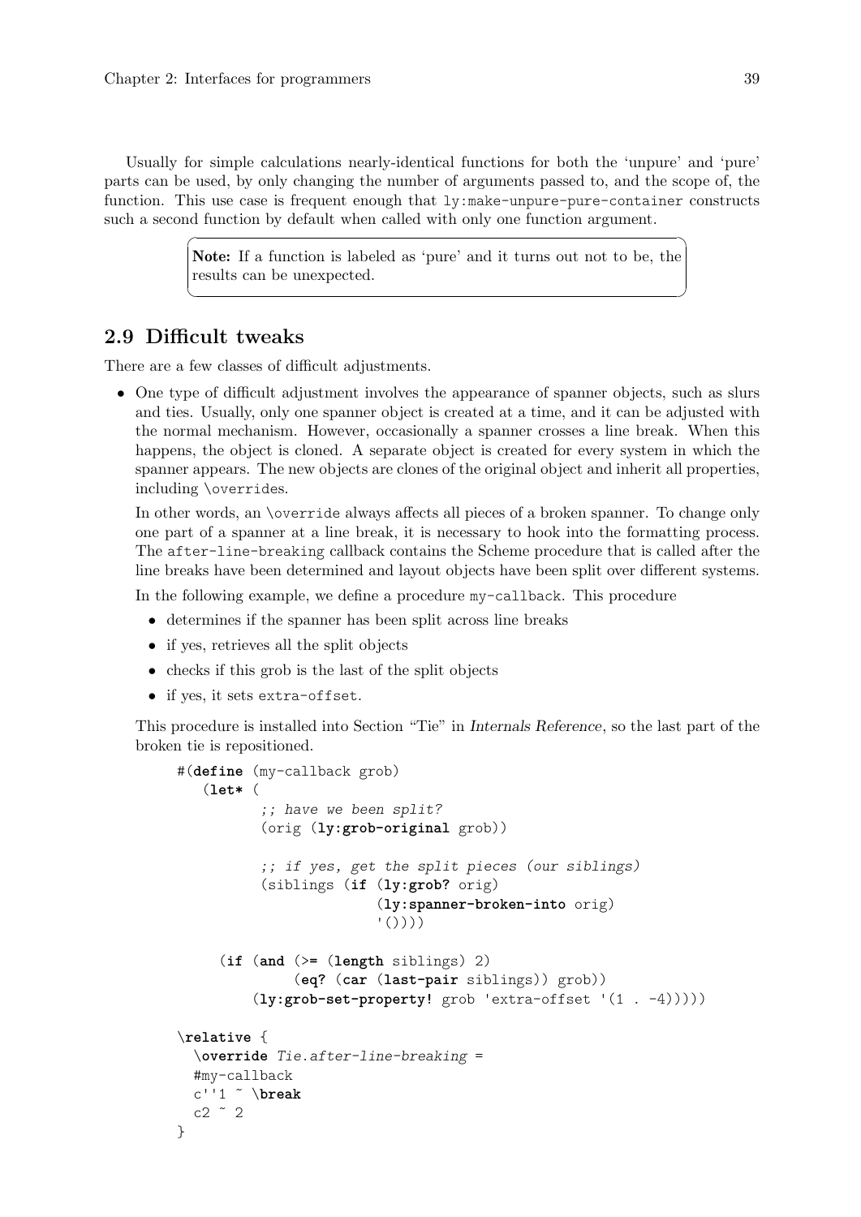Usually for simple calculations nearly-identical functions for both the 'unpure' and 'pure' parts can be used, by only changing the number of arguments passed to, and the scope of, the function. This use case is frequent enough that `ly:make-unpure-pure-container` constructs such a second function by default when called with only one function argument.

> **Note:** If a function is labeled as 'pure' and it turns out not to be, the results can be unexpected.

## 2.9 Difficult tweaks

There are a few classes of difficult adjustments.

- One type of difficult adjustment involves the appearance of spanner objects, such as slurs and ties. Usually, only one spanner object is created at a time, and it can be adjusted with the normal mechanism. However, occasionally a spanner crosses a line break. When this happens, the object is cloned. A separate object is created for every system in which the spanner appears. The new objects are clones of the original object and inherit all properties, including `\override`s.

  In other words, an `\override` always affects all pieces of a broken spanner. To change only one part of a spanner at a line break, it is necessary to hook into the formatting process. The `after-line-breaking` callback contains the Scheme procedure that is called after the line breaks have been determined and layout objects have been split over different systems.

  In the following example, we define a procedure `my-callback`. This procedure

  - determines if the spanner has been split across line breaks
  - if yes, retrieves all the split objects
  - checks if this grob is the last of the split objects
  - if yes, it sets `extra-offset`.

  This procedure is installed into Section "Tie" in *Internals Reference*, so the last part of the broken tie is repositioned.

```
#(define (my-callback grob)
   (let* (
          ;; have we been split?
          (orig (ly:grob-original grob))

          ;; if yes, get the split pieces (our siblings)
          (siblings (if (ly:grob? orig)
                        (ly:spanner-broken-into orig)
                        '())))

     (if (and (>= (length siblings) 2)
              (eq? (car (last-pair siblings)) grob))
         (ly:grob-set-property! grob 'extra-offset '(1 . -4)))))

\relative {
  \override Tie.after-line-breaking =
  #my-callback
  c''1 ~ \break
  c2 ~ 2
}
```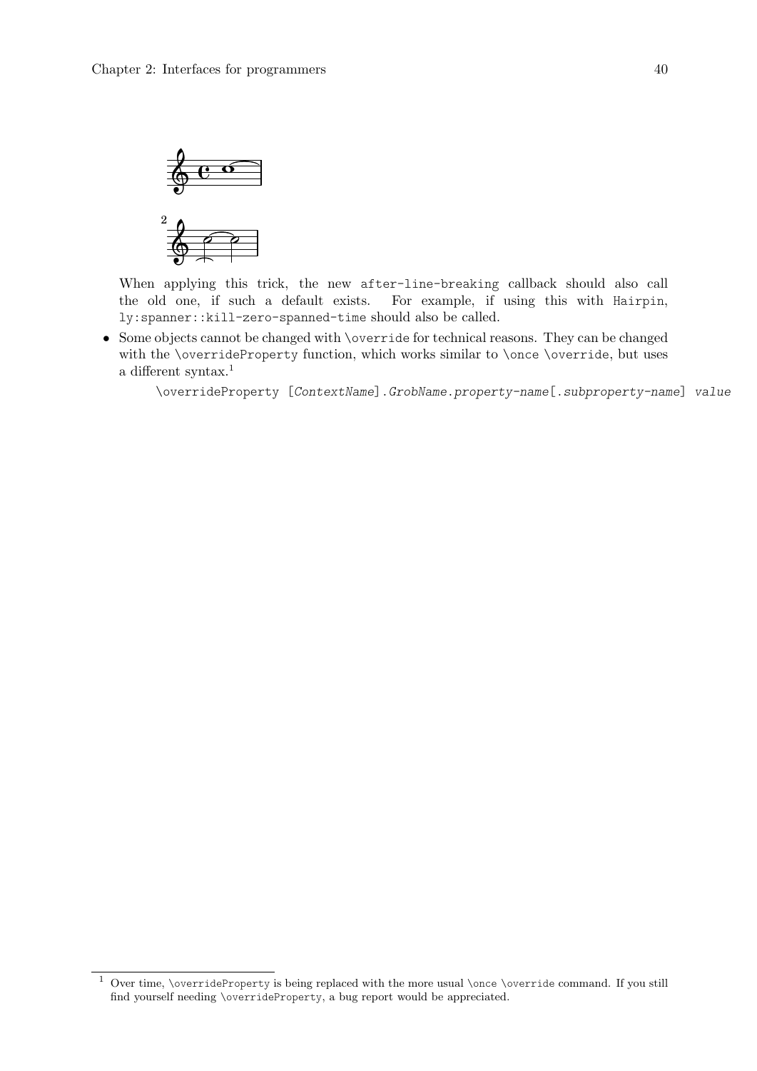When applying this trick, the new after-line-breaking callback should also call the old one, if such a default exists. For example, if using this with Hairpin, ly:spanner::kill-zero-spanned-time should also be called.

- Some objects cannot be changed with \override for technical reasons. They can be changed with the \overrideProperty function, which works similar to \once \override, but uses a different syntax.[1]

```
\overrideProperty [ContextName].GrobName.property-name[.subproperty-name] value
```

[1] Over time, \overrideProperty is being replaced with the more usual \once \override command. If you still find yourself needing \overrideProperty, a bug report would be appreciated.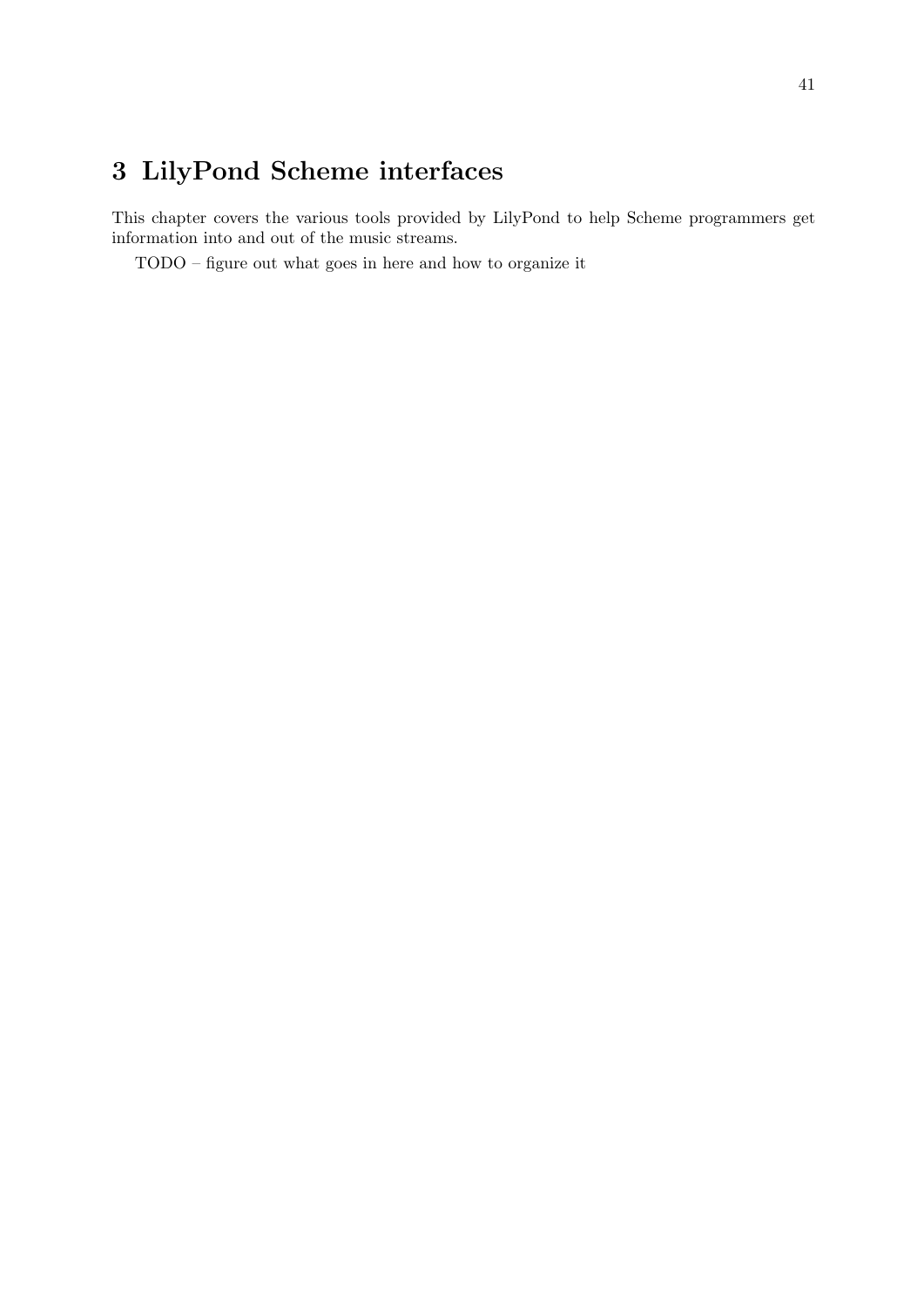# 3 LilyPond Scheme interfaces

This chapter covers the various tools provided by LilyPond to help Scheme programmers get information into and out of the music streams.

TODO – figure out what goes in here and how to organize it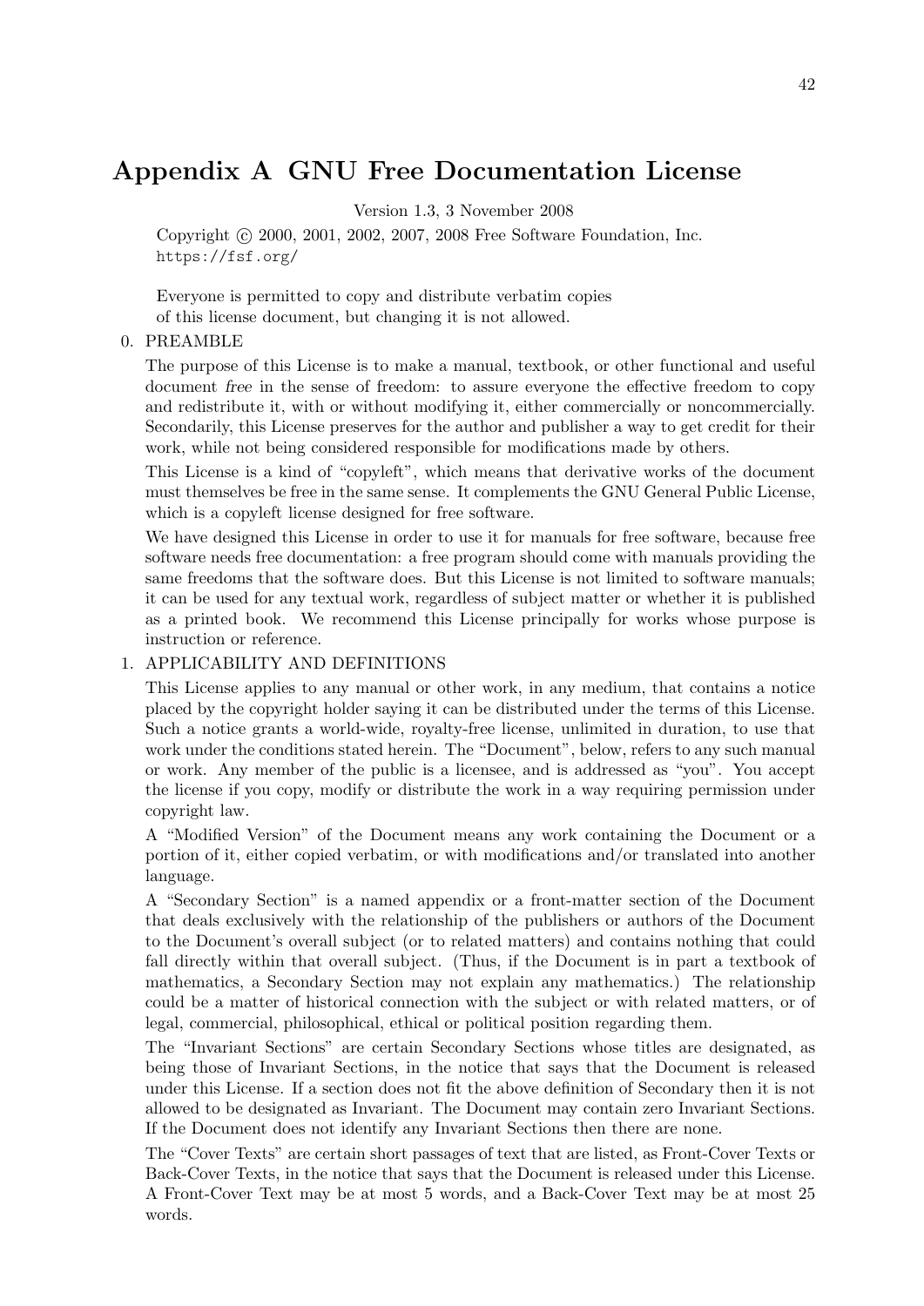# Appendix A GNU Free Documentation License

Version 1.3, 3 November 2008

Copyright © 2000, 2001, 2002, 2007, 2008 Free Software Foundation, Inc.
https://fsf.org/

Everyone is permitted to copy and distribute verbatim copies
of this license document, but changing it is not allowed.

0. PREAMBLE

   The purpose of this License is to make a manual, textbook, or other functional and useful document *free* in the sense of freedom: to assure everyone the effective freedom to copy and redistribute it, with or without modifying it, either commercially or noncommercially. Secondarily, this License preserves for the author and publisher a way to get credit for their work, while not being considered responsible for modifications made by others.

   This License is a kind of "copyleft", which means that derivative works of the document must themselves be free in the same sense. It complements the GNU General Public License, which is a copyleft license designed for free software.

   We have designed this License in order to use it for manuals for free software, because free software needs free documentation: a free program should come with manuals providing the same freedoms that the software does. But this License is not limited to software manuals; it can be used for any textual work, regardless of subject matter or whether it is published as a printed book. We recommend this License principally for works whose purpose is instruction or reference.

1. APPLICABILITY AND DEFINITIONS

   This License applies to any manual or other work, in any medium, that contains a notice placed by the copyright holder saying it can be distributed under the terms of this License. Such a notice grants a world-wide, royalty-free license, unlimited in duration, to use that work under the conditions stated herein. The "Document", below, refers to any such manual or work. Any member of the public is a licensee, and is addressed as "you". You accept the license if you copy, modify or distribute the work in a way requiring permission under copyright law.

   A "Modified Version" of the Document means any work containing the Document or a portion of it, either copied verbatim, or with modifications and/or translated into another language.

   A "Secondary Section" is a named appendix or a front-matter section of the Document that deals exclusively with the relationship of the publishers or authors of the Document to the Document's overall subject (or to related matters) and contains nothing that could fall directly within that overall subject. (Thus, if the Document is in part a textbook of mathematics, a Secondary Section may not explain any mathematics.) The relationship could be a matter of historical connection with the subject or with related matters, or of legal, commercial, philosophical, ethical or political position regarding them.

   The "Invariant Sections" are certain Secondary Sections whose titles are designated, as being those of Invariant Sections, in the notice that says that the Document is released under this License. If a section does not fit the above definition of Secondary then it is not allowed to be designated as Invariant. The Document may contain zero Invariant Sections. If the Document does not identify any Invariant Sections then there are none.

   The "Cover Texts" are certain short passages of text that are listed, as Front-Cover Texts or Back-Cover Texts, in the notice that says that the Document is released under this License. A Front-Cover Text may be at most 5 words, and a Back-Cover Text may be at most 25 words.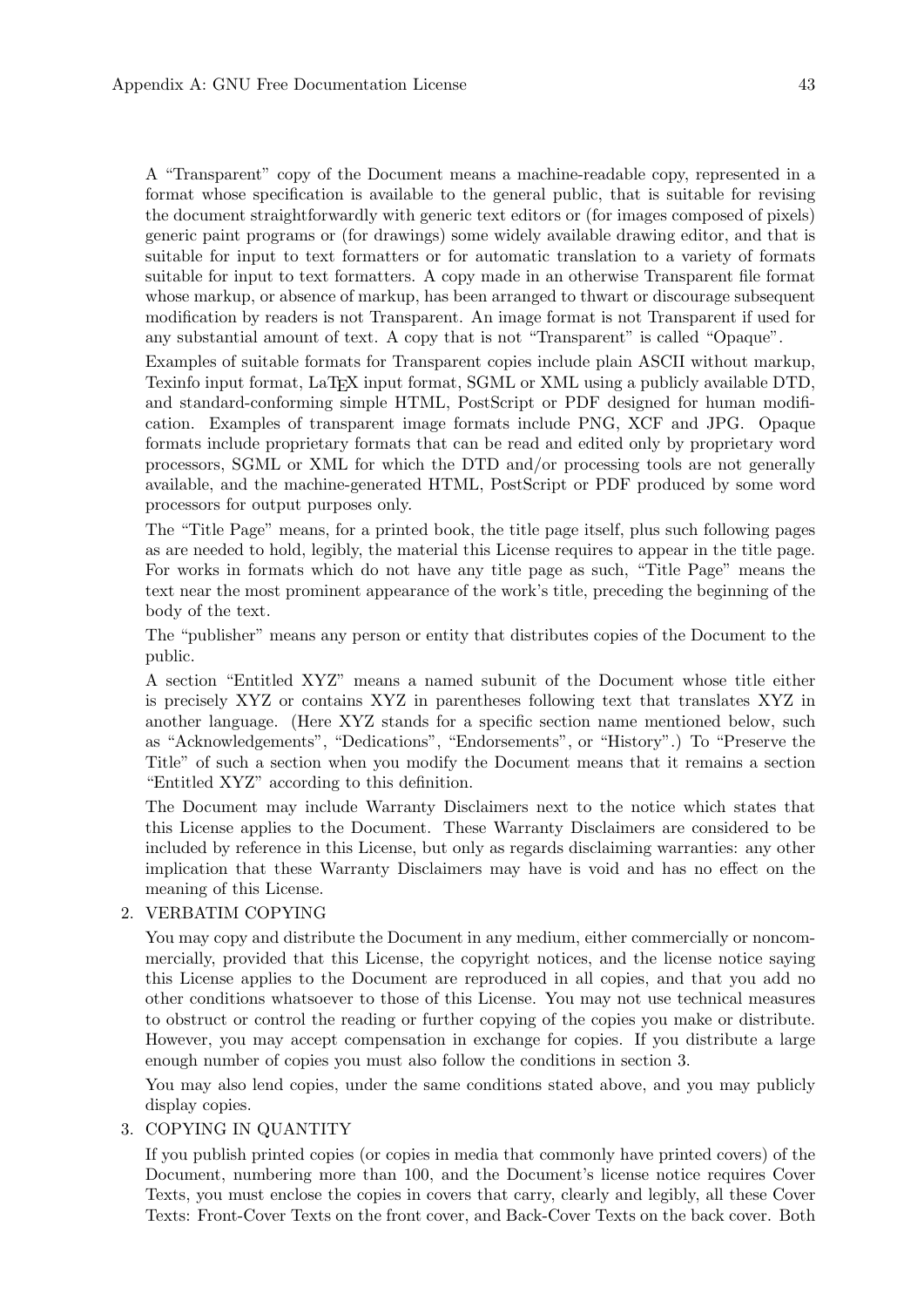A "Transparent" copy of the Document means a machine-readable copy, represented in a format whose specification is available to the general public, that is suitable for revising the document straightforwardly with generic text editors or (for images composed of pixels) generic paint programs or (for drawings) some widely available drawing editor, and that is suitable for input to text formatters or for automatic translation to a variety of formats suitable for input to text formatters. A copy made in an otherwise Transparent file format whose markup, or absence of markup, has been arranged to thwart or discourage subsequent modification by readers is not Transparent. An image format is not Transparent if used for any substantial amount of text. A copy that is not "Transparent" is called "Opaque".

Examples of suitable formats for Transparent copies include plain ASCII without markup, Texinfo input format, LaTeX input format, SGML or XML using a publicly available DTD, and standard-conforming simple HTML, PostScript or PDF designed for human modification. Examples of transparent image formats include PNG, XCF and JPG. Opaque formats include proprietary formats that can be read and edited only by proprietary word processors, SGML or XML for which the DTD and/or processing tools are not generally available, and the machine-generated HTML, PostScript or PDF produced by some word processors for output purposes only.

The "Title Page" means, for a printed book, the title page itself, plus such following pages as are needed to hold, legibly, the material this License requires to appear in the title page. For works in formats which do not have any title page as such, "Title Page" means the text near the most prominent appearance of the work's title, preceding the beginning of the body of the text.

The "publisher" means any person or entity that distributes copies of the Document to the public.

A section "Entitled XYZ" means a named subunit of the Document whose title either is precisely XYZ or contains XYZ in parentheses following text that translates XYZ in another language. (Here XYZ stands for a specific section name mentioned below, such as "Acknowledgements", "Dedications", "Endorsements", or "History".) To "Preserve the Title" of such a section when you modify the Document means that it remains a section "Entitled XYZ" according to this definition.

The Document may include Warranty Disclaimers next to the notice which states that this License applies to the Document. These Warranty Disclaimers are considered to be included by reference in this License, but only as regards disclaiming warranties: any other implication that these Warranty Disclaimers may have is void and has no effect on the meaning of this License.

2. VERBATIM COPYING

   You may copy and distribute the Document in any medium, either commercially or noncommercially, provided that this License, the copyright notices, and the license notice saying this License applies to the Document are reproduced in all copies, and that you add no other conditions whatsoever to those of this License. You may not use technical measures to obstruct or control the reading or further copying of the copies you make or distribute. However, you may accept compensation in exchange for copies. If you distribute a large enough number of copies you must also follow the conditions in section 3.

   You may also lend copies, under the same conditions stated above, and you may publicly display copies.

3. COPYING IN QUANTITY

   If you publish printed copies (or copies in media that commonly have printed covers) of the Document, numbering more than 100, and the Document's license notice requires Cover Texts, you must enclose the copies in covers that carry, clearly and legibly, all these Cover Texts: Front-Cover Texts on the front cover, and Back-Cover Texts on the back cover. Both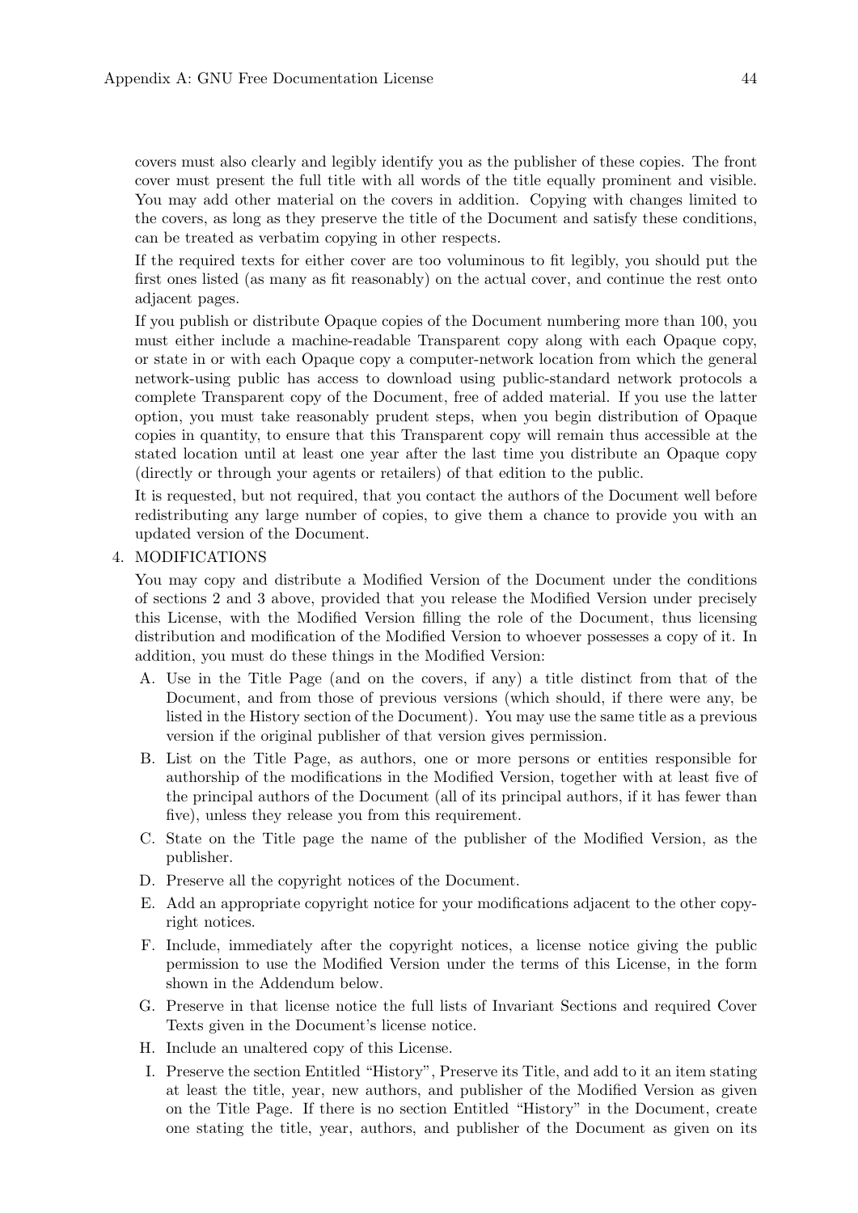covers must also clearly and legibly identify you as the publisher of these copies. The front cover must present the full title with all words of the title equally prominent and visible. You may add other material on the covers in addition. Copying with changes limited to the covers, as long as they preserve the title of the Document and satisfy these conditions, can be treated as verbatim copying in other respects.

If the required texts for either cover are too voluminous to fit legibly, you should put the first ones listed (as many as fit reasonably) on the actual cover, and continue the rest onto adjacent pages.

If you publish or distribute Opaque copies of the Document numbering more than 100, you must either include a machine-readable Transparent copy along with each Opaque copy, or state in or with each Opaque copy a computer-network location from which the general network-using public has access to download using public-standard network protocols a complete Transparent copy of the Document, free of added material. If you use the latter option, you must take reasonably prudent steps, when you begin distribution of Opaque copies in quantity, to ensure that this Transparent copy will remain thus accessible at the stated location until at least one year after the last time you distribute an Opaque copy (directly or through your agents or retailers) of that edition to the public.

It is requested, but not required, that you contact the authors of the Document well before redistributing any large number of copies, to give them a chance to provide you with an updated version of the Document.

4. MODIFICATIONS

   You may copy and distribute a Modified Version of the Document under the conditions of sections 2 and 3 above, provided that you release the Modified Version under precisely this License, with the Modified Version filling the role of the Document, thus licensing distribution and modification of the Modified Version to whoever possesses a copy of it. In addition, you must do these things in the Modified Version:

   A. Use in the Title Page (and on the covers, if any) a title distinct from that of the Document, and from those of previous versions (which should, if there were any, be listed in the History section of the Document). You may use the same title as a previous version if the original publisher of that version gives permission.

   B. List on the Title Page, as authors, one or more persons or entities responsible for authorship of the modifications in the Modified Version, together with at least five of the principal authors of the Document (all of its principal authors, if it has fewer than five), unless they release you from this requirement.

   C. State on the Title page the name of the publisher of the Modified Version, as the publisher.

   D. Preserve all the copyright notices of the Document.

   E. Add an appropriate copyright notice for your modifications adjacent to the other copyright notices.

   F. Include, immediately after the copyright notices, a license notice giving the public permission to use the Modified Version under the terms of this License, in the form shown in the Addendum below.

   G. Preserve in that license notice the full lists of Invariant Sections and required Cover Texts given in the Document's license notice.

   H. Include an unaltered copy of this License.

   I. Preserve the section Entitled "History", Preserve its Title, and add to it an item stating at least the title, year, new authors, and publisher of the Modified Version as given on the Title Page. If there is no section Entitled "History" in the Document, create one stating the title, year, authors, and publisher of the Document as given on its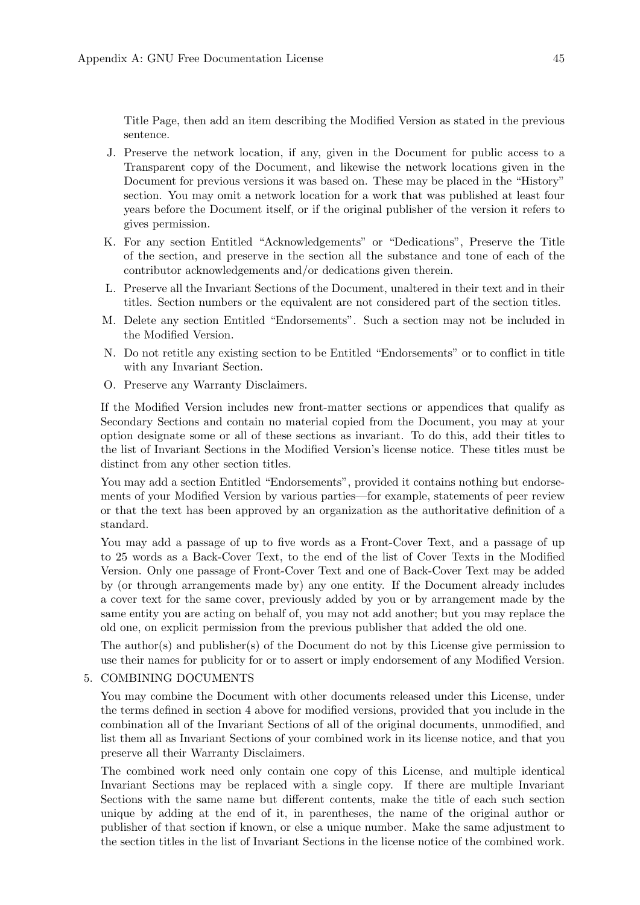Title Page, then add an item describing the Modified Version as stated in the previous sentence.

J. Preserve the network location, if any, given in the Document for public access to a Transparent copy of the Document, and likewise the network locations given in the Document for previous versions it was based on. These may be placed in the "History" section. You may omit a network location for a work that was published at least four years before the Document itself, or if the original publisher of the version it refers to gives permission.
K. For any section Entitled "Acknowledgements" or "Dedications", Preserve the Title of the section, and preserve in the section all the substance and tone of each of the contributor acknowledgements and/or dedications given therein.
L. Preserve all the Invariant Sections of the Document, unaltered in their text and in their titles. Section numbers or the equivalent are not considered part of the section titles.
M. Delete any section Entitled "Endorsements". Such a section may not be included in the Modified Version.
N. Do not retitle any existing section to be Entitled "Endorsements" or to conflict in title with any Invariant Section.
O. Preserve any Warranty Disclaimers.

If the Modified Version includes new front-matter sections or appendices that qualify as Secondary Sections and contain no material copied from the Document, you may at your option designate some or all of these sections as invariant. To do this, add their titles to the list of Invariant Sections in the Modified Version's license notice. These titles must be distinct from any other section titles.

You may add a section Entitled "Endorsements", provided it contains nothing but endorsements of your Modified Version by various parties—for example, statements of peer review or that the text has been approved by an organization as the authoritative definition of a standard.

You may add a passage of up to five words as a Front-Cover Text, and a passage of up to 25 words as a Back-Cover Text, to the end of the list of Cover Texts in the Modified Version. Only one passage of Front-Cover Text and one of Back-Cover Text may be added by (or through arrangements made by) any one entity. If the Document already includes a cover text for the same cover, previously added by you or by arrangement made by the same entity you are acting on behalf of, you may not add another; but you may replace the old one, on explicit permission from the previous publisher that added the old one.

The author(s) and publisher(s) of the Document do not by this License give permission to use their names for publicity for or to assert or imply endorsement of any Modified Version.

5. COMBINING DOCUMENTS

You may combine the Document with other documents released under this License, under the terms defined in section 4 above for modified versions, provided that you include in the combination all of the Invariant Sections of all of the original documents, unmodified, and list them all as Invariant Sections of your combined work in its license notice, and that you preserve all their Warranty Disclaimers.

The combined work need only contain one copy of this License, and multiple identical Invariant Sections may be replaced with a single copy. If there are multiple Invariant Sections with the same name but different contents, make the title of each such section unique by adding at the end of it, in parentheses, the name of the original author or publisher of that section if known, or else a unique number. Make the same adjustment to the section titles in the list of Invariant Sections in the license notice of the combined work.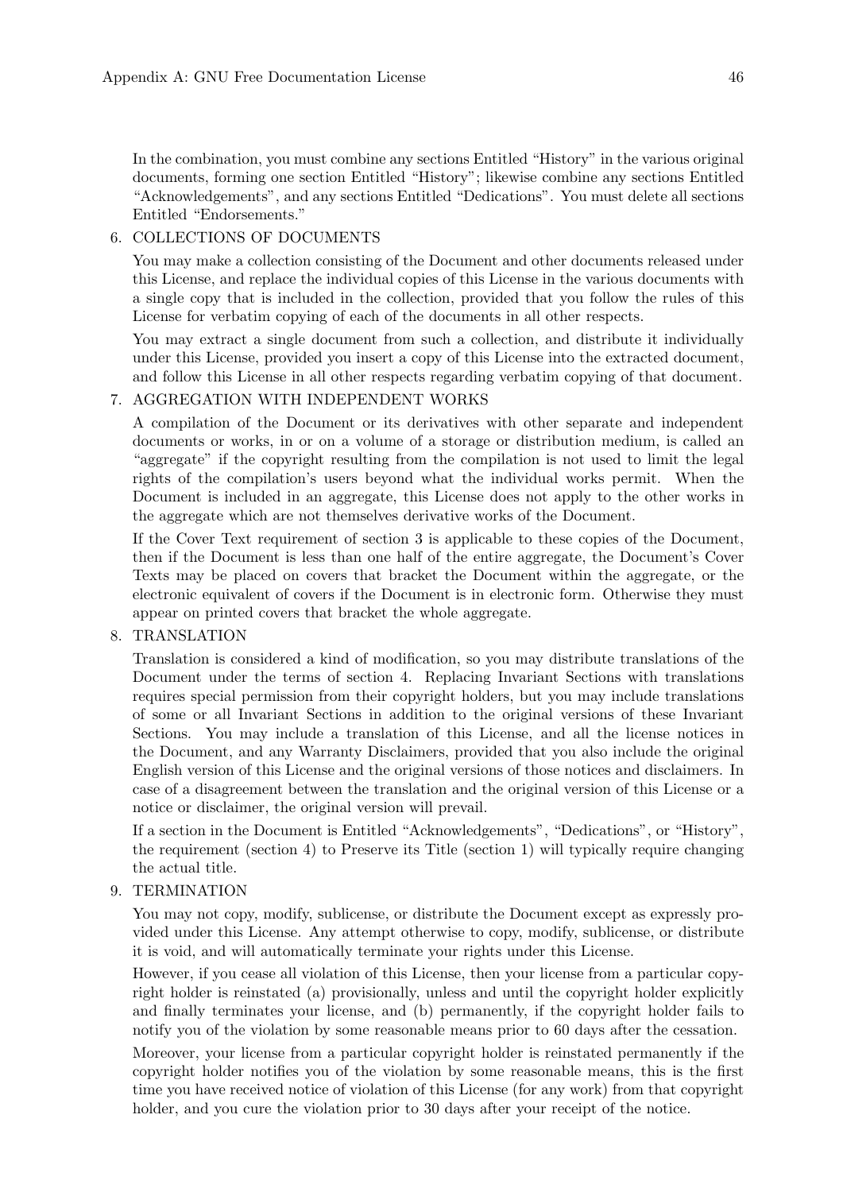In the combination, you must combine any sections Entitled "History" in the various original documents, forming one section Entitled "History"; likewise combine any sections Entitled "Acknowledgements", and any sections Entitled "Dedications". You must delete all sections Entitled "Endorsements."

6. COLLECTIONS OF DOCUMENTS

   You may make a collection consisting of the Document and other documents released under this License, and replace the individual copies of this License in the various documents with a single copy that is included in the collection, provided that you follow the rules of this License for verbatim copying of each of the documents in all other respects.

   You may extract a single document from such a collection, and distribute it individually under this License, provided you insert a copy of this License into the extracted document, and follow this License in all other respects regarding verbatim copying of that document.

7. AGGREGATION WITH INDEPENDENT WORKS

   A compilation of the Document or its derivatives with other separate and independent documents or works, in or on a volume of a storage or distribution medium, is called an "aggregate" if the copyright resulting from the compilation is not used to limit the legal rights of the compilation's users beyond what the individual works permit. When the Document is included in an aggregate, this License does not apply to the other works in the aggregate which are not themselves derivative works of the Document.

   If the Cover Text requirement of section 3 is applicable to these copies of the Document, then if the Document is less than one half of the entire aggregate, the Document's Cover Texts may be placed on covers that bracket the Document within the aggregate, or the electronic equivalent of covers if the Document is in electronic form. Otherwise they must appear on printed covers that bracket the whole aggregate.

8. TRANSLATION

   Translation is considered a kind of modification, so you may distribute translations of the Document under the terms of section 4. Replacing Invariant Sections with translations requires special permission from their copyright holders, but you may include translations of some or all Invariant Sections in addition to the original versions of these Invariant Sections. You may include a translation of this License, and all the license notices in the Document, and any Warranty Disclaimers, provided that you also include the original English version of this License and the original versions of those notices and disclaimers. In case of a disagreement between the translation and the original version of this License or a notice or disclaimer, the original version will prevail.

   If a section in the Document is Entitled "Acknowledgements", "Dedications", or "History", the requirement (section 4) to Preserve its Title (section 1) will typically require changing the actual title.

9. TERMINATION

   You may not copy, modify, sublicense, or distribute the Document except as expressly provided under this License. Any attempt otherwise to copy, modify, sublicense, or distribute it is void, and will automatically terminate your rights under this License.

   However, if you cease all violation of this License, then your license from a particular copyright holder is reinstated (a) provisionally, unless and until the copyright holder explicitly and finally terminates your license, and (b) permanently, if the copyright holder fails to notify you of the violation by some reasonable means prior to 60 days after the cessation.

   Moreover, your license from a particular copyright holder is reinstated permanently if the copyright holder notifies you of the violation by some reasonable means, this is the first time you have received notice of violation of this License (for any work) from that copyright holder, and you cure the violation prior to 30 days after your receipt of the notice.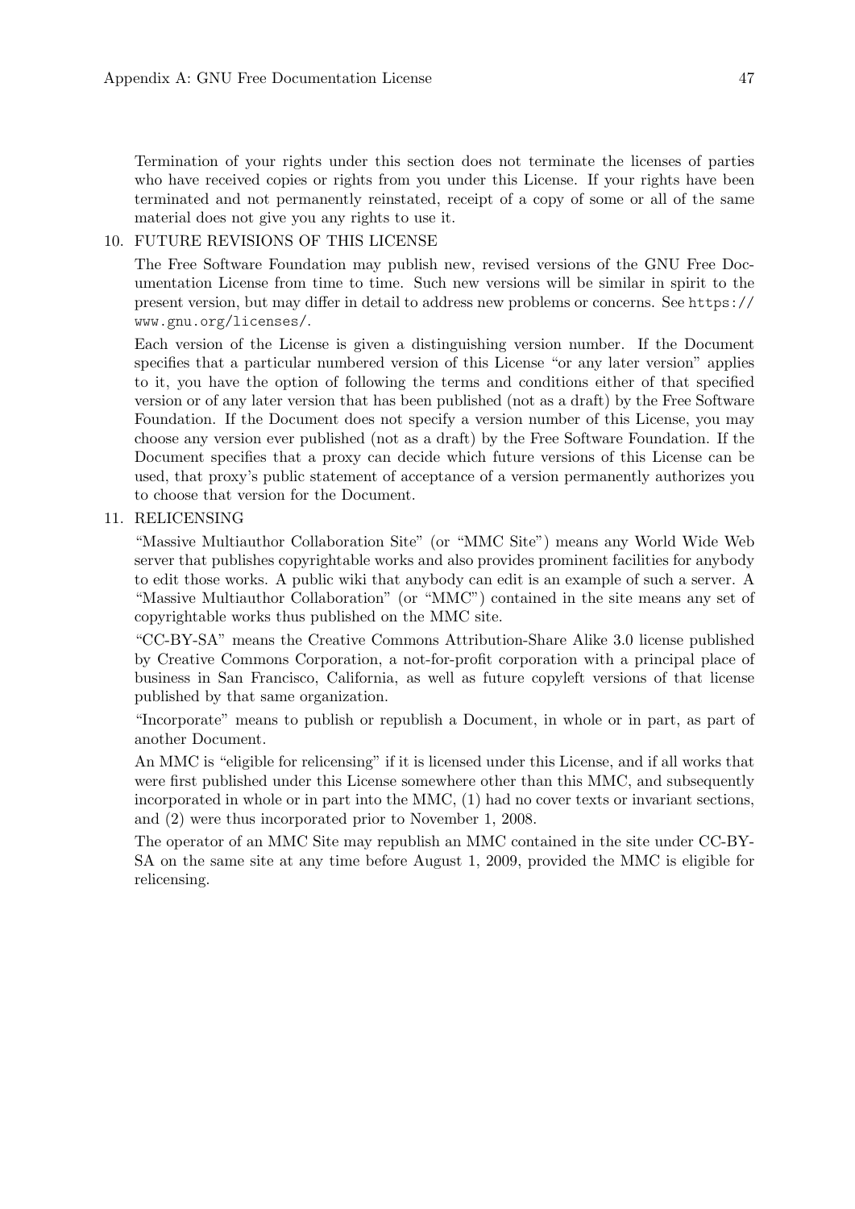Termination of your rights under this section does not terminate the licenses of parties who have received copies or rights from you under this License. If your rights have been terminated and not permanently reinstated, receipt of a copy of some or all of the same material does not give you any rights to use it.

10. FUTURE REVISIONS OF THIS LICENSE

    The Free Software Foundation may publish new, revised versions of the GNU Free Documentation License from time to time. Such new versions will be similar in spirit to the present version, but may differ in detail to address new problems or concerns. See `https://www.gnu.org/licenses/`.

    Each version of the License is given a distinguishing version number. If the Document specifies that a particular numbered version of this License "or any later version" applies to it, you have the option of following the terms and conditions either of that specified version or of any later version that has been published (not as a draft) by the Free Software Foundation. If the Document does not specify a version number of this License, you may choose any version ever published (not as a draft) by the Free Software Foundation. If the Document specifies that a proxy can decide which future versions of this License can be used, that proxy's public statement of acceptance of a version permanently authorizes you to choose that version for the Document.

11. RELICENSING

    "Massive Multiauthor Collaboration Site" (or "MMC Site") means any World Wide Web server that publishes copyrightable works and also provides prominent facilities for anybody to edit those works. A public wiki that anybody can edit is an example of such a server. A "Massive Multiauthor Collaboration" (or "MMC") contained in the site means any set of copyrightable works thus published on the MMC site.

    "CC-BY-SA" means the Creative Commons Attribution-Share Alike 3.0 license published by Creative Commons Corporation, a not-for-profit corporation with a principal place of business in San Francisco, California, as well as future copyleft versions of that license published by that same organization.

    "Incorporate" means to publish or republish a Document, in whole or in part, as part of another Document.

    An MMC is "eligible for relicensing" if it is licensed under this License, and if all works that were first published under this License somewhere other than this MMC, and subsequently incorporated in whole or in part into the MMC, (1) had no cover texts or invariant sections, and (2) were thus incorporated prior to November 1, 2008.

    The operator of an MMC Site may republish an MMC contained in the site under CC-BY-SA on the same site at any time before August 1, 2009, provided the MMC is eligible for relicensing.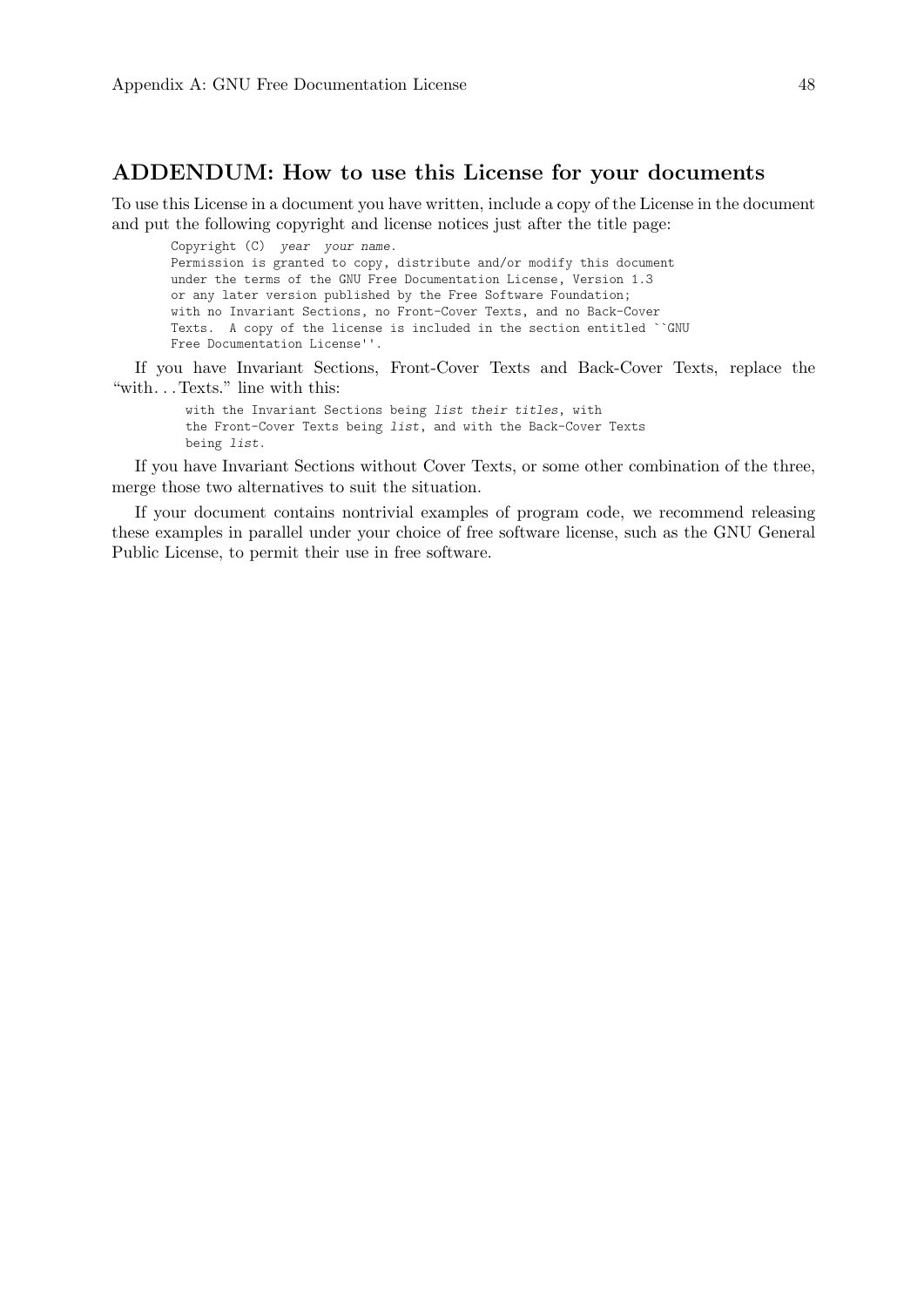## ADDENDUM: How to use this License for your documents

To use this License in a document you have written, include a copy of the License in the document and put the following copyright and license notices just after the title page:

```
Copyright (C)  year  your name.
Permission is granted to copy, distribute and/or modify this document
under the terms of the GNU Free Documentation License, Version 1.3
or any later version published by the Free Software Foundation;
with no Invariant Sections, no Front-Cover Texts, and no Back-Cover
Texts.  A copy of the license is included in the section entitled ``GNU
Free Documentation License''.
```

If you have Invariant Sections, Front-Cover Texts and Back-Cover Texts, replace the "with...Texts." line with this:

```
with the Invariant Sections being list their titles, with
the Front-Cover Texts being list, and with the Back-Cover Texts
being list.
```

If you have Invariant Sections without Cover Texts, or some other combination of the three, merge those two alternatives to suit the situation.

If your document contains nontrivial examples of program code, we recommend releasing these examples in parallel under your choice of free software license, such as the GNU General Public License, to permit their use in free software.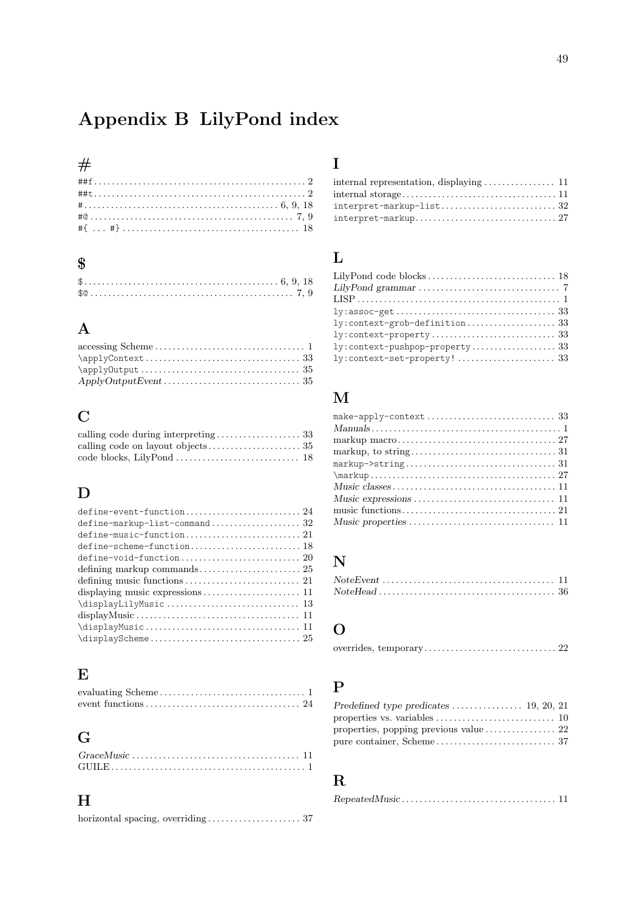# Appendix B LilyPond index

## #

`##f` .......... 2
`##t` .......... 2
`#` .......... 6, 9, 18
`#@` .......... 7, 9
`#{ ... #}` .......... 18

## $

`$` .......... 6, 9, 18
`$@` .......... 7, 9

## A

accessing Scheme .......... 1
`\applyContext` .......... 33
`\applyOutput` .......... 35
*ApplyOutputEvent* .......... 35

## C

calling code during interpreting .......... 33
calling code on layout objects .......... 35
code blocks, LilyPond .......... 18

## D

`define-event-function` .......... 24
`define-markup-list-command` .......... 32
`define-music-function` .......... 21
`define-scheme-function` .......... 18
`define-void-function` .......... 20
defining markup commands .......... 25
defining music functions .......... 21
displaying music expressions .......... 11
`\displayLilyMusic` .......... 13
displayMusic .......... 11
`\displayMusic` .......... 11
`\displayScheme` .......... 25

## E

evaluating Scheme .......... 1
event functions .......... 24

## G

*GraceMusic* .......... 11
GUILE .......... 1

## H

horizontal spacing, overriding .......... 37

## I

internal representation, displaying .......... 11
internal storage .......... 11
`interpret-markup-list` .......... 32
`interpret-markup` .......... 27

## L

LilyPond code blocks .......... 18
*LilyPond grammar* .......... 7
LISP .......... 1
`ly:assoc-get` .......... 33
`ly:context-grob-definition` .......... 33
`ly:context-property` .......... 33
`ly:context-pushpop-property` .......... 33
`ly:context-set-property!` .......... 33

## M

`make-apply-context` .......... 33
*Manuals* .......... 1
markup macro .......... 27
markup, to string .......... 31
`markup->string` .......... 31
`\markup` .......... 27
*Music classes* .......... 11
*Music expressions* .......... 11
music functions .......... 21
*Music properties* .......... 11

## N

*NoteEvent* .......... 11
*NoteHead* .......... 36

## O

overrides, temporary .......... 22

## P

*Predefined type predicates* .......... 19, 20, 21
properties vs. variables .......... 10
properties, popping previous value .......... 22
pure container, Scheme .......... 37

## R

*RepeatedMusic* .......... 11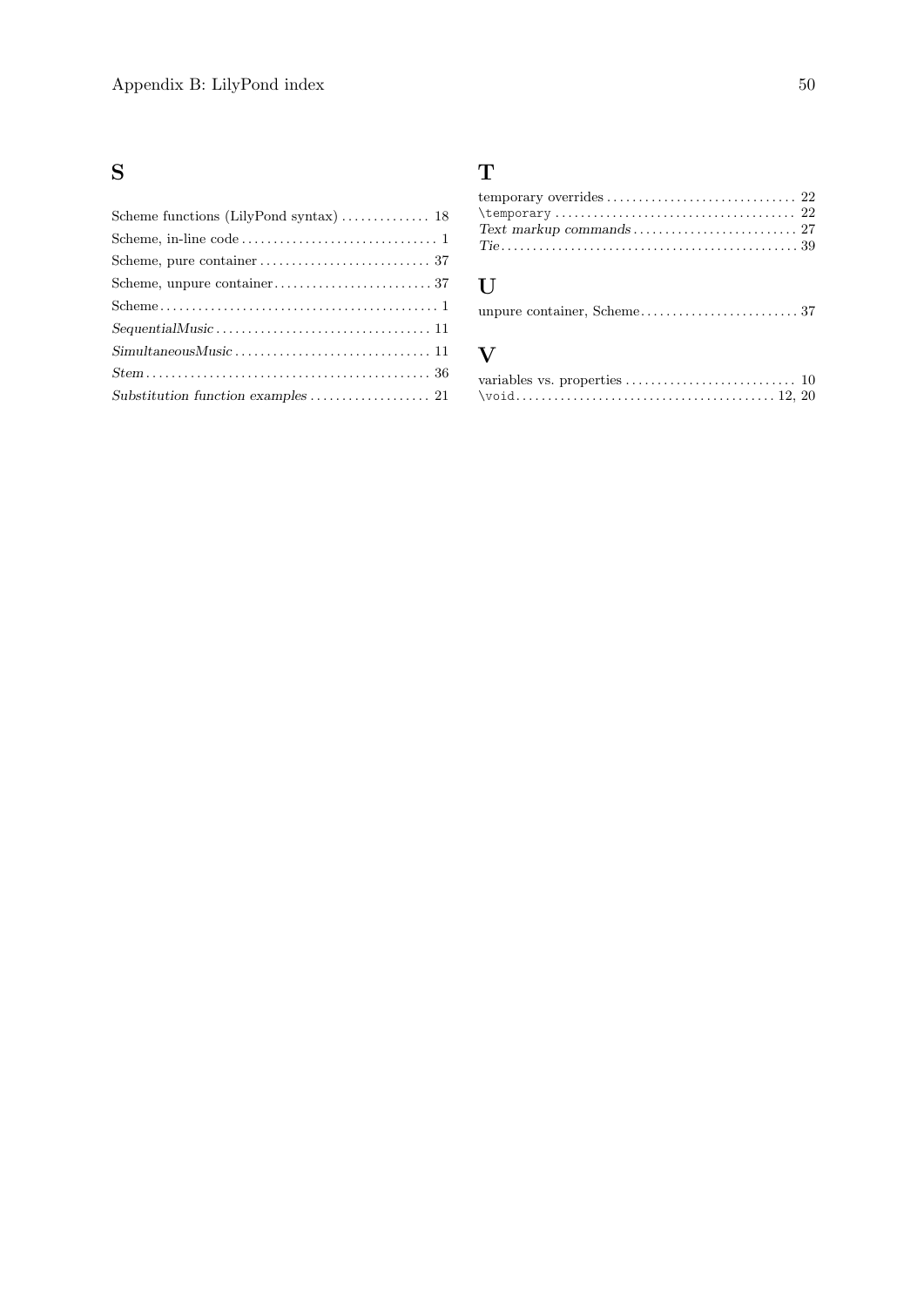## S

Scheme functions (LilyPond syntax) .............. 18
Scheme, in-line code ............................... 1
Scheme, pure container ........................... 37
Scheme, unpure container......................... 37
Scheme........................................... 1
*SequentialMusic* ................................. 11
*SimultaneousMusic* ............................... 11
*Stem* ............................................ 36
*Substitution function examples* ................... 21

## T

temporary overrides .............................. 22
`\temporary` ..................................... 22
*Text markup commands* .......................... 27
*Tie*.............................................. 39

## U

unpure container, Scheme......................... 37

## V

variables vs. properties ........................... 10
`\void`.......................................... 12, 20